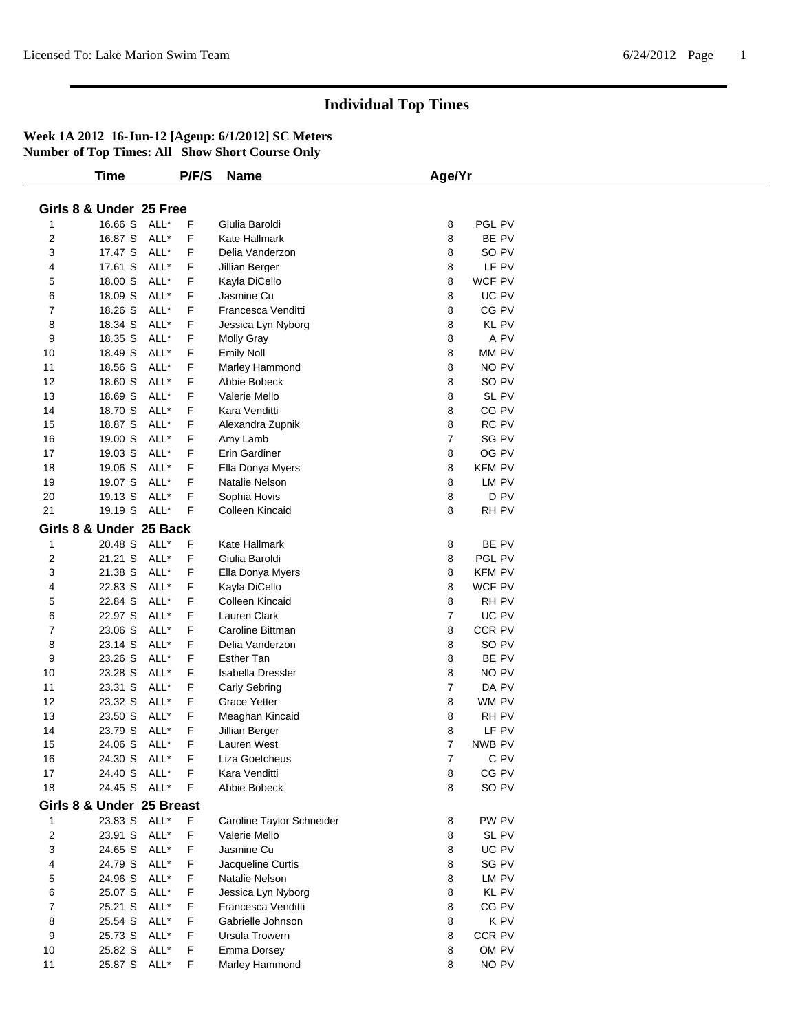# Individual Top Times

**Week 1A 2012 16-Jun-12 [Ageup: 6/1/2012] SC Meters**
**Number of Top Times: All Show Short Course Only**

| | Time | | P/F/S | Name | Age/Yr | |
|---|---|---|---|---|---|---|

### Girls 8 & Under 25 Free

| | Time | | P/F/S | Name | Age/Yr | |
|---|---|---|---|---|---|---|
| 1 | 16.66 S | ALL* | F | Giulia Baroldi | 8 | PGL PV |
| 2 | 16.87 S | ALL* | F | Kate Hallmark | 8 | BE PV |
| 3 | 17.47 S | ALL* | F | Delia Vanderzon | 8 | SO PV |
| 4 | 17.61 S | ALL* | F | Jillian Berger | 8 | LF PV |
| 5 | 18.00 S | ALL* | F | Kayla DiCello | 8 | WCF PV |
| 6 | 18.09 S | ALL* | F | Jasmine Cu | 8 | UC PV |
| 7 | 18.26 S | ALL* | F | Francesca Venditti | 8 | CG PV |
| 8 | 18.34 S | ALL* | F | Jessica Lyn Nyborg | 8 | KL PV |
| 9 | 18.35 S | ALL* | F | Molly Gray | 8 | A PV |
| 10 | 18.49 S | ALL* | F | Emily Noll | 8 | MM PV |
| 11 | 18.56 S | ALL* | F | Marley Hammond | 8 | NO PV |
| 12 | 18.60 S | ALL* | F | Abbie Bobeck | 8 | SO PV |
| 13 | 18.69 S | ALL* | F | Valerie Mello | 8 | SL PV |
| 14 | 18.70 S | ALL* | F | Kara Venditti | 8 | CG PV |
| 15 | 18.87 S | ALL* | F | Alexandra Zupnik | 8 | RC PV |
| 16 | 19.00 S | ALL* | F | Amy Lamb | 7 | SG PV |
| 17 | 19.03 S | ALL* | F | Erin Gardiner | 8 | OG PV |
| 18 | 19.06 S | ALL* | F | Ella Donya Myers | 8 | KFM PV |
| 19 | 19.07 S | ALL* | F | Natalie Nelson | 8 | LM PV |
| 20 | 19.13 S | ALL* | F | Sophia Hovis | 8 | D PV |
| 21 | 19.19 S | ALL* | F | Colleen Kincaid | 8 | RH PV |

### Girls 8 & Under 25 Back

| | Time | | P/F/S | Name | Age/Yr | |
|---|---|---|---|---|---|---|
| 1 | 20.48 S | ALL* | F | Kate Hallmark | 8 | BE PV |
| 2 | 21.21 S | ALL* | F | Giulia Baroldi | 8 | PGL PV |
| 3 | 21.38 S | ALL* | F | Ella Donya Myers | 8 | KFM PV |
| 4 | 22.83 S | ALL* | F | Kayla DiCello | 8 | WCF PV |
| 5 | 22.84 S | ALL* | F | Colleen Kincaid | 8 | RH PV |
| 6 | 22.97 S | ALL* | F | Lauren Clark | 7 | UC PV |
| 7 | 23.06 S | ALL* | F | Caroline Bittman | 8 | CCR PV |
| 8 | 23.14 S | ALL* | F | Delia Vanderzon | 8 | SO PV |
| 9 | 23.26 S | ALL* | F | Esther Tan | 8 | BE PV |
| 10 | 23.28 S | ALL* | F | Isabella Dressler | 8 | NO PV |
| 11 | 23.31 S | ALL* | F | Carly Sebring | 7 | DA PV |
| 12 | 23.32 S | ALL* | F | Grace Yetter | 8 | WM PV |
| 13 | 23.50 S | ALL* | F | Meaghan Kincaid | 8 | RH PV |
| 14 | 23.79 S | ALL* | F | Jillian Berger | 8 | LF PV |
| 15 | 24.06 S | ALL* | F | Lauren West | 7 | NWB PV |
| 16 | 24.30 S | ALL* | F | Liza Goetcheus | 7 | C PV |
| 17 | 24.40 S | ALL* | F | Kara Venditti | 8 | CG PV |
| 18 | 24.45 S | ALL* | F | Abbie Bobeck | 8 | SO PV |

### Girls 8 & Under 25 Breast

| | Time | | P/F/S | Name | Age/Yr | |
|---|---|---|---|---|---|---|
| 1 | 23.83 S | ALL* | F | Caroline Taylor Schneider | 8 | PW PV |
| 2 | 23.91 S | ALL* | F | Valerie Mello | 8 | SL PV |
| 3 | 24.65 S | ALL* | F | Jasmine Cu | 8 | UC PV |
| 4 | 24.79 S | ALL* | F | Jacqueline Curtis | 8 | SG PV |
| 5 | 24.96 S | ALL* | F | Natalie Nelson | 8 | LM PV |
| 6 | 25.07 S | ALL* | F | Jessica Lyn Nyborg | 8 | KL PV |
| 7 | 25.21 S | ALL* | F | Francesca Venditti | 8 | CG PV |
| 8 | 25.54 S | ALL* | F | Gabrielle Johnson | 8 | K PV |
| 9 | 25.73 S | ALL* | F | Ursula Trowern | 8 | CCR PV |
| 10 | 25.82 S | ALL* | F | Emma Dorsey | 8 | OM PV |
| 11 | 25.87 S | ALL* | F | Marley Hammond | 8 | NO PV |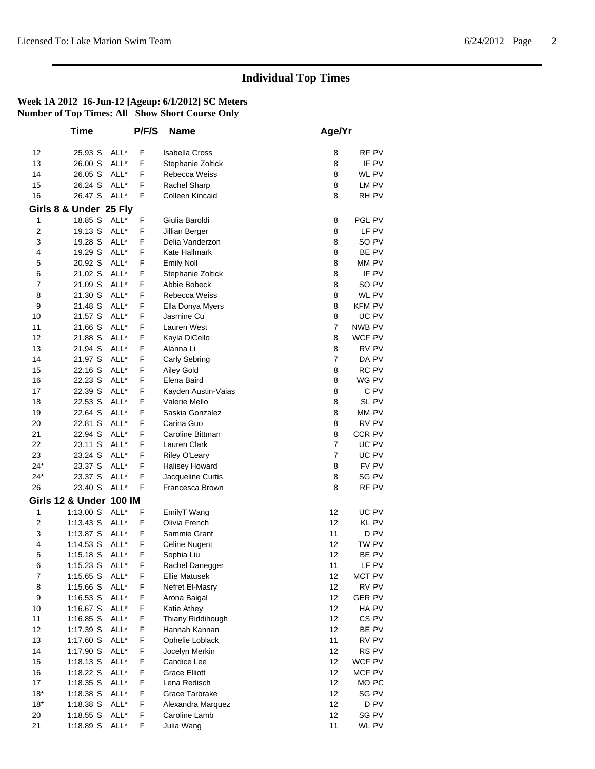# Individual Top Times

**Week 1A 2012 16-Jun-12 [Ageup: 6/1/2012] SC Meters**
**Number of Top Times: All Show Short Course Only**

| | Time | | P/F/S | Name | Age/Yr | |
|---|---|---|---|---|---|---|
| 12 | 25.93 S | ALL* | F | Isabella Cross | 8 | RF PV |
| 13 | 26.00 S | ALL* | F | Stephanie Zoltick | 8 | IF PV |
| 14 | 26.05 S | ALL* | F | Rebecca Weiss | 8 | WL PV |
| 15 | 26.24 S | ALL* | F | Rachel Sharp | 8 | LM PV |
| 16 | 26.47 S | ALL* | F | Colleen Kincaid | 8 | RH PV |

### Girls 8 & Under 25 Fly

| | Time | | P/F/S | Name | Age/Yr | |
|---|---|---|---|---|---|---|
| 1 | 18.85 S | ALL* | F | Giulia Baroldi | 8 | PGL PV |
| 2 | 19.13 S | ALL* | F | Jillian Berger | 8 | LF PV |
| 3 | 19.28 S | ALL* | F | Delia Vanderzon | 8 | SO PV |
| 4 | 19.29 S | ALL* | F | Kate Hallmark | 8 | BE PV |
| 5 | 20.92 S | ALL* | F | Emily Noll | 8 | MM PV |
| 6 | 21.02 S | ALL* | F | Stephanie Zoltick | 8 | IF PV |
| 7 | 21.09 S | ALL* | F | Abbie Bobeck | 8 | SO PV |
| 8 | 21.30 S | ALL* | F | Rebecca Weiss | 8 | WL PV |
| 9 | 21.48 S | ALL* | F | Ella Donya Myers | 8 | KFM PV |
| 10 | 21.57 S | ALL* | F | Jasmine Cu | 8 | UC PV |
| 11 | 21.66 S | ALL* | F | Lauren West | 7 | NWB PV |
| 12 | 21.88 S | ALL* | F | Kayla DiCello | 8 | WCF PV |
| 13 | 21.94 S | ALL* | F | Alanna Li | 8 | RV PV |
| 14 | 21.97 S | ALL* | F | Carly Sebring | 7 | DA PV |
| 15 | 22.16 S | ALL* | F | Ailey Gold | 8 | RC PV |
| 16 | 22.23 S | ALL* | F | Elena Baird | 8 | WG PV |
| 17 | 22.39 S | ALL* | F | Kayden Austin-Vaias | 8 | C PV |
| 18 | 22.53 S | ALL* | F | Valerie Mello | 8 | SL PV |
| 19 | 22.64 S | ALL* | F | Saskia Gonzalez | 8 | MM PV |
| 20 | 22.81 S | ALL* | F | Carina Guo | 8 | RV PV |
| 21 | 22.94 S | ALL* | F | Caroline Bittman | 8 | CCR PV |
| 22 | 23.11 S | ALL* | F | Lauren Clark | 7 | UC PV |
| 23 | 23.24 S | ALL* | F | Riley O'Leary | 7 | UC PV |
| 24* | 23.37 S | ALL* | F | Halisey Howard | 8 | FV PV |
| 24* | 23.37 S | ALL* | F | Jacqueline Curtis | 8 | SG PV |
| 26 | 23.40 S | ALL* | F | Francesca Brown | 8 | RF PV |

### Girls 12 & Under 100 IM

| | Time | | P/F/S | Name | Age/Yr | |
|---|---|---|---|---|---|---|
| 1 | 1:13.00 S | ALL* | F | EmilyT Wang | 12 | UC PV |
| 2 | 1:13.43 S | ALL* | F | Olivia French | 12 | KL PV |
| 3 | 1:13.87 S | ALL* | F | Sammie Grant | 11 | D PV |
| 4 | 1:14.53 S | ALL* | F | Celine Nugent | 12 | TW PV |
| 5 | 1:15.18 S | ALL* | F | Sophia Liu | 12 | BE PV |
| 6 | 1:15.23 S | ALL* | F | Rachel Danegger | 11 | LF PV |
| 7 | 1:15.65 S | ALL* | F | Ellie Matusek | 12 | MCT PV |
| 8 | 1:15.66 S | ALL* | F | Nefret El-Masry | 12 | RV PV |
| 9 | 1:16.53 S | ALL* | F | Arona Baigal | 12 | GER PV |
| 10 | 1:16.67 S | ALL* | F | Katie Athey | 12 | HA PV |
| 11 | 1:16.85 S | ALL* | F | Thiany Riddihough | 12 | CS PV |
| 12 | 1:17.39 S | ALL* | F | Hannah Kannan | 12 | BE PV |
| 13 | 1:17.60 S | ALL* | F | Ophelie Loblack | 11 | RV PV |
| 14 | 1:17.90 S | ALL* | F | Jocelyn Merkin | 12 | RS PV |
| 15 | 1:18.13 S | ALL* | F | Candice Lee | 12 | WCF PV |
| 16 | 1:18.22 S | ALL* | F | Grace Elliott | 12 | MCF PV |
| 17 | 1:18.35 S | ALL* | F | Lena Redisch | 12 | MO PC |
| 18* | 1:18.38 S | ALL* | F | Grace Tarbrake | 12 | SG PV |
| 18* | 1:18.38 S | ALL* | F | Alexandra Marquez | 12 | D PV |
| 20 | 1:18.55 S | ALL* | F | Caroline Lamb | 12 | SG PV |
| 21 | 1:18.89 S | ALL* | F | Julia Wang | 11 | WL PV |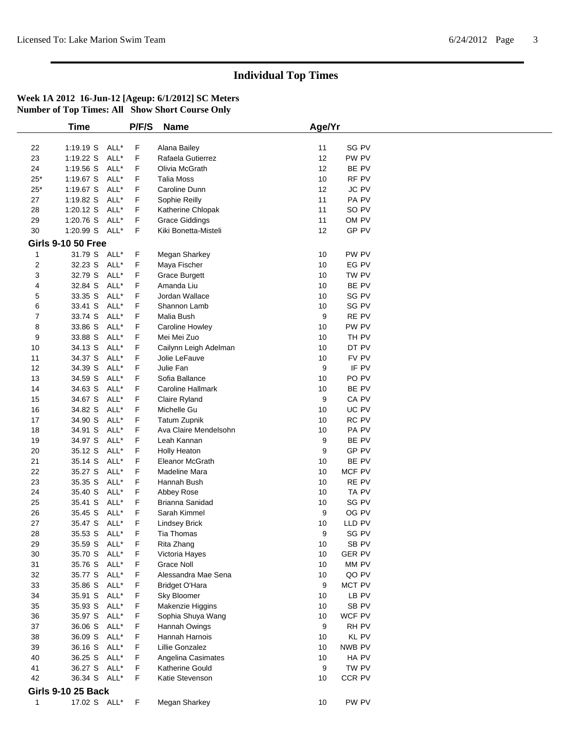# Individual Top Times

**Week 1A 2012 16-Jun-12 [Ageup: 6/1/2012] SC Meters**
**Number of Top Times: All Show Short Course Only**

| | Time | | P/F/S | Name | Age/Yr | |
|---|---|---|---|---|---|---|
| 22 | 1:19.19 S | ALL* | F | Alana Bailey | 11 | SG PV |
| 23 | 1:19.22 S | ALL* | F | Rafaela Gutierrez | 12 | PW PV |
| 24 | 1:19.56 S | ALL* | F | Olivia McGrath | 12 | BE PV |
| 25* | 1:19.67 S | ALL* | F | Talia Moss | 10 | RF PV |
| 25* | 1:19.67 S | ALL* | F | Caroline Dunn | 12 | JC PV |
| 27 | 1:19.82 S | ALL* | F | Sophie Reilly | 11 | PA PV |
| 28 | 1:20.12 S | ALL* | F | Katherine Chlopak | 11 | SO PV |
| 29 | 1:20.76 S | ALL* | F | Grace Giddings | 11 | OM PV |
| 30 | 1:20.99 S | ALL* | F | Kiki Bonetta-Misteli | 12 | GP PV |

**Girls 9-10 50 Free**

| | Time | | P/F/S | Name | Age/Yr | |
|---|---|---|---|---|---|---|
| 1 | 31.79 S | ALL* | F | Megan Sharkey | 10 | PW PV |
| 2 | 32.23 S | ALL* | F | Maya Fischer | 10 | EG PV |
| 3 | 32.79 S | ALL* | F | Grace Burgett | 10 | TW PV |
| 4 | 32.84 S | ALL* | F | Amanda Liu | 10 | BE PV |
| 5 | 33.35 S | ALL* | F | Jordan Wallace | 10 | SG PV |
| 6 | 33.41 S | ALL* | F | Shannon Lamb | 10 | SG PV |
| 7 | 33.74 S | ALL* | F | Malia Bush | 9 | RE PV |
| 8 | 33.86 S | ALL* | F | Caroline Howley | 10 | PW PV |
| 9 | 33.88 S | ALL* | F | Mei Mei Zuo | 10 | TH PV |
| 10 | 34.13 S | ALL* | F | Cailynn Leigh Adelman | 10 | DT PV |
| 11 | 34.37 S | ALL* | F | Jolie LeFauve | 10 | FV PV |
| 12 | 34.39 S | ALL* | F | Julie Fan | 9 | IF PV |
| 13 | 34.59 S | ALL* | F | Sofia Ballance | 10 | PO PV |
| 14 | 34.63 S | ALL* | F | Caroline Hallmark | 10 | BE PV |
| 15 | 34.67 S | ALL* | F | Claire Ryland | 9 | CA PV |
| 16 | 34.82 S | ALL* | F | Michelle Gu | 10 | UC PV |
| 17 | 34.90 S | ALL* | F | Tatum Zupnik | 10 | RC PV |
| 18 | 34.91 S | ALL* | F | Ava Claire Mendelsohn | 10 | PA PV |
| 19 | 34.97 S | ALL* | F | Leah Kannan | 9 | BE PV |
| 20 | 35.12 S | ALL* | F | Holly Heaton | 9 | GP PV |
| 21 | 35.14 S | ALL* | F | Eleanor McGrath | 10 | BE PV |
| 22 | 35.27 S | ALL* | F | Madeline Mara | 10 | MCF PV |
| 23 | 35.35 S | ALL* | F | Hannah Bush | 10 | RE PV |
| 24 | 35.40 S | ALL* | F | Abbey Rose | 10 | TA PV |
| 25 | 35.41 S | ALL* | F | Brianna Sanidad | 10 | SG PV |
| 26 | 35.45 S | ALL* | F | Sarah Kimmel | 9 | OG PV |
| 27 | 35.47 S | ALL* | F | Lindsey Brick | 10 | LLD PV |
| 28 | 35.53 S | ALL* | F | Tia Thomas | 9 | SG PV |
| 29 | 35.59 S | ALL* | F | Rita Zhang | 10 | SB PV |
| 30 | 35.70 S | ALL* | F | Victoria Hayes | 10 | GER PV |
| 31 | 35.76 S | ALL* | F | Grace Noll | 10 | MM PV |
| 32 | 35.77 S | ALL* | F | Alessandra Mae Sena | 10 | QO PV |
| 33 | 35.86 S | ALL* | F | Bridget O'Hara | 9 | MCT PV |
| 34 | 35.91 S | ALL* | F | Sky Bloomer | 10 | LB PV |
| 35 | 35.93 S | ALL* | F | Makenzie Higgins | 10 | SB PV |
| 36 | 35.97 S | ALL* | F | Sophia Shuya Wang | 10 | WCF PV |
| 37 | 36.06 S | ALL* | F | Hannah Owings | 9 | RH PV |
| 38 | 36.09 S | ALL* | F | Hannah Harnois | 10 | KL PV |
| 39 | 36.16 S | ALL* | F | Lillie Gonzalez | 10 | NWB PV |
| 40 | 36.25 S | ALL* | F | Angelina Casimates | 10 | HA PV |
| 41 | 36.27 S | ALL* | F | Katherine Gould | 9 | TW PV |
| 42 | 36.34 S | ALL* | F | Katie Stevenson | 10 | CCR PV |

**Girls 9-10 25 Back**

| | Time | | P/F/S | Name | Age/Yr | |
|---|---|---|---|---|---|---|
| 1 | 17.02 S | ALL* | F | Megan Sharkey | 10 | PW PV |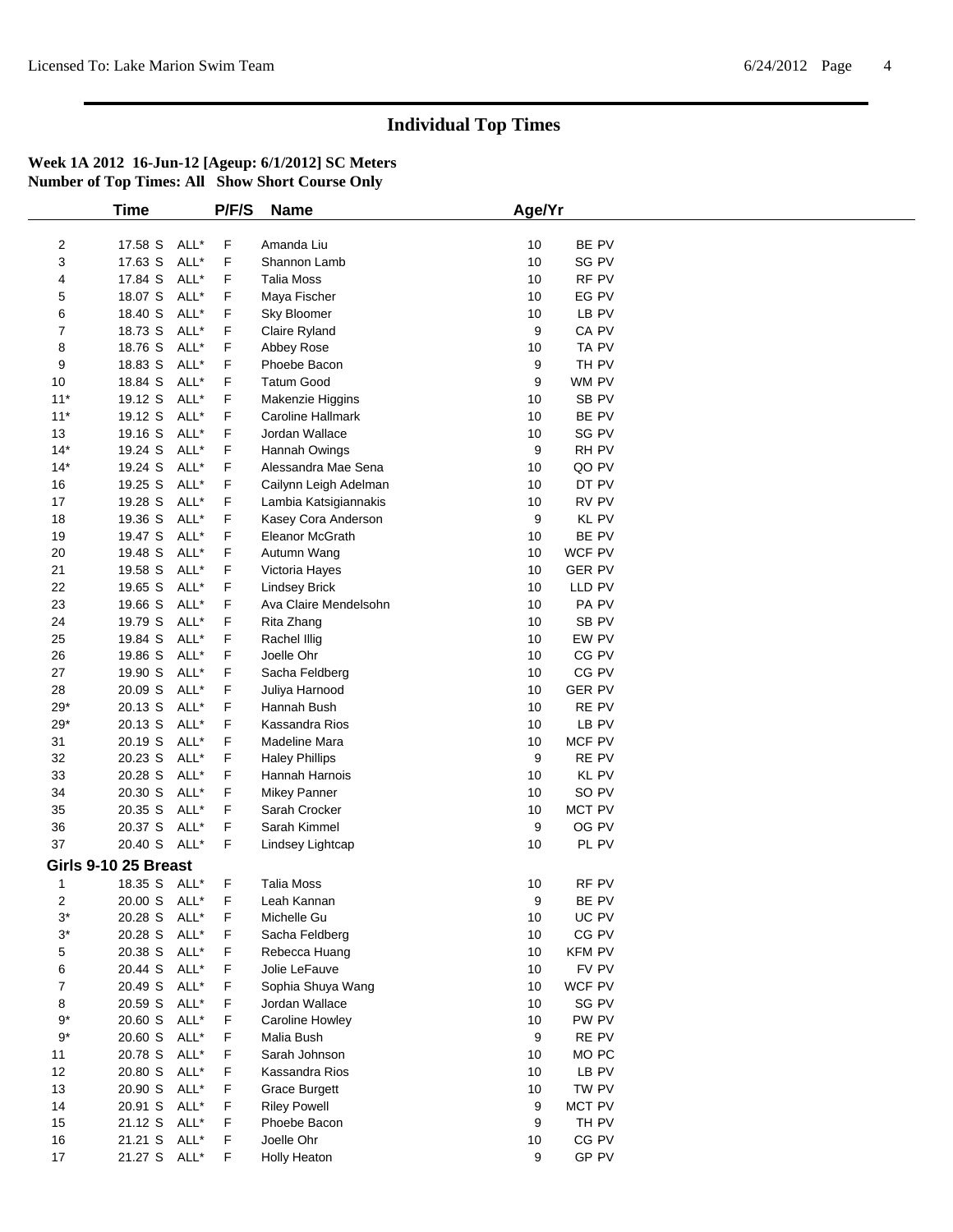# Individual Top Times

**Week 1A 2012 16-Jun-12 [Ageup: 6/1/2012] SC Meters**
**Number of Top Times: All Show Short Course Only**

| | Time | | P/F/S | Name | Age/Yr | |
|---|---|---|---|---|---|---|
| 2 | 17.58 S | ALL* | F | Amanda Liu | 10 | BE PV |
| 3 | 17.63 S | ALL* | F | Shannon Lamb | 10 | SG PV |
| 4 | 17.84 S | ALL* | F | Talia Moss | 10 | RF PV |
| 5 | 18.07 S | ALL* | F | Maya Fischer | 10 | EG PV |
| 6 | 18.40 S | ALL* | F | Sky Bloomer | 10 | LB PV |
| 7 | 18.73 S | ALL* | F | Claire Ryland | 9 | CA PV |
| 8 | 18.76 S | ALL* | F | Abbey Rose | 10 | TA PV |
| 9 | 18.83 S | ALL* | F | Phoebe Bacon | 9 | TH PV |
| 10 | 18.84 S | ALL* | F | Tatum Good | 9 | WM PV |
| 11* | 19.12 S | ALL* | F | Makenzie Higgins | 10 | SB PV |
| 11* | 19.12 S | ALL* | F | Caroline Hallmark | 10 | BE PV |
| 13 | 19.16 S | ALL* | F | Jordan Wallace | 10 | SG PV |
| 14* | 19.24 S | ALL* | F | Hannah Owings | 9 | RH PV |
| 14* | 19.24 S | ALL* | F | Alessandra Mae Sena | 10 | QO PV |
| 16 | 19.25 S | ALL* | F | Cailynn Leigh Adelman | 10 | DT PV |
| 17 | 19.28 S | ALL* | F | Lambia Katsigiannakis | 10 | RV PV |
| 18 | 19.36 S | ALL* | F | Kasey Cora Anderson | 9 | KL PV |
| 19 | 19.47 S | ALL* | F | Eleanor McGrath | 10 | BE PV |
| 20 | 19.48 S | ALL* | F | Autumn Wang | 10 | WCF PV |
| 21 | 19.58 S | ALL* | F | Victoria Hayes | 10 | GER PV |
| 22 | 19.65 S | ALL* | F | Lindsey Brick | 10 | LLD PV |
| 23 | 19.66 S | ALL* | F | Ava Claire Mendelsohn | 10 | PA PV |
| 24 | 19.79 S | ALL* | F | Rita Zhang | 10 | SB PV |
| 25 | 19.84 S | ALL* | F | Rachel Illig | 10 | EW PV |
| 26 | 19.86 S | ALL* | F | Joelle Ohr | 10 | CG PV |
| 27 | 19.90 S | ALL* | F | Sacha Feldberg | 10 | CG PV |
| 28 | 20.09 S | ALL* | F | Juliya Harnood | 10 | GER PV |
| 29* | 20.13 S | ALL* | F | Hannah Bush | 10 | RE PV |
| 29* | 20.13 S | ALL* | F | Kassandra Rios | 10 | LB PV |
| 31 | 20.19 S | ALL* | F | Madeline Mara | 10 | MCF PV |
| 32 | 20.23 S | ALL* | F | Haley Phillips | 9 | RE PV |
| 33 | 20.28 S | ALL* | F | Hannah Harnois | 10 | KL PV |
| 34 | 20.30 S | ALL* | F | Mikey Panner | 10 | SO PV |
| 35 | 20.35 S | ALL* | F | Sarah Crocker | 10 | MCT PV |
| 36 | 20.37 S | ALL* | F | Sarah Kimmel | 9 | OG PV |
| 37 | 20.40 S | ALL* | F | Lindsey Lightcap | 10 | PL PV |

### Girls 9-10 25 Breast

| | Time | | P/F/S | Name | Age/Yr | |
|---|---|---|---|---|---|---|
| 1 | 18.35 S | ALL* | F | Talia Moss | 10 | RF PV |
| 2 | 20.00 S | ALL* | F | Leah Kannan | 9 | BE PV |
| 3* | 20.28 S | ALL* | F | Michelle Gu | 10 | UC PV |
| 3* | 20.28 S | ALL* | F | Sacha Feldberg | 10 | CG PV |
| 5 | 20.38 S | ALL* | F | Rebecca Huang | 10 | KFM PV |
| 6 | 20.44 S | ALL* | F | Jolie LeFauve | 10 | FV PV |
| 7 | 20.49 S | ALL* | F | Sophia Shuya Wang | 10 | WCF PV |
| 8 | 20.59 S | ALL* | F | Jordan Wallace | 10 | SG PV |
| 9* | 20.60 S | ALL* | F | Caroline Howley | 10 | PW PV |
| 9* | 20.60 S | ALL* | F | Malia Bush | 9 | RE PV |
| 11 | 20.78 S | ALL* | F | Sarah Johnson | 10 | MO PC |
| 12 | 20.80 S | ALL* | F | Kassandra Rios | 10 | LB PV |
| 13 | 20.90 S | ALL* | F | Grace Burgett | 10 | TW PV |
| 14 | 20.91 S | ALL* | F | Riley Powell | 9 | MCT PV |
| 15 | 21.12 S | ALL* | F | Phoebe Bacon | 9 | TH PV |
| 16 | 21.21 S | ALL* | F | Joelle Ohr | 10 | CG PV |
| 17 | 21.27 S | ALL* | F | Holly Heaton | 9 | GP PV |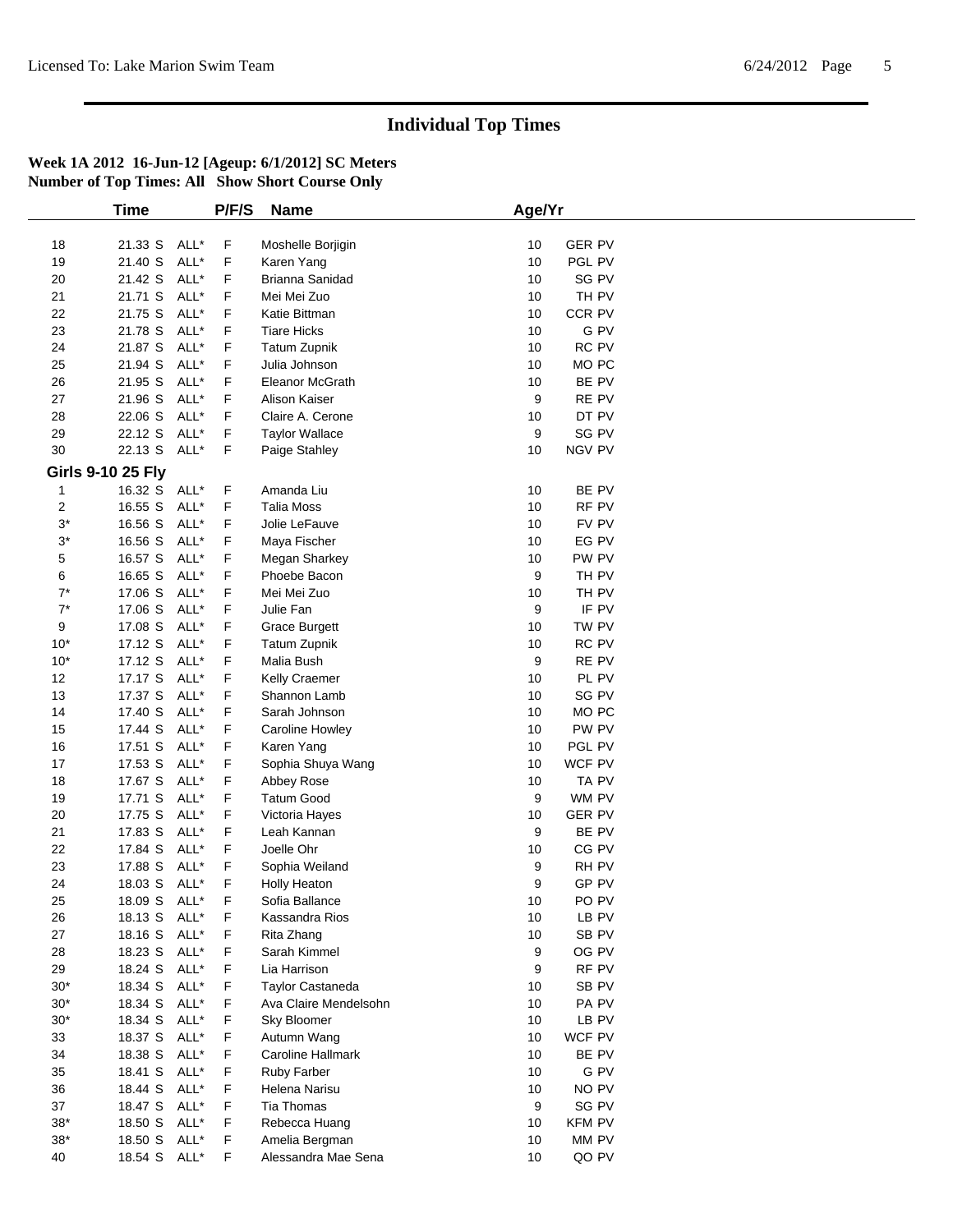## Individual Top Times

**Week 1A 2012 16-Jun-12 [Ageup: 6/1/2012] SC Meters**
**Number of Top Times: All Show Short Course Only**

| | Time | | P/F/S | Name | Age/Yr | |
|---|---|---|---|---|---|---|
| 18 | 21.33 S | ALL* | F | Moshelle Borjigin | 10 | GER PV |
| 19 | 21.40 S | ALL* | F | Karen Yang | 10 | PGL PV |
| 20 | 21.42 S | ALL* | F | Brianna Sanidad | 10 | SG PV |
| 21 | 21.71 S | ALL* | F | Mei Mei Zuo | 10 | TH PV |
| 22 | 21.75 S | ALL* | F | Katie Bittman | 10 | CCR PV |
| 23 | 21.78 S | ALL* | F | Tiare Hicks | 10 | G PV |
| 24 | 21.87 S | ALL* | F | Tatum Zupnik | 10 | RC PV |
| 25 | 21.94 S | ALL* | F | Julia Johnson | 10 | MO PC |
| 26 | 21.95 S | ALL* | F | Eleanor McGrath | 10 | BE PV |
| 27 | 21.96 S | ALL* | F | Alison Kaiser | 9 | RE PV |
| 28 | 22.06 S | ALL* | F | Claire A. Cerone | 10 | DT PV |
| 29 | 22.12 S | ALL* | F | Taylor Wallace | 9 | SG PV |
| 30 | 22.13 S | ALL* | F | Paige Stahley | 10 | NGV PV |

**Girls 9-10 25 Fly**

| | Time | | P/F/S | Name | Age/Yr | |
|---|---|---|---|---|---|---|
| 1 | 16.32 S | ALL* | F | Amanda Liu | 10 | BE PV |
| 2 | 16.55 S | ALL* | F | Talia Moss | 10 | RF PV |
| 3* | 16.56 S | ALL* | F | Jolie LeFauve | 10 | FV PV |
| 3* | 16.56 S | ALL* | F | Maya Fischer | 10 | EG PV |
| 5 | 16.57 S | ALL* | F | Megan Sharkey | 10 | PW PV |
| 6 | 16.65 S | ALL* | F | Phoebe Bacon | 9 | TH PV |
| 7* | 17.06 S | ALL* | F | Mei Mei Zuo | 10 | TH PV |
| 7* | 17.06 S | ALL* | F | Julie Fan | 9 | IF PV |
| 9 | 17.08 S | ALL* | F | Grace Burgett | 10 | TW PV |
| 10* | 17.12 S | ALL* | F | Tatum Zupnik | 10 | RC PV |
| 10* | 17.12 S | ALL* | F | Malia Bush | 9 | RE PV |
| 12 | 17.17 S | ALL* | F | Kelly Craemer | 10 | PL PV |
| 13 | 17.37 S | ALL* | F | Shannon Lamb | 10 | SG PV |
| 14 | 17.40 S | ALL* | F | Sarah Johnson | 10 | MO PC |
| 15 | 17.44 S | ALL* | F | Caroline Howley | 10 | PW PV |
| 16 | 17.51 S | ALL* | F | Karen Yang | 10 | PGL PV |
| 17 | 17.53 S | ALL* | F | Sophia Shuya Wang | 10 | WCF PV |
| 18 | 17.67 S | ALL* | F | Abbey Rose | 10 | TA PV |
| 19 | 17.71 S | ALL* | F | Tatum Good | 9 | WM PV |
| 20 | 17.75 S | ALL* | F | Victoria Hayes | 10 | GER PV |
| 21 | 17.83 S | ALL* | F | Leah Kannan | 9 | BE PV |
| 22 | 17.84 S | ALL* | F | Joelle Ohr | 10 | CG PV |
| 23 | 17.88 S | ALL* | F | Sophia Weiland | 9 | RH PV |
| 24 | 18.03 S | ALL* | F | Holly Heaton | 9 | GP PV |
| 25 | 18.09 S | ALL* | F | Sofia Ballance | 10 | PO PV |
| 26 | 18.13 S | ALL* | F | Kassandra Rios | 10 | LB PV |
| 27 | 18.16 S | ALL* | F | Rita Zhang | 10 | SB PV |
| 28 | 18.23 S | ALL* | F | Sarah Kimmel | 9 | OG PV |
| 29 | 18.24 S | ALL* | F | Lia Harrison | 9 | RF PV |
| 30* | 18.34 S | ALL* | F | Taylor Castaneda | 10 | SB PV |
| 30* | 18.34 S | ALL* | F | Ava Claire Mendelsohn | 10 | PA PV |
| 30* | 18.34 S | ALL* | F | Sky Bloomer | 10 | LB PV |
| 33 | 18.37 S | ALL* | F | Autumn Wang | 10 | WCF PV |
| 34 | 18.38 S | ALL* | F | Caroline Hallmark | 10 | BE PV |
| 35 | 18.41 S | ALL* | F | Ruby Farber | 10 | G PV |
| 36 | 18.44 S | ALL* | F | Helena Narisu | 10 | NO PV |
| 37 | 18.47 S | ALL* | F | Tia Thomas | 9 | SG PV |
| 38* | 18.50 S | ALL* | F | Rebecca Huang | 10 | KFM PV |
| 38* | 18.50 S | ALL* | F | Amelia Bergman | 10 | MM PV |
| 40 | 18.54 S | ALL* | F | Alessandra Mae Sena | 10 | QO PV |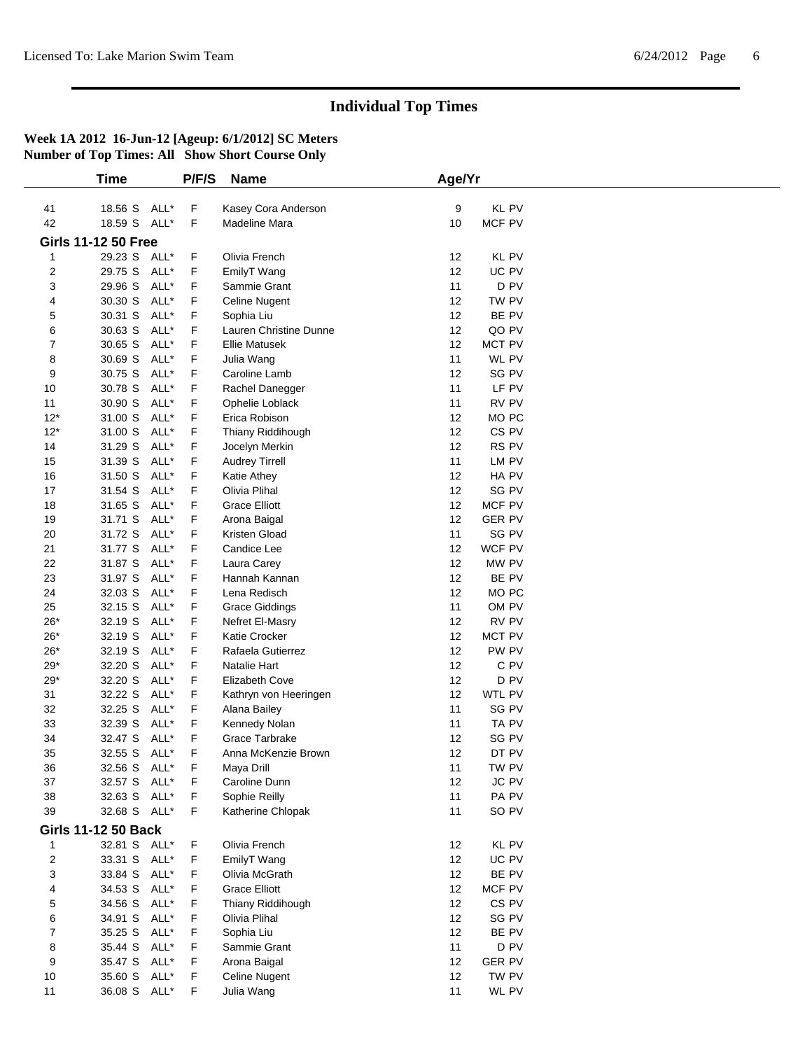# Individual Top Times

**Week 1A 2012 16-Jun-12 [Ageup: 6/1/2012] SC Meters**
**Number of Top Times: All Show Short Course Only**

| | Time | | P/F/S | Name | Age/Yr | |
|---|---|---|---|---|---|---|
| 41 | 18.56 S | ALL* | F | Kasey Cora Anderson | 9 | KL PV |
| 42 | 18.59 S | ALL* | F | Madeline Mara | 10 | MCF PV |

**Girls 11-12 50 Free**

| | Time | | P/F/S | Name | Age/Yr | |
|---|---|---|---|---|---|---|
| 1 | 29.23 S | ALL* | F | Olivia French | 12 | KL PV |
| 2 | 29.75 S | ALL* | F | EmilyT Wang | 12 | UC PV |
| 3 | 29.96 S | ALL* | F | Sammie Grant | 11 | D PV |
| 4 | 30.30 S | ALL* | F | Celine Nugent | 12 | TW PV |
| 5 | 30.31 S | ALL* | F | Sophia Liu | 12 | BE PV |
| 6 | 30.63 S | ALL* | F | Lauren Christine Dunne | 12 | QO PV |
| 7 | 30.65 S | ALL* | F | Ellie Matusek | 12 | MCT PV |
| 8 | 30.69 S | ALL* | F | Julia Wang | 11 | WL PV |
| 9 | 30.75 S | ALL* | F | Caroline Lamb | 12 | SG PV |
| 10 | 30.78 S | ALL* | F | Rachel Danegger | 11 | LF PV |
| 11 | 30.90 S | ALL* | F | Ophelie Loblack | 11 | RV PV |
| 12* | 31.00 S | ALL* | F | Erica Robison | 12 | MO PC |
| 12* | 31.00 S | ALL* | F | Thiany Riddihough | 12 | CS PV |
| 14 | 31.29 S | ALL* | F | Jocelyn Merkin | 12 | RS PV |
| 15 | 31.39 S | ALL* | F | Audrey Tirrell | 11 | LM PV |
| 16 | 31.50 S | ALL* | F | Katie Athey | 12 | HA PV |
| 17 | 31.54 S | ALL* | F | Olivia Plihal | 12 | SG PV |
| 18 | 31.65 S | ALL* | F | Grace Elliott | 12 | MCF PV |
| 19 | 31.71 S | ALL* | F | Arona Baigal | 12 | GER PV |
| 20 | 31.72 S | ALL* | F | Kristen Gload | 11 | SG PV |
| 21 | 31.77 S | ALL* | F | Candice Lee | 12 | WCF PV |
| 22 | 31.87 S | ALL* | F | Laura Carey | 12 | MW PV |
| 23 | 31.97 S | ALL* | F | Hannah Kannan | 12 | BE PV |
| 24 | 32.03 S | ALL* | F | Lena Redisch | 12 | MO PC |
| 25 | 32.15 S | ALL* | F | Grace Giddings | 11 | OM PV |
| 26* | 32.19 S | ALL* | F | Nefret El-Masry | 12 | RV PV |
| 26* | 32.19 S | ALL* | F | Katie Crocker | 12 | MCT PV |
| 26* | 32.19 S | ALL* | F | Rafaela Gutierrez | 12 | PW PV |
| 29* | 32.20 S | ALL* | F | Natalie Hart | 12 | C PV |
| 29* | 32.20 S | ALL* | F | Elizabeth Cove | 12 | D PV |
| 31 | 32.22 S | ALL* | F | Kathryn von Heeringen | 12 | WTL PV |
| 32 | 32.25 S | ALL* | F | Alana Bailey | 11 | SG PV |
| 33 | 32.39 S | ALL* | F | Kennedy Nolan | 11 | TA PV |
| 34 | 32.47 S | ALL* | F | Grace Tarbrake | 12 | SG PV |
| 35 | 32.55 S | ALL* | F | Anna McKenzie Brown | 12 | DT PV |
| 36 | 32.56 S | ALL* | F | Maya Drill | 11 | TW PV |
| 37 | 32.57 S | ALL* | F | Caroline Dunn | 12 | JC PV |
| 38 | 32.63 S | ALL* | F | Sophie Reilly | 11 | PA PV |
| 39 | 32.68 S | ALL* | F | Katherine Chlopak | 11 | SO PV |

**Girls 11-12 50 Back**

| | Time | | P/F/S | Name | Age/Yr | |
|---|---|---|---|---|---|---|
| 1 | 32.81 S | ALL* | F | Olivia French | 12 | KL PV |
| 2 | 33.31 S | ALL* | F | EmilyT Wang | 12 | UC PV |
| 3 | 33.84 S | ALL* | F | Olivia McGrath | 12 | BE PV |
| 4 | 34.53 S | ALL* | F | Grace Elliott | 12 | MCF PV |
| 5 | 34.56 S | ALL* | F | Thiany Riddihough | 12 | CS PV |
| 6 | 34.91 S | ALL* | F | Olivia Plihal | 12 | SG PV |
| 7 | 35.25 S | ALL* | F | Sophia Liu | 12 | BE PV |
| 8 | 35.44 S | ALL* | F | Sammie Grant | 11 | D PV |
| 9 | 35.47 S | ALL* | F | Arona Baigal | 12 | GER PV |
| 10 | 35.60 S | ALL* | F | Celine Nugent | 12 | TW PV |
| 11 | 36.08 S | ALL* | F | Julia Wang | 11 | WL PV |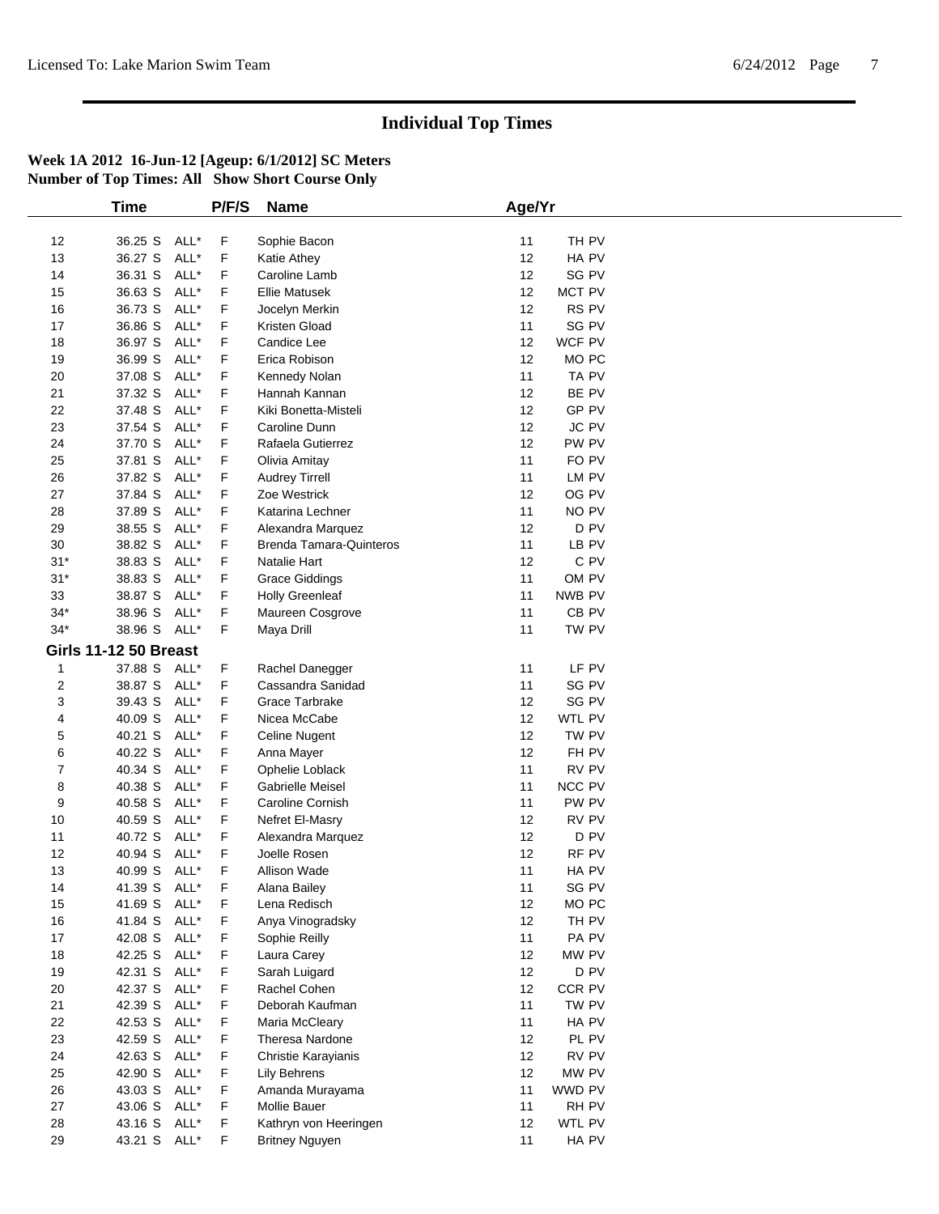# Individual Top Times

**Week 1A 2012 16-Jun-12 [Ageup: 6/1/2012] SC Meters**
**Number of Top Times: All Show Short Course Only**

| | Time | | P/F/S | Name | Age/Yr | |
|---|---|---|---|---|---|---|
| 12 | 36.25 S | ALL* | F | Sophie Bacon | 11 | TH PV |
| 13 | 36.27 S | ALL* | F | Katie Athey | 12 | HA PV |
| 14 | 36.31 S | ALL* | F | Caroline Lamb | 12 | SG PV |
| 15 | 36.63 S | ALL* | F | Ellie Matusek | 12 | MCT PV |
| 16 | 36.73 S | ALL* | F | Jocelyn Merkin | 12 | RS PV |
| 17 | 36.86 S | ALL* | F | Kristen Gload | 11 | SG PV |
| 18 | 36.97 S | ALL* | F | Candice Lee | 12 | WCF PV |
| 19 | 36.99 S | ALL* | F | Erica Robison | 12 | MO PC |
| 20 | 37.08 S | ALL* | F | Kennedy Nolan | 11 | TA PV |
| 21 | 37.32 S | ALL* | F | Hannah Kannan | 12 | BE PV |
| 22 | 37.48 S | ALL* | F | Kiki Bonetta-Misteli | 12 | GP PV |
| 23 | 37.54 S | ALL* | F | Caroline Dunn | 12 | JC PV |
| 24 | 37.70 S | ALL* | F | Rafaela Gutierrez | 12 | PW PV |
| 25 | 37.81 S | ALL* | F | Olivia Amitay | 11 | FO PV |
| 26 | 37.82 S | ALL* | F | Audrey Tirrell | 11 | LM PV |
| 27 | 37.84 S | ALL* | F | Zoe Westrick | 12 | OG PV |
| 28 | 37.89 S | ALL* | F | Katarina Lechner | 11 | NO PV |
| 29 | 38.55 S | ALL* | F | Alexandra Marquez | 12 | D PV |
| 30 | 38.82 S | ALL* | F | Brenda Tamara-Quinteros | 11 | LB PV |
| 31* | 38.83 S | ALL* | F | Natalie Hart | 12 | C PV |
| 31* | 38.83 S | ALL* | F | Grace Giddings | 11 | OM PV |
| 33 | 38.87 S | ALL* | F | Holly Greenleaf | 11 | NWB PV |
| 34* | 38.96 S | ALL* | F | Maureen Cosgrove | 11 | CB PV |
| 34* | 38.96 S | ALL* | F | Maya Drill | 11 | TW PV |

**Girls 11-12 50 Breast**

| | Time | | P/F/S | Name | Age/Yr | |
|---|---|---|---|---|---|---|
| 1 | 37.88 S | ALL* | F | Rachel Danegger | 11 | LF PV |
| 2 | 38.87 S | ALL* | F | Cassandra Sanidad | 11 | SG PV |
| 3 | 39.43 S | ALL* | F | Grace Tarbrake | 12 | SG PV |
| 4 | 40.09 S | ALL* | F | Nicea McCabe | 12 | WTL PV |
| 5 | 40.21 S | ALL* | F | Celine Nugent | 12 | TW PV |
| 6 | 40.22 S | ALL* | F | Anna Mayer | 12 | FH PV |
| 7 | 40.34 S | ALL* | F | Ophelie Loblack | 11 | RV PV |
| 8 | 40.38 S | ALL* | F | Gabrielle Meisel | 11 | NCC PV |
| 9 | 40.58 S | ALL* | F | Caroline Cornish | 11 | PW PV |
| 10 | 40.59 S | ALL* | F | Nefret El-Masry | 12 | RV PV |
| 11 | 40.72 S | ALL* | F | Alexandra Marquez | 12 | D PV |
| 12 | 40.94 S | ALL* | F | Joelle Rosen | 12 | RF PV |
| 13 | 40.99 S | ALL* | F | Allison Wade | 11 | HA PV |
| 14 | 41.39 S | ALL* | F | Alana Bailey | 11 | SG PV |
| 15 | 41.69 S | ALL* | F | Lena Redisch | 12 | MO PC |
| 16 | 41.84 S | ALL* | F | Anya Vinogradsky | 12 | TH PV |
| 17 | 42.08 S | ALL* | F | Sophie Reilly | 11 | PA PV |
| 18 | 42.25 S | ALL* | F | Laura Carey | 12 | MW PV |
| 19 | 42.31 S | ALL* | F | Sarah Luigard | 12 | D PV |
| 20 | 42.37 S | ALL* | F | Rachel Cohen | 12 | CCR PV |
| 21 | 42.39 S | ALL* | F | Deborah Kaufman | 11 | TW PV |
| 22 | 42.53 S | ALL* | F | Maria McCleary | 11 | HA PV |
| 23 | 42.59 S | ALL* | F | Theresa Nardone | 12 | PL PV |
| 24 | 42.63 S | ALL* | F | Christie Karayianis | 12 | RV PV |
| 25 | 42.90 S | ALL* | F | Lily Behrens | 12 | MW PV |
| 26 | 43.03 S | ALL* | F | Amanda Murayama | 11 | WWD PV |
| 27 | 43.06 S | ALL* | F | Mollie Bauer | 11 | RH PV |
| 28 | 43.16 S | ALL* | F | Kathryn von Heeringen | 12 | WTL PV |
| 29 | 43.21 S | ALL* | F | Britney Nguyen | 11 | HA PV |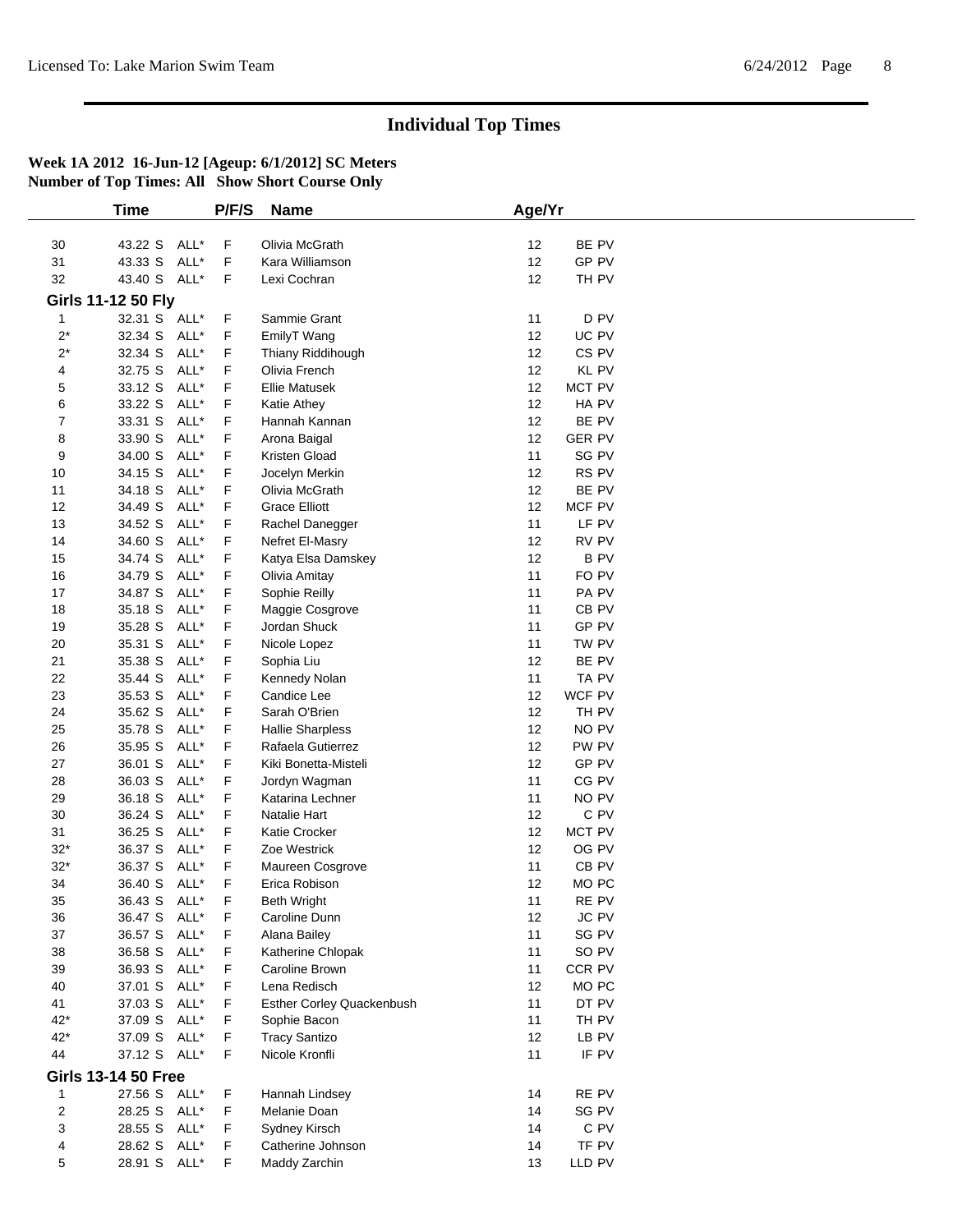# Individual Top Times

**Week 1A 2012 16-Jun-12 [Ageup: 6/1/2012] SC Meters**
**Number of Top Times: All Show Short Course Only**

| | Time | | P/F/S | Name | Age/Yr | |
|---|---|---|---|---|---|---|
| 30 | 43.22 S | ALL* | F | Olivia McGrath | 12 | BE PV |
| 31 | 43.33 S | ALL* | F | Kara Williamson | 12 | GP PV |
| 32 | 43.40 S | ALL* | F | Lexi Cochran | 12 | TH PV |

**Girls 11-12 50 Fly**

| | Time | | P/F/S | Name | Age/Yr | |
|---|---|---|---|---|---|---|
| 1 | 32.31 S | ALL* | F | Sammie Grant | 11 | D PV |
| 2* | 32.34 S | ALL* | F | EmilyT Wang | 12 | UC PV |
| 2* | 32.34 S | ALL* | F | Thiany Riddihough | 12 | CS PV |
| 4 | 32.75 S | ALL* | F | Olivia French | 12 | KL PV |
| 5 | 33.12 S | ALL* | F | Ellie Matusek | 12 | MCT PV |
| 6 | 33.22 S | ALL* | F | Katie Athey | 12 | HA PV |
| 7 | 33.31 S | ALL* | F | Hannah Kannan | 12 | BE PV |
| 8 | 33.90 S | ALL* | F | Arona Baigal | 12 | GER PV |
| 9 | 34.00 S | ALL* | F | Kristen Gload | 11 | SG PV |
| 10 | 34.15 S | ALL* | F | Jocelyn Merkin | 12 | RS PV |
| 11 | 34.18 S | ALL* | F | Olivia McGrath | 12 | BE PV |
| 12 | 34.49 S | ALL* | F | Grace Elliott | 12 | MCF PV |
| 13 | 34.52 S | ALL* | F | Rachel Danegger | 11 | LF PV |
| 14 | 34.60 S | ALL* | F | Nefret El-Masry | 12 | RV PV |
| 15 | 34.74 S | ALL* | F | Katya Elsa Damskey | 12 | B PV |
| 16 | 34.79 S | ALL* | F | Olivia Amitay | 11 | FO PV |
| 17 | 34.87 S | ALL* | F | Sophie Reilly | 11 | PA PV |
| 18 | 35.18 S | ALL* | F | Maggie Cosgrove | 11 | CB PV |
| 19 | 35.28 S | ALL* | F | Jordan Shuck | 11 | GP PV |
| 20 | 35.31 S | ALL* | F | Nicole Lopez | 11 | TW PV |
| 21 | 35.38 S | ALL* | F | Sophia Liu | 12 | BE PV |
| 22 | 35.44 S | ALL* | F | Kennedy Nolan | 11 | TA PV |
| 23 | 35.53 S | ALL* | F | Candice Lee | 12 | WCF PV |
| 24 | 35.62 S | ALL* | F | Sarah O'Brien | 12 | TH PV |
| 25 | 35.78 S | ALL* | F | Hallie Sharpless | 12 | NO PV |
| 26 | 35.95 S | ALL* | F | Rafaela Gutierrez | 12 | PW PV |
| 27 | 36.01 S | ALL* | F | Kiki Bonetta-Misteli | 12 | GP PV |
| 28 | 36.03 S | ALL* | F | Jordyn Wagman | 11 | CG PV |
| 29 | 36.18 S | ALL* | F | Katarina Lechner | 11 | NO PV |
| 30 | 36.24 S | ALL* | F | Natalie Hart | 12 | C PV |
| 31 | 36.25 S | ALL* | F | Katie Crocker | 12 | MCT PV |
| 32* | 36.37 S | ALL* | F | Zoe Westrick | 12 | OG PV |
| 32* | 36.37 S | ALL* | F | Maureen Cosgrove | 11 | CB PV |
| 34 | 36.40 S | ALL* | F | Erica Robison | 12 | MO PC |
| 35 | 36.43 S | ALL* | F | Beth Wright | 11 | RE PV |
| 36 | 36.47 S | ALL* | F | Caroline Dunn | 12 | JC PV |
| 37 | 36.57 S | ALL* | F | Alana Bailey | 11 | SG PV |
| 38 | 36.58 S | ALL* | F | Katherine Chlopak | 11 | SO PV |
| 39 | 36.93 S | ALL* | F | Caroline Brown | 11 | CCR PV |
| 40 | 37.01 S | ALL* | F | Lena Redisch | 12 | MO PC |
| 41 | 37.03 S | ALL* | F | Esther Corley Quackenbush | 11 | DT PV |
| 42* | 37.09 S | ALL* | F | Sophie Bacon | 11 | TH PV |
| 42* | 37.09 S | ALL* | F | Tracy Santizo | 12 | LB PV |
| 44 | 37.12 S | ALL* | F | Nicole Kronfli | 11 | IF PV |

**Girls 13-14 50 Free**

| | Time | | P/F/S | Name | Age/Yr | |
|---|---|---|---|---|---|---|
| 1 | 27.56 S | ALL* | F | Hannah Lindsey | 14 | RE PV |
| 2 | 28.25 S | ALL* | F | Melanie Doan | 14 | SG PV |
| 3 | 28.55 S | ALL* | F | Sydney Kirsch | 14 | C PV |
| 4 | 28.62 S | ALL* | F | Catherine Johnson | 14 | TF PV |
| 5 | 28.91 S | ALL* | F | Maddy Zarchin | 13 | LLD PV |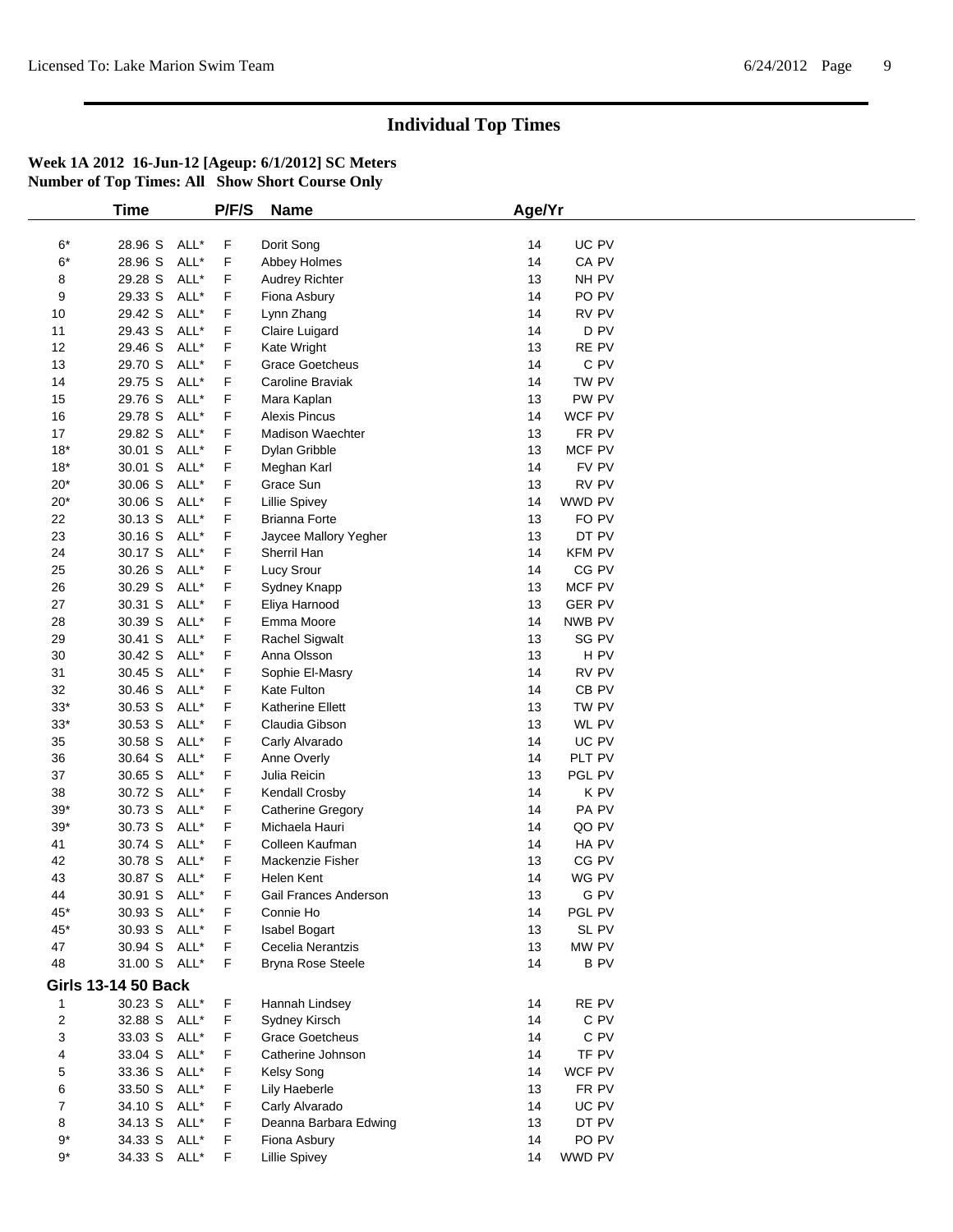# Individual Top Times

**Week 1A 2012 16-Jun-12 [Ageup: 6/1/2012] SC Meters**
**Number of Top Times: All Show Short Course Only**

| | Time | | P/F/S | Name | Age/Yr | |
|---|---|---|---|---|---|---|
| 6* | 28.96 S | ALL* | F | Dorit Song | 14 | UC PV |
| 6* | 28.96 S | ALL* | F | Abbey Holmes | 14 | CA PV |
| 8 | 29.28 S | ALL* | F | Audrey Richter | 13 | NH PV |
| 9 | 29.33 S | ALL* | F | Fiona Asbury | 14 | PO PV |
| 10 | 29.42 S | ALL* | F | Lynn Zhang | 14 | RV PV |
| 11 | 29.43 S | ALL* | F | Claire Luigard | 14 | D PV |
| 12 | 29.46 S | ALL* | F | Kate Wright | 13 | RE PV |
| 13 | 29.70 S | ALL* | F | Grace Goetcheus | 14 | C PV |
| 14 | 29.75 S | ALL* | F | Caroline Braviak | 14 | TW PV |
| 15 | 29.76 S | ALL* | F | Mara Kaplan | 13 | PW PV |
| 16 | 29.78 S | ALL* | F | Alexis Pincus | 14 | WCF PV |
| 17 | 29.82 S | ALL* | F | Madison Waechter | 13 | FR PV |
| 18* | 30.01 S | ALL* | F | Dylan Gribble | 13 | MCF PV |
| 18* | 30.01 S | ALL* | F | Meghan Karl | 14 | FV PV |
| 20* | 30.06 S | ALL* | F | Grace Sun | 13 | RV PV |
| 20* | 30.06 S | ALL* | F | Lillie Spivey | 14 | WWD PV |
| 22 | 30.13 S | ALL* | F | Brianna Forte | 13 | FO PV |
| 23 | 30.16 S | ALL* | F | Jaycee Mallory Yegher | 13 | DT PV |
| 24 | 30.17 S | ALL* | F | Sherril Han | 14 | KFM PV |
| 25 | 30.26 S | ALL* | F | Lucy Srour | 14 | CG PV |
| 26 | 30.29 S | ALL* | F | Sydney Knapp | 13 | MCF PV |
| 27 | 30.31 S | ALL* | F | Eliya Harnood | 13 | GER PV |
| 28 | 30.39 S | ALL* | F | Emma Moore | 14 | NWB PV |
| 29 | 30.41 S | ALL* | F | Rachel Sigwalt | 13 | SG PV |
| 30 | 30.42 S | ALL* | F | Anna Olsson | 13 | H PV |
| 31 | 30.45 S | ALL* | F | Sophie El-Masry | 14 | RV PV |
| 32 | 30.46 S | ALL* | F | Kate Fulton | 14 | CB PV |
| 33* | 30.53 S | ALL* | F | Katherine Ellett | 13 | TW PV |
| 33* | 30.53 S | ALL* | F | Claudia Gibson | 13 | WL PV |
| 35 | 30.58 S | ALL* | F | Carly Alvarado | 14 | UC PV |
| 36 | 30.64 S | ALL* | F | Anne Overly | 14 | PLT PV |
| 37 | 30.65 S | ALL* | F | Julia Reicin | 13 | PGL PV |
| 38 | 30.72 S | ALL* | F | Kendall Crosby | 14 | K PV |
| 39* | 30.73 S | ALL* | F | Catherine Gregory | 14 | PA PV |
| 39* | 30.73 S | ALL* | F | Michaela Hauri | 14 | QO PV |
| 41 | 30.74 S | ALL* | F | Colleen Kaufman | 14 | HA PV |
| 42 | 30.78 S | ALL* | F | Mackenzie Fisher | 13 | CG PV |
| 43 | 30.87 S | ALL* | F | Helen Kent | 14 | WG PV |
| 44 | 30.91 S | ALL* | F | Gail Frances Anderson | 13 | G PV |
| 45* | 30.93 S | ALL* | F | Connie Ho | 14 | PGL PV |
| 45* | 30.93 S | ALL* | F | Isabel Bogart | 13 | SL PV |
| 47 | 30.94 S | ALL* | F | Cecelia Nerantzis | 13 | MW PV |
| 48 | 31.00 S | ALL* | F | Bryna Rose Steele | 14 | B PV |

**Girls 13-14 50 Back**

| | Time | | P/F/S | Name | Age/Yr | |
|---|---|---|---|---|---|---|
| 1 | 30.23 S | ALL* | F | Hannah Lindsey | 14 | RE PV |
| 2 | 32.88 S | ALL* | F | Sydney Kirsch | 14 | C PV |
| 3 | 33.03 S | ALL* | F | Grace Goetcheus | 14 | C PV |
| 4 | 33.04 S | ALL* | F | Catherine Johnson | 14 | TF PV |
| 5 | 33.36 S | ALL* | F | Kelsy Song | 14 | WCF PV |
| 6 | 33.50 S | ALL* | F | Lily Haeberle | 13 | FR PV |
| 7 | 34.10 S | ALL* | F | Carly Alvarado | 14 | UC PV |
| 8 | 34.13 S | ALL* | F | Deanna Barbara Edwing | 13 | DT PV |
| 9* | 34.33 S | ALL* | F | Fiona Asbury | 14 | PO PV |
| 9* | 34.33 S | ALL* | F | Lillie Spivey | 14 | WWD PV |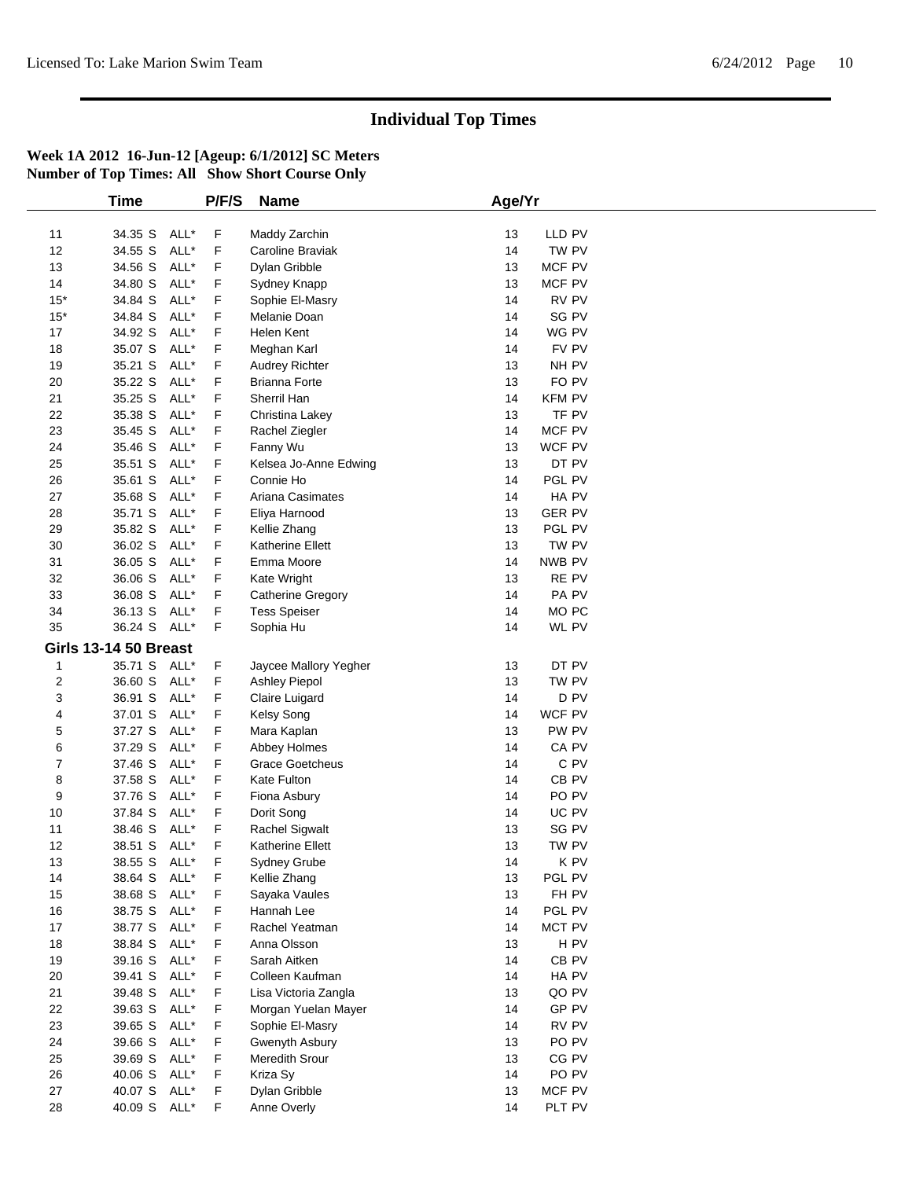# Individual Top Times

**Week 1A 2012 16-Jun-12 [Ageup: 6/1/2012] SC Meters**
**Number of Top Times: All Show Short Course Only**

| | Time | | P/F/S | Name | Age/Yr | |
|---|---|---|---|---|---|---|
| 11 | 34.35 S | ALL* | F | Maddy Zarchin | 13 | LLD PV |
| 12 | 34.55 S | ALL* | F | Caroline Braviak | 14 | TW PV |
| 13 | 34.56 S | ALL* | F | Dylan Gribble | 13 | MCF PV |
| 14 | 34.80 S | ALL* | F | Sydney Knapp | 13 | MCF PV |
| 15* | 34.84 S | ALL* | F | Sophie El-Masry | 14 | RV PV |
| 15* | 34.84 S | ALL* | F | Melanie Doan | 14 | SG PV |
| 17 | 34.92 S | ALL* | F | Helen Kent | 14 | WG PV |
| 18 | 35.07 S | ALL* | F | Meghan Karl | 14 | FV PV |
| 19 | 35.21 S | ALL* | F | Audrey Richter | 13 | NH PV |
| 20 | 35.22 S | ALL* | F | Brianna Forte | 13 | FO PV |
| 21 | 35.25 S | ALL* | F | Sherril Han | 14 | KFM PV |
| 22 | 35.38 S | ALL* | F | Christina Lakey | 13 | TF PV |
| 23 | 35.45 S | ALL* | F | Rachel Ziegler | 14 | MCF PV |
| 24 | 35.46 S | ALL* | F | Fanny Wu | 13 | WCF PV |
| 25 | 35.51 S | ALL* | F | Kelsea Jo-Anne Edwing | 13 | DT PV |
| 26 | 35.61 S | ALL* | F | Connie Ho | 14 | PGL PV |
| 27 | 35.68 S | ALL* | F | Ariana Casimates | 14 | HA PV |
| 28 | 35.71 S | ALL* | F | Eliya Harnood | 13 | GER PV |
| 29 | 35.82 S | ALL* | F | Kellie Zhang | 13 | PGL PV |
| 30 | 36.02 S | ALL* | F | Katherine Ellett | 13 | TW PV |
| 31 | 36.05 S | ALL* | F | Emma Moore | 14 | NWB PV |
| 32 | 36.06 S | ALL* | F | Kate Wright | 13 | RE PV |
| 33 | 36.08 S | ALL* | F | Catherine Gregory | 14 | PA PV |
| 34 | 36.13 S | ALL* | F | Tess Speiser | 14 | MO PC |
| 35 | 36.24 S | ALL* | F | Sophia Hu | 14 | WL PV |
| **Girls 13-14 50 Breast** | | | | | | |
| 1 | 35.71 S | ALL* | F | Jaycee Mallory Yegher | 13 | DT PV |
| 2 | 36.60 S | ALL* | F | Ashley Piepol | 13 | TW PV |
| 3 | 36.91 S | ALL* | F | Claire Luigard | 14 | D PV |
| 4 | 37.01 S | ALL* | F | Kelsy Song | 14 | WCF PV |
| 5 | 37.27 S | ALL* | F | Mara Kaplan | 13 | PW PV |
| 6 | 37.29 S | ALL* | F | Abbey Holmes | 14 | CA PV |
| 7 | 37.46 S | ALL* | F | Grace Goetcheus | 14 | C PV |
| 8 | 37.58 S | ALL* | F | Kate Fulton | 14 | CB PV |
| 9 | 37.76 S | ALL* | F | Fiona Asbury | 14 | PO PV |
| 10 | 37.84 S | ALL* | F | Dorit Song | 14 | UC PV |
| 11 | 38.46 S | ALL* | F | Rachel Sigwalt | 13 | SG PV |
| 12 | 38.51 S | ALL* | F | Katherine Ellett | 13 | TW PV |
| 13 | 38.55 S | ALL* | F | Sydney Grube | 14 | K PV |
| 14 | 38.64 S | ALL* | F | Kellie Zhang | 13 | PGL PV |
| 15 | 38.68 S | ALL* | F | Sayaka Vaules | 13 | FH PV |
| 16 | 38.75 S | ALL* | F | Hannah Lee | 14 | PGL PV |
| 17 | 38.77 S | ALL* | F | Rachel Yeatman | 14 | MCT PV |
| 18 | 38.84 S | ALL* | F | Anna Olsson | 13 | H PV |
| 19 | 39.16 S | ALL* | F | Sarah Aitken | 14 | CB PV |
| 20 | 39.41 S | ALL* | F | Colleen Kaufman | 14 | HA PV |
| 21 | 39.48 S | ALL* | F | Lisa Victoria Zangla | 13 | QO PV |
| 22 | 39.63 S | ALL* | F | Morgan Yuelan Mayer | 14 | GP PV |
| 23 | 39.65 S | ALL* | F | Sophie El-Masry | 14 | RV PV |
| 24 | 39.66 S | ALL* | F | Gwenyth Asbury | 13 | PO PV |
| 25 | 39.69 S | ALL* | F | Meredith Srour | 13 | CG PV |
| 26 | 40.06 S | ALL* | F | Kriza Sy | 14 | PO PV |
| 27 | 40.07 S | ALL* | F | Dylan Gribble | 13 | MCF PV |
| 28 | 40.09 S | ALL* | F | Anne Overly | 14 | PLT PV |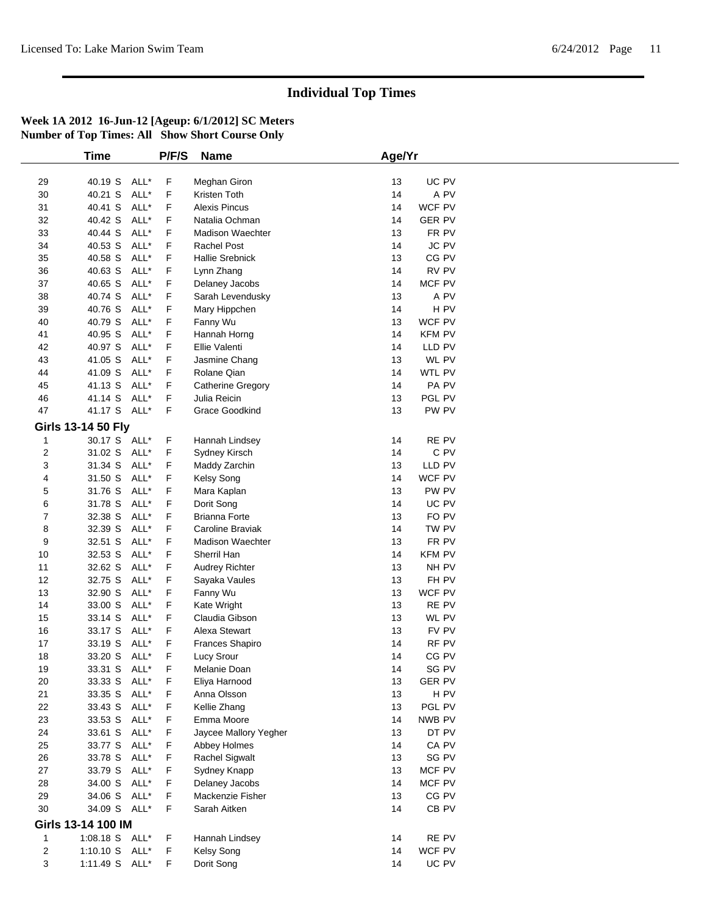# Individual Top Times

**Week 1A 2012 16-Jun-12 [Ageup: 6/1/2012] SC Meters**
**Number of Top Times: All Show Short Course Only**

| | Time | | P/F/S | Name | Age/Yr | |
|---|---|---|---|---|---|---|
| 29 | 40.19 S | ALL* | F | Meghan Giron | 13 | UC PV |
| 30 | 40.21 S | ALL* | F | Kristen Toth | 14 | A PV |
| 31 | 40.41 S | ALL* | F | Alexis Pincus | 14 | WCF PV |
| 32 | 40.42 S | ALL* | F | Natalia Ochman | 14 | GER PV |
| 33 | 40.44 S | ALL* | F | Madison Waechter | 13 | FR PV |
| 34 | 40.53 S | ALL* | F | Rachel Post | 14 | JC PV |
| 35 | 40.58 S | ALL* | F | Hallie Srebnick | 13 | CG PV |
| 36 | 40.63 S | ALL* | F | Lynn Zhang | 14 | RV PV |
| 37 | 40.65 S | ALL* | F | Delaney Jacobs | 14 | MCF PV |
| 38 | 40.74 S | ALL* | F | Sarah Levendusky | 13 | A PV |
| 39 | 40.76 S | ALL* | F | Mary Hippchen | 14 | H PV |
| 40 | 40.79 S | ALL* | F | Fanny Wu | 13 | WCF PV |
| 41 | 40.95 S | ALL* | F | Hannah Horng | 14 | KFM PV |
| 42 | 40.97 S | ALL* | F | Ellie Valenti | 14 | LLD PV |
| 43 | 41.05 S | ALL* | F | Jasmine Chang | 13 | WL PV |
| 44 | 41.09 S | ALL* | F | Rolane Qian | 14 | WTL PV |
| 45 | 41.13 S | ALL* | F | Catherine Gregory | 14 | PA PV |
| 46 | 41.14 S | ALL* | F | Julia Reicin | 13 | PGL PV |
| 47 | 41.17 S | ALL* | F | Grace Goodkind | 13 | PW PV |

**Girls 13-14 50 Fly**

| | Time | | P/F/S | Name | Age/Yr | |
|---|---|---|---|---|---|---|
| 1 | 30.17 S | ALL* | F | Hannah Lindsey | 14 | RE PV |
| 2 | 31.02 S | ALL* | F | Sydney Kirsch | 14 | C PV |
| 3 | 31.34 S | ALL* | F | Maddy Zarchin | 13 | LLD PV |
| 4 | 31.50 S | ALL* | F | Kelsy Song | 14 | WCF PV |
| 5 | 31.76 S | ALL* | F | Mara Kaplan | 13 | PW PV |
| 6 | 31.78 S | ALL* | F | Dorit Song | 14 | UC PV |
| 7 | 32.38 S | ALL* | F | Brianna Forte | 13 | FO PV |
| 8 | 32.39 S | ALL* | F | Caroline Braviak | 14 | TW PV |
| 9 | 32.51 S | ALL* | F | Madison Waechter | 13 | FR PV |
| 10 | 32.53 S | ALL* | F | Sherril Han | 14 | KFM PV |
| 11 | 32.62 S | ALL* | F | Audrey Richter | 13 | NH PV |
| 12 | 32.75 S | ALL* | F | Sayaka Vaules | 13 | FH PV |
| 13 | 32.90 S | ALL* | F | Fanny Wu | 13 | WCF PV |
| 14 | 33.00 S | ALL* | F | Kate Wright | 13 | RE PV |
| 15 | 33.14 S | ALL* | F | Claudia Gibson | 13 | WL PV |
| 16 | 33.17 S | ALL* | F | Alexa Stewart | 13 | FV PV |
| 17 | 33.19 S | ALL* | F | Frances Shapiro | 14 | RF PV |
| 18 | 33.20 S | ALL* | F | Lucy Srour | 14 | CG PV |
| 19 | 33.31 S | ALL* | F | Melanie Doan | 14 | SG PV |
| 20 | 33.33 S | ALL* | F | Eliya Harnood | 13 | GER PV |
| 21 | 33.35 S | ALL* | F | Anna Olsson | 13 | H PV |
| 22 | 33.43 S | ALL* | F | Kellie Zhang | 13 | PGL PV |
| 23 | 33.53 S | ALL* | F | Emma Moore | 14 | NWB PV |
| 24 | 33.61 S | ALL* | F | Jaycee Mallory Yegher | 13 | DT PV |
| 25 | 33.77 S | ALL* | F | Abbey Holmes | 14 | CA PV |
| 26 | 33.78 S | ALL* | F | Rachel Sigwalt | 13 | SG PV |
| 27 | 33.79 S | ALL* | F | Sydney Knapp | 13 | MCF PV |
| 28 | 34.00 S | ALL* | F | Delaney Jacobs | 14 | MCF PV |
| 29 | 34.06 S | ALL* | F | Mackenzie Fisher | 13 | CG PV |
| 30 | 34.09 S | ALL* | F | Sarah Aitken | 14 | CB PV |

**Girls 13-14 100 IM**

| | Time | | P/F/S | Name | Age/Yr | |
|---|---|---|---|---|---|---|
| 1 | 1:08.18 S | ALL* | F | Hannah Lindsey | 14 | RE PV |
| 2 | 1:10.10 S | ALL* | F | Kelsy Song | 14 | WCF PV |
| 3 | 1:11.49 S | ALL* | F | Dorit Song | 14 | UC PV |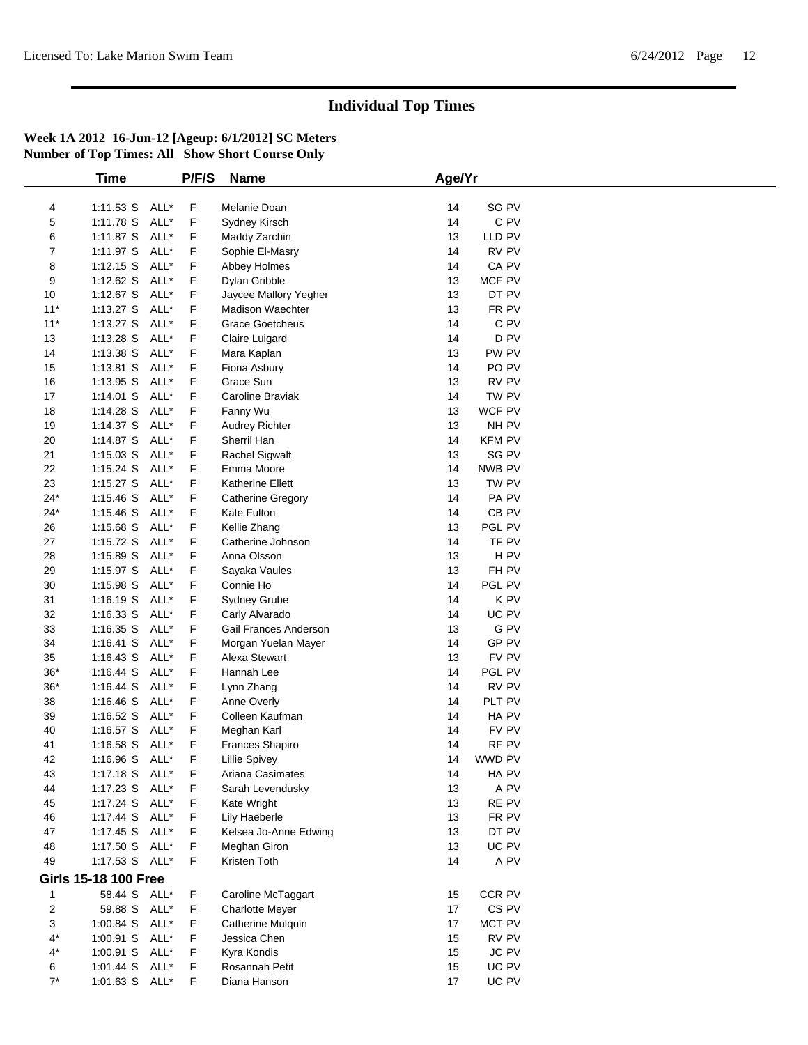## Individual Top Times

**Week 1A 2012 16-Jun-12 [Ageup: 6/1/2012] SC Meters**
**Number of Top Times: All Show Short Course Only**

| | Time | | P/F/S | Name | Age/Yr | |
|---|---|---|---|---|---|---|
| 4 | 1:11.53 S | ALL* | F | Melanie Doan | 14 | SG PV |
| 5 | 1:11.78 S | ALL* | F | Sydney Kirsch | 14 | C PV |
| 6 | 1:11.87 S | ALL* | F | Maddy Zarchin | 13 | LLD PV |
| 7 | 1:11.97 S | ALL* | F | Sophie El-Masry | 14 | RV PV |
| 8 | 1:12.15 S | ALL* | F | Abbey Holmes | 14 | CA PV |
| 9 | 1:12.62 S | ALL* | F | Dylan Gribble | 13 | MCF PV |
| 10 | 1:12.67 S | ALL* | F | Jaycee Mallory Yegher | 13 | DT PV |
| 11* | 1:13.27 S | ALL* | F | Madison Waechter | 13 | FR PV |
| 11* | 1:13.27 S | ALL* | F | Grace Goetcheus | 14 | C PV |
| 13 | 1:13.28 S | ALL* | F | Claire Luigard | 14 | D PV |
| 14 | 1:13.38 S | ALL* | F | Mara Kaplan | 13 | PW PV |
| 15 | 1:13.81 S | ALL* | F | Fiona Asbury | 14 | PO PV |
| 16 | 1:13.95 S | ALL* | F | Grace Sun | 13 | RV PV |
| 17 | 1:14.01 S | ALL* | F | Caroline Braviak | 14 | TW PV |
| 18 | 1:14.28 S | ALL* | F | Fanny Wu | 13 | WCF PV |
| 19 | 1:14.37 S | ALL* | F | Audrey Richter | 13 | NH PV |
| 20 | 1:14.87 S | ALL* | F | Sherril Han | 14 | KFM PV |
| 21 | 1:15.03 S | ALL* | F | Rachel Sigwalt | 13 | SG PV |
| 22 | 1:15.24 S | ALL* | F | Emma Moore | 14 | NWB PV |
| 23 | 1:15.27 S | ALL* | F | Katherine Ellett | 13 | TW PV |
| 24* | 1:15.46 S | ALL* | F | Catherine Gregory | 14 | PA PV |
| 24* | 1:15.46 S | ALL* | F | Kate Fulton | 14 | CB PV |
| 26 | 1:15.68 S | ALL* | F | Kellie Zhang | 13 | PGL PV |
| 27 | 1:15.72 S | ALL* | F | Catherine Johnson | 14 | TF PV |
| 28 | 1:15.89 S | ALL* | F | Anna Olsson | 13 | H PV |
| 29 | 1:15.97 S | ALL* | F | Sayaka Vaules | 13 | FH PV |
| 30 | 1:15.98 S | ALL* | F | Connie Ho | 14 | PGL PV |
| 31 | 1:16.19 S | ALL* | F | Sydney Grube | 14 | K PV |
| 32 | 1:16.33 S | ALL* | F | Carly Alvarado | 14 | UC PV |
| 33 | 1:16.35 S | ALL* | F | Gail Frances Anderson | 13 | G PV |
| 34 | 1:16.41 S | ALL* | F | Morgan Yuelan Mayer | 14 | GP PV |
| 35 | 1:16.43 S | ALL* | F | Alexa Stewart | 13 | FV PV |
| 36* | 1:16.44 S | ALL* | F | Hannah Lee | 14 | PGL PV |
| 36* | 1:16.44 S | ALL* | F | Lynn Zhang | 14 | RV PV |
| 38 | 1:16.46 S | ALL* | F | Anne Overly | 14 | PLT PV |
| 39 | 1:16.52 S | ALL* | F | Colleen Kaufman | 14 | HA PV |
| 40 | 1:16.57 S | ALL* | F | Meghan Karl | 14 | FV PV |
| 41 | 1:16.58 S | ALL* | F | Frances Shapiro | 14 | RF PV |
| 42 | 1:16.96 S | ALL* | F | Lillie Spivey | 14 | WWD PV |
| 43 | 1:17.18 S | ALL* | F | Ariana Casimates | 14 | HA PV |
| 44 | 1:17.23 S | ALL* | F | Sarah Levendusky | 13 | A PV |
| 45 | 1:17.24 S | ALL* | F | Kate Wright | 13 | RE PV |
| 46 | 1:17.44 S | ALL* | F | Lily Haeberle | 13 | FR PV |
| 47 | 1:17.45 S | ALL* | F | Kelsea Jo-Anne Edwing | 13 | DT PV |
| 48 | 1:17.50 S | ALL* | F | Meghan Giron | 13 | UC PV |
| 49 | 1:17.53 S | ALL* | F | Kristen Toth | 14 | A PV |

**Girls 15-18 100 Free**

| | Time | | P/F/S | Name | Age/Yr | |
|---|---|---|---|---|---|---|
| 1 | 58.44 S | ALL* | F | Caroline McTaggart | 15 | CCR PV |
| 2 | 59.88 S | ALL* | F | Charlotte Meyer | 17 | CS PV |
| 3 | 1:00.84 S | ALL* | F | Catherine Mulquin | 17 | MCT PV |
| 4* | 1:00.91 S | ALL* | F | Jessica Chen | 15 | RV PV |
| 4* | 1:00.91 S | ALL* | F | Kyra Kondis | 15 | JC PV |
| 6 | 1:01.44 S | ALL* | F | Rosannah Petit | 15 | UC PV |
| 7* | 1:01.63 S | ALL* | F | Diana Hanson | 17 | UC PV |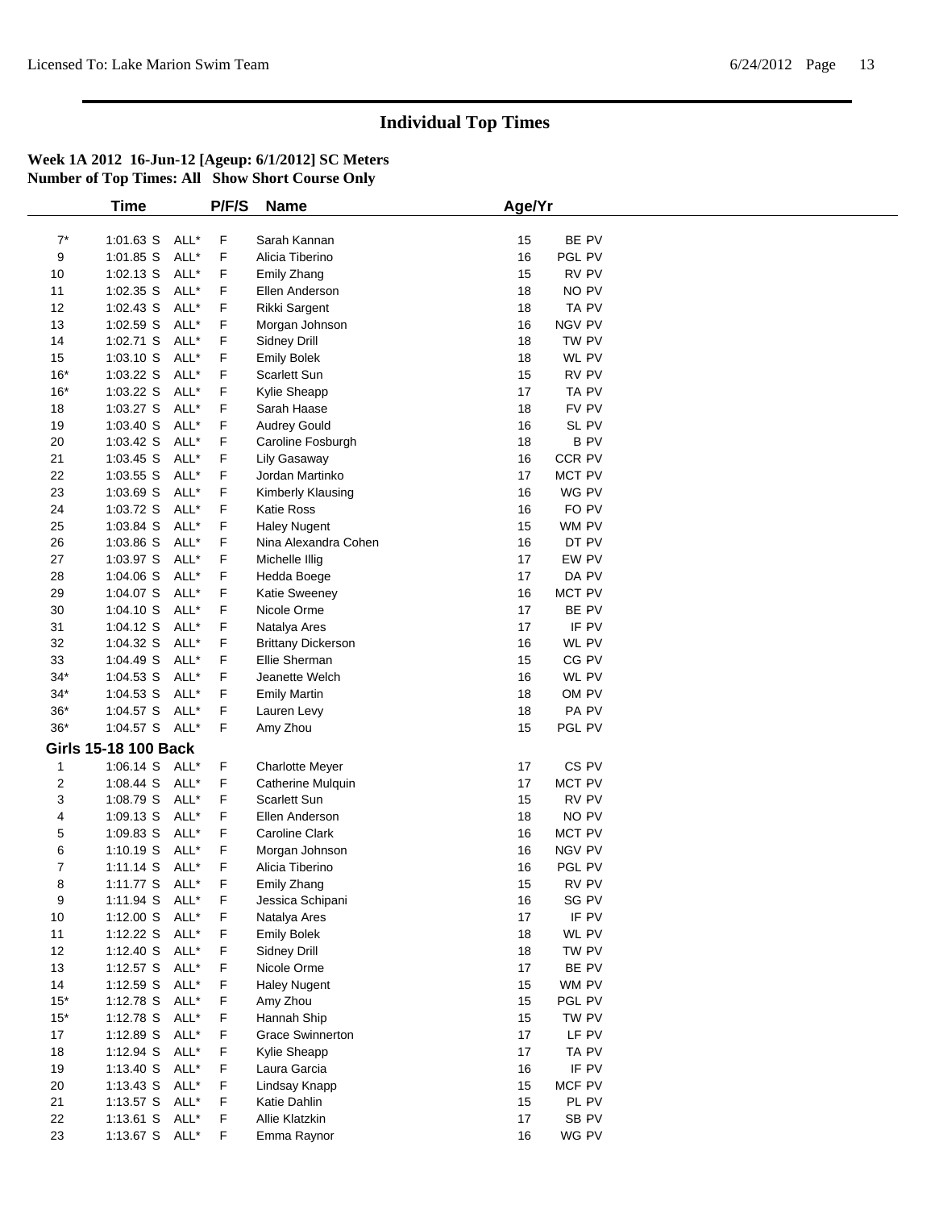# Individual Top Times

**Week 1A 2012 16-Jun-12 [Ageup: 6/1/2012] SC Meters**
**Number of Top Times: All Show Short Course Only**

| | Time | | P/F/S | Name | Age/Yr | |
|---|---|---|---|---|---|---|
| 7* | 1:01.63 S | ALL* | F | Sarah Kannan | 15 | BE PV |
| 9 | 1:01.85 S | ALL* | F | Alicia Tiberino | 16 | PGL PV |
| 10 | 1:02.13 S | ALL* | F | Emily Zhang | 15 | RV PV |
| 11 | 1:02.35 S | ALL* | F | Ellen Anderson | 18 | NO PV |
| 12 | 1:02.43 S | ALL* | F | Rikki Sargent | 18 | TA PV |
| 13 | 1:02.59 S | ALL* | F | Morgan Johnson | 16 | NGV PV |
| 14 | 1:02.71 S | ALL* | F | Sidney Drill | 18 | TW PV |
| 15 | 1:03.10 S | ALL* | F | Emily Bolek | 18 | WL PV |
| 16* | 1:03.22 S | ALL* | F | Scarlett Sun | 15 | RV PV |
| 16* | 1:03.22 S | ALL* | F | Kylie Sheapp | 17 | TA PV |
| 18 | 1:03.27 S | ALL* | F | Sarah Haase | 18 | FV PV |
| 19 | 1:03.40 S | ALL* | F | Audrey Gould | 16 | SL PV |
| 20 | 1:03.42 S | ALL* | F | Caroline Fosburgh | 18 | B PV |
| 21 | 1:03.45 S | ALL* | F | Lily Gasaway | 16 | CCR PV |
| 22 | 1:03.55 S | ALL* | F | Jordan Martinko | 17 | MCT PV |
| 23 | 1:03.69 S | ALL* | F | Kimberly Klausing | 16 | WG PV |
| 24 | 1:03.72 S | ALL* | F | Katie Ross | 16 | FO PV |
| 25 | 1:03.84 S | ALL* | F | Haley Nugent | 15 | WM PV |
| 26 | 1:03.86 S | ALL* | F | Nina Alexandra Cohen | 16 | DT PV |
| 27 | 1:03.97 S | ALL* | F | Michelle Illig | 17 | EW PV |
| 28 | 1:04.06 S | ALL* | F | Hedda Boege | 17 | DA PV |
| 29 | 1:04.07 S | ALL* | F | Katie Sweeney | 16 | MCT PV |
| 30 | 1:04.10 S | ALL* | F | Nicole Orme | 17 | BE PV |
| 31 | 1:04.12 S | ALL* | F | Natalya Ares | 17 | IF PV |
| 32 | 1:04.32 S | ALL* | F | Brittany Dickerson | 16 | WL PV |
| 33 | 1:04.49 S | ALL* | F | Ellie Sherman | 15 | CG PV |
| 34* | 1:04.53 S | ALL* | F | Jeanette Welch | 16 | WL PV |
| 34* | 1:04.53 S | ALL* | F | Emily Martin | 18 | OM PV |
| 36* | 1:04.57 S | ALL* | F | Lauren Levy | 18 | PA PV |
| 36* | 1:04.57 S | ALL* | F | Amy Zhou | 15 | PGL PV |

**Girls 15-18 100 Back**

| | Time | | P/F/S | Name | Age/Yr | |
|---|---|---|---|---|---|---|
| 1 | 1:06.14 S | ALL* | F | Charlotte Meyer | 17 | CS PV |
| 2 | 1:08.44 S | ALL* | F | Catherine Mulquin | 17 | MCT PV |
| 3 | 1:08.79 S | ALL* | F | Scarlett Sun | 15 | RV PV |
| 4 | 1:09.13 S | ALL* | F | Ellen Anderson | 18 | NO PV |
| 5 | 1:09.83 S | ALL* | F | Caroline Clark | 16 | MCT PV |
| 6 | 1:10.19 S | ALL* | F | Morgan Johnson | 16 | NGV PV |
| 7 | 1:11.14 S | ALL* | F | Alicia Tiberino | 16 | PGL PV |
| 8 | 1:11.77 S | ALL* | F | Emily Zhang | 15 | RV PV |
| 9 | 1:11.94 S | ALL* | F | Jessica Schipani | 16 | SG PV |
| 10 | 1:12.00 S | ALL* | F | Natalya Ares | 17 | IF PV |
| 11 | 1:12.22 S | ALL* | F | Emily Bolek | 18 | WL PV |
| 12 | 1:12.40 S | ALL* | F | Sidney Drill | 18 | TW PV |
| 13 | 1:12.57 S | ALL* | F | Nicole Orme | 17 | BE PV |
| 14 | 1:12.59 S | ALL* | F | Haley Nugent | 15 | WM PV |
| 15* | 1:12.78 S | ALL* | F | Amy Zhou | 15 | PGL PV |
| 15* | 1:12.78 S | ALL* | F | Hannah Ship | 15 | TW PV |
| 17 | 1:12.89 S | ALL* | F | Grace Swinnerton | 17 | LF PV |
| 18 | 1:12.94 S | ALL* | F | Kylie Sheapp | 17 | TA PV |
| 19 | 1:13.40 S | ALL* | F | Laura Garcia | 16 | IF PV |
| 20 | 1:13.43 S | ALL* | F | Lindsay Knapp | 15 | MCF PV |
| 21 | 1:13.57 S | ALL* | F | Katie Dahlin | 15 | PL PV |
| 22 | 1:13.61 S | ALL* | F | Allie Klatzkin | 17 | SB PV |
| 23 | 1:13.67 S | ALL* | F | Emma Raynor | 16 | WG PV |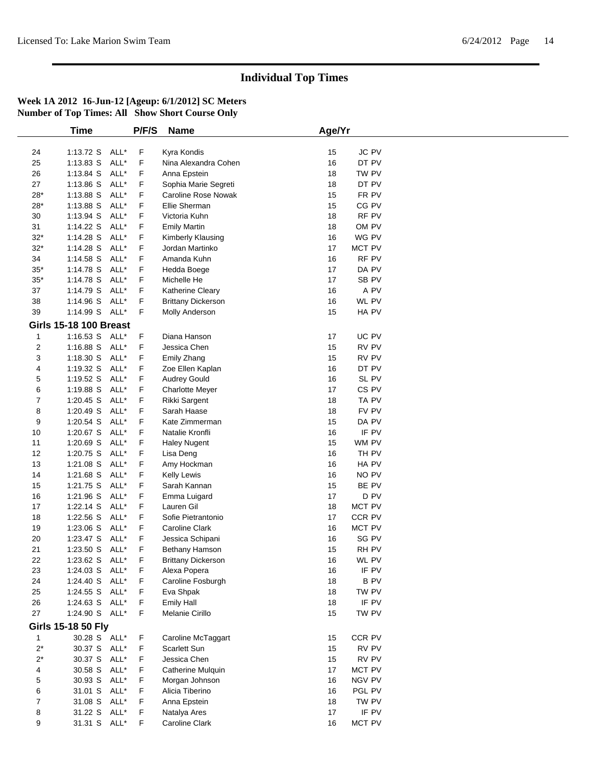# Individual Top Times

**Week 1A 2012 16-Jun-12 [Ageup: 6/1/2012] SC Meters**
**Number of Top Times: All Show Short Course Only**

| | Time | | P/F/S | Name | Age/Yr | |
|---|---|---|---|---|---|---|
| 24 | 1:13.72 S | ALL* | F | Kyra Kondis | 15 | JC PV |
| 25 | 1:13.83 S | ALL* | F | Nina Alexandra Cohen | 16 | DT PV |
| 26 | 1:13.84 S | ALL* | F | Anna Epstein | 18 | TW PV |
| 27 | 1:13.86 S | ALL* | F | Sophia Marie Segreti | 18 | DT PV |
| 28* | 1:13.88 S | ALL* | F | Caroline Rose Nowak | 15 | FR PV |
| 28* | 1:13.88 S | ALL* | F | Ellie Sherman | 15 | CG PV |
| 30 | 1:13.94 S | ALL* | F | Victoria Kuhn | 18 | RF PV |
| 31 | 1:14.22 S | ALL* | F | Emily Martin | 18 | OM PV |
| 32* | 1:14.28 S | ALL* | F | Kimberly Klausing | 16 | WG PV |
| 32* | 1:14.28 S | ALL* | F | Jordan Martinko | 17 | MCT PV |
| 34 | 1:14.58 S | ALL* | F | Amanda Kuhn | 16 | RF PV |
| 35* | 1:14.78 S | ALL* | F | Hedda Boege | 17 | DA PV |
| 35* | 1:14.78 S | ALL* | F | Michelle He | 17 | SB PV |
| 37 | 1:14.79 S | ALL* | F | Katherine Cleary | 16 | A PV |
| 38 | 1:14.96 S | ALL* | F | Brittany Dickerson | 16 | WL PV |
| 39 | 1:14.99 S | ALL* | F | Molly Anderson | 15 | HA PV |
| **Girls 15-18 100 Breast** | | | | | | |
| 1 | 1:16.53 S | ALL* | F | Diana Hanson | 17 | UC PV |
| 2 | 1:16.88 S | ALL* | F | Jessica Chen | 15 | RV PV |
| 3 | 1:18.30 S | ALL* | F | Emily Zhang | 15 | RV PV |
| 4 | 1:19.32 S | ALL* | F | Zoe Ellen Kaplan | 16 | DT PV |
| 5 | 1:19.52 S | ALL* | F | Audrey Gould | 16 | SL PV |
| 6 | 1:19.88 S | ALL* | F | Charlotte Meyer | 17 | CS PV |
| 7 | 1:20.45 S | ALL* | F | Rikki Sargent | 18 | TA PV |
| 8 | 1:20.49 S | ALL* | F | Sarah Haase | 18 | FV PV |
| 9 | 1:20.54 S | ALL* | F | Kate Zimmerman | 15 | DA PV |
| 10 | 1:20.67 S | ALL* | F | Natalie Kronfli | 16 | IF PV |
| 11 | 1:20.69 S | ALL* | F | Haley Nugent | 15 | WM PV |
| 12 | 1:20.75 S | ALL* | F | Lisa Deng | 16 | TH PV |
| 13 | 1:21.08 S | ALL* | F | Amy Hockman | 16 | HA PV |
| 14 | 1:21.68 S | ALL* | F | Kelly Lewis | 16 | NO PV |
| 15 | 1:21.75 S | ALL* | F | Sarah Kannan | 15 | BE PV |
| 16 | 1:21.96 S | ALL* | F | Emma Luigard | 17 | D PV |
| 17 | 1:22.14 S | ALL* | F | Lauren Gil | 18 | MCT PV |
| 18 | 1:22.56 S | ALL* | F | Sofie Pietrantonio | 17 | CCR PV |
| 19 | 1:23.06 S | ALL* | F | Caroline Clark | 16 | MCT PV |
| 20 | 1:23.47 S | ALL* | F | Jessica Schipani | 16 | SG PV |
| 21 | 1:23.50 S | ALL* | F | Bethany Hamson | 15 | RH PV |
| 22 | 1:23.62 S | ALL* | F | Brittany Dickerson | 16 | WL PV |
| 23 | 1:24.03 S | ALL* | F | Alexa Popera | 16 | IF PV |
| 24 | 1:24.40 S | ALL* | F | Caroline Fosburgh | 18 | B PV |
| 25 | 1:24.55 S | ALL* | F | Eva Shpak | 18 | TW PV |
| 26 | 1:24.63 S | ALL* | F | Emily Hall | 18 | IF PV |
| 27 | 1:24.90 S | ALL* | F | Melanie Cirillo | 15 | TW PV |
| **Girls 15-18 50 Fly** | | | | | | |
| 1 | 30.28 S | ALL* | F | Caroline McTaggart | 15 | CCR PV |
| 2* | 30.37 S | ALL* | F | Scarlett Sun | 15 | RV PV |
| 2* | 30.37 S | ALL* | F | Jessica Chen | 15 | RV PV |
| 4 | 30.58 S | ALL* | F | Catherine Mulquin | 17 | MCT PV |
| 5 | 30.93 S | ALL* | F | Morgan Johnson | 16 | NGV PV |
| 6 | 31.01 S | ALL* | F | Alicia Tiberino | 16 | PGL PV |
| 7 | 31.08 S | ALL* | F | Anna Epstein | 18 | TW PV |
| 8 | 31.22 S | ALL* | F | Natalya Ares | 17 | IF PV |
| 9 | 31.31 S | ALL* | F | Caroline Clark | 16 | MCT PV |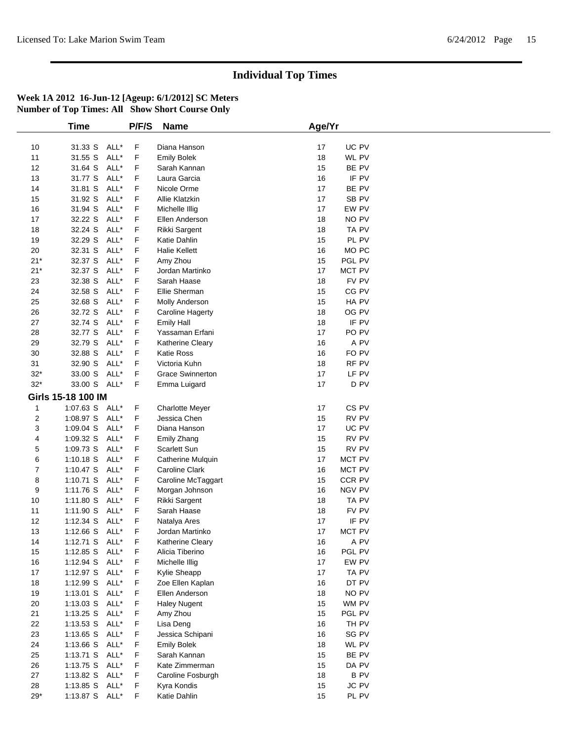# Individual Top Times

**Week 1A 2012 16-Jun-12 [Ageup: 6/1/2012] SC Meters**
**Number of Top Times: All Show Short Course Only**

| | Time | | P/F/S | Name | Age/Yr | |
|---|---|---|---|---|---|---|
| 10 | 31.33 S | ALL* | F | Diana Hanson | 17 | UC PV |
| 11 | 31.55 S | ALL* | F | Emily Bolek | 18 | WL PV |
| 12 | 31.64 S | ALL* | F | Sarah Kannan | 15 | BE PV |
| 13 | 31.77 S | ALL* | F | Laura Garcia | 16 | IF PV |
| 14 | 31.81 S | ALL* | F | Nicole Orme | 17 | BE PV |
| 15 | 31.92 S | ALL* | F | Allie Klatzkin | 17 | SB PV |
| 16 | 31.94 S | ALL* | F | Michelle Illig | 17 | EW PV |
| 17 | 32.22 S | ALL* | F | Ellen Anderson | 18 | NO PV |
| 18 | 32.24 S | ALL* | F | Rikki Sargent | 18 | TA PV |
| 19 | 32.29 S | ALL* | F | Katie Dahlin | 15 | PL PV |
| 20 | 32.31 S | ALL* | F | Halie Kellett | 16 | MO PC |
| 21* | 32.37 S | ALL* | F | Amy Zhou | 15 | PGL PV |
| 21* | 32.37 S | ALL* | F | Jordan Martinko | 17 | MCT PV |
| 23 | 32.38 S | ALL* | F | Sarah Haase | 18 | FV PV |
| 24 | 32.58 S | ALL* | F | Ellie Sherman | 15 | CG PV |
| 25 | 32.68 S | ALL* | F | Molly Anderson | 15 | HA PV |
| 26 | 32.72 S | ALL* | F | Caroline Hagerty | 18 | OG PV |
| 27 | 32.74 S | ALL* | F | Emily Hall | 18 | IF PV |
| 28 | 32.77 S | ALL* | F | Yassaman Erfani | 17 | PO PV |
| 29 | 32.79 S | ALL* | F | Katherine Cleary | 16 | A PV |
| 30 | 32.88 S | ALL* | F | Katie Ross | 16 | FO PV |
| 31 | 32.90 S | ALL* | F | Victoria Kuhn | 18 | RF PV |
| 32* | 33.00 S | ALL* | F | Grace Swinnerton | 17 | LF PV |
| 32* | 33.00 S | ALL* | F | Emma Luigard | 17 | D PV |
| **Girls 15-18 100 IM** | | | | | | |
| 1 | 1:07.63 S | ALL* | F | Charlotte Meyer | 17 | CS PV |
| 2 | 1:08.97 S | ALL* | F | Jessica Chen | 15 | RV PV |
| 3 | 1:09.04 S | ALL* | F | Diana Hanson | 17 | UC PV |
| 4 | 1:09.32 S | ALL* | F | Emily Zhang | 15 | RV PV |
| 5 | 1:09.73 S | ALL* | F | Scarlett Sun | 15 | RV PV |
| 6 | 1:10.18 S | ALL* | F | Catherine Mulquin | 17 | MCT PV |
| 7 | 1:10.47 S | ALL* | F | Caroline Clark | 16 | MCT PV |
| 8 | 1:10.71 S | ALL* | F | Caroline McTaggart | 15 | CCR PV |
| 9 | 1:11.76 S | ALL* | F | Morgan Johnson | 16 | NGV PV |
| 10 | 1:11.80 S | ALL* | F | Rikki Sargent | 18 | TA PV |
| 11 | 1:11.90 S | ALL* | F | Sarah Haase | 18 | FV PV |
| 12 | 1:12.34 S | ALL* | F | Natalya Ares | 17 | IF PV |
| 13 | 1:12.66 S | ALL* | F | Jordan Martinko | 17 | MCT PV |
| 14 | 1:12.71 S | ALL* | F | Katherine Cleary | 16 | A PV |
| 15 | 1:12.85 S | ALL* | F | Alicia Tiberino | 16 | PGL PV |
| 16 | 1:12.94 S | ALL* | F | Michelle Illig | 17 | EW PV |
| 17 | 1:12.97 S | ALL* | F | Kylie Sheapp | 17 | TA PV |
| 18 | 1:12.99 S | ALL* | F | Zoe Ellen Kaplan | 16 | DT PV |
| 19 | 1:13.01 S | ALL* | F | Ellen Anderson | 18 | NO PV |
| 20 | 1:13.03 S | ALL* | F | Haley Nugent | 15 | WM PV |
| 21 | 1:13.25 S | ALL* | F | Amy Zhou | 15 | PGL PV |
| 22 | 1:13.53 S | ALL* | F | Lisa Deng | 16 | TH PV |
| 23 | 1:13.65 S | ALL* | F | Jessica Schipani | 16 | SG PV |
| 24 | 1:13.66 S | ALL* | F | Emily Bolek | 18 | WL PV |
| 25 | 1:13.71 S | ALL* | F | Sarah Kannan | 15 | BE PV |
| 26 | 1:13.75 S | ALL* | F | Kate Zimmerman | 15 | DA PV |
| 27 | 1:13.82 S | ALL* | F | Caroline Fosburgh | 18 | B PV |
| 28 | 1:13.85 S | ALL* | F | Kyra Kondis | 15 | JC PV |
| 29* | 1:13.87 S | ALL* | F | Katie Dahlin | 15 | PL PV |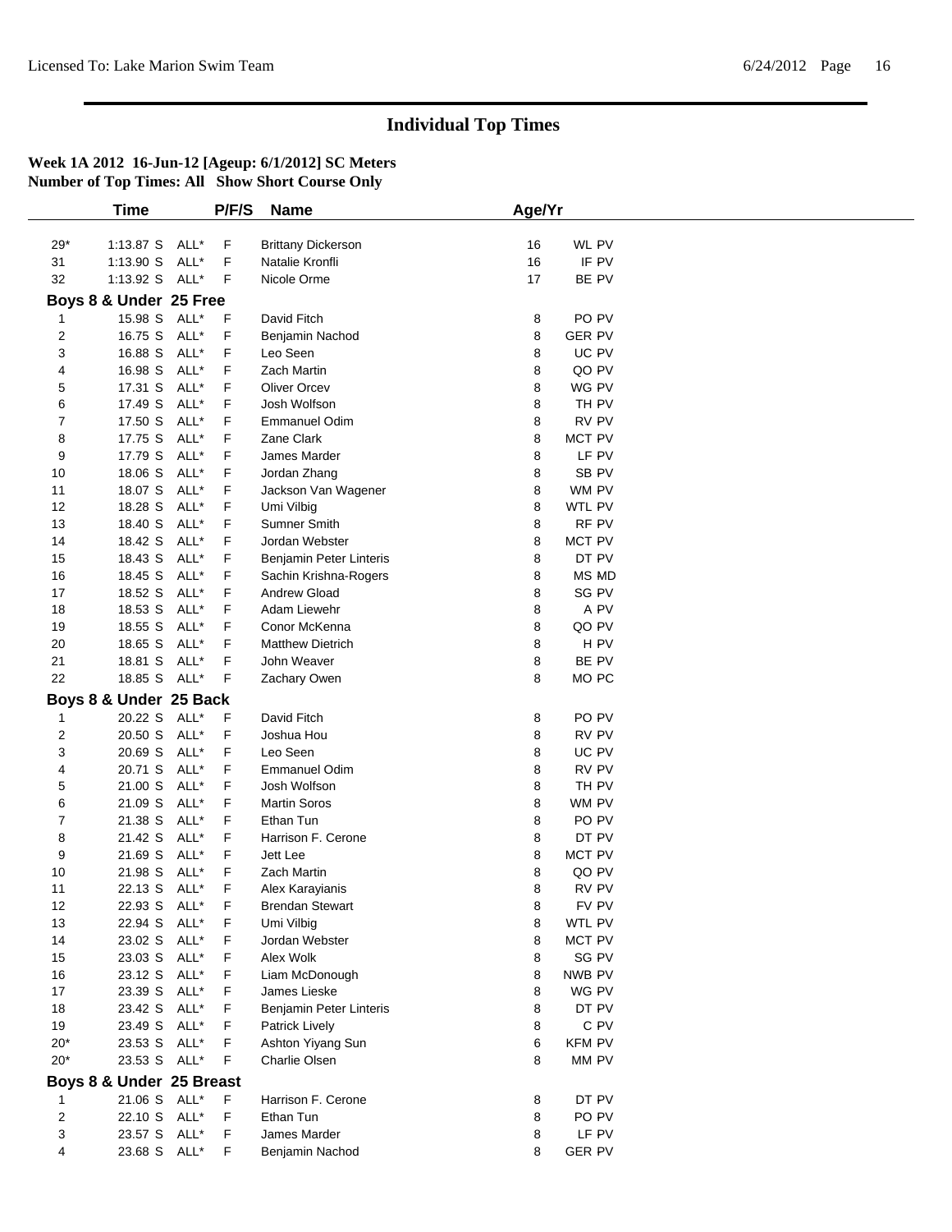# Individual Top Times

**Week 1A 2012 16-Jun-12 [Ageup: 6/1/2012] SC Meters**
**Number of Top Times: All Show Short Course Only**

| | Time | | P/F/S | Name | Age/Yr | |
|---|---|---|---|---|---|---|
| 29* | 1:13.87 S | ALL* | F | Brittany Dickerson | 16 | WL PV |
| 31 | 1:13.90 S | ALL* | F | Natalie Kronfli | 16 | IF PV |
| 32 | 1:13.92 S | ALL* | F | Nicole Orme | 17 | BE PV |

### Boys 8 & Under 25 Free

| | Time | | P/F/S | Name | Age/Yr | |
|---|---|---|---|---|---|---|
| 1 | 15.98 S | ALL* | F | David Fitch | 8 | PO PV |
| 2 | 16.75 S | ALL* | F | Benjamin Nachod | 8 | GER PV |
| 3 | 16.88 S | ALL* | F | Leo Seen | 8 | UC PV |
| 4 | 16.98 S | ALL* | F | Zach Martin | 8 | QO PV |
| 5 | 17.31 S | ALL* | F | Oliver Orcev | 8 | WG PV |
| 6 | 17.49 S | ALL* | F | Josh Wolfson | 8 | TH PV |
| 7 | 17.50 S | ALL* | F | Emmanuel Odim | 8 | RV PV |
| 8 | 17.75 S | ALL* | F | Zane Clark | 8 | MCT PV |
| 9 | 17.79 S | ALL* | F | James Marder | 8 | LF PV |
| 10 | 18.06 S | ALL* | F | Jordan Zhang | 8 | SB PV |
| 11 | 18.07 S | ALL* | F | Jackson Van Wagener | 8 | WM PV |
| 12 | 18.28 S | ALL* | F | Umi Vilbig | 8 | WTL PV |
| 13 | 18.40 S | ALL* | F | Sumner Smith | 8 | RF PV |
| 14 | 18.42 S | ALL* | F | Jordan Webster | 8 | MCT PV |
| 15 | 18.43 S | ALL* | F | Benjamin Peter Linteris | 8 | DT PV |
| 16 | 18.45 S | ALL* | F | Sachin Krishna-Rogers | 8 | MS MD |
| 17 | 18.52 S | ALL* | F | Andrew Gload | 8 | SG PV |
| 18 | 18.53 S | ALL* | F | Adam Liewehr | 8 | A PV |
| 19 | 18.55 S | ALL* | F | Conor McKenna | 8 | QO PV |
| 20 | 18.65 S | ALL* | F | Matthew Dietrich | 8 | H PV |
| 21 | 18.81 S | ALL* | F | John Weaver | 8 | BE PV |
| 22 | 18.85 S | ALL* | F | Zachary Owen | 8 | MO PC |

### Boys 8 & Under 25 Back

| | Time | | P/F/S | Name | Age/Yr | |
|---|---|---|---|---|---|---|
| 1 | 20.22 S | ALL* | F | David Fitch | 8 | PO PV |
| 2 | 20.50 S | ALL* | F | Joshua Hou | 8 | RV PV |
| 3 | 20.69 S | ALL* | F | Leo Seen | 8 | UC PV |
| 4 | 20.71 S | ALL* | F | Emmanuel Odim | 8 | RV PV |
| 5 | 21.00 S | ALL* | F | Josh Wolfson | 8 | TH PV |
| 6 | 21.09 S | ALL* | F | Martin Soros | 8 | WM PV |
| 7 | 21.38 S | ALL* | F | Ethan Tun | 8 | PO PV |
| 8 | 21.42 S | ALL* | F | Harrison F. Cerone | 8 | DT PV |
| 9 | 21.69 S | ALL* | F | Jett Lee | 8 | MCT PV |
| 10 | 21.98 S | ALL* | F | Zach Martin | 8 | QO PV |
| 11 | 22.13 S | ALL* | F | Alex Karayianis | 8 | RV PV |
| 12 | 22.93 S | ALL* | F | Brendan Stewart | 8 | FV PV |
| 13 | 22.94 S | ALL* | F | Umi Vilbig | 8 | WTL PV |
| 14 | 23.02 S | ALL* | F | Jordan Webster | 8 | MCT PV |
| 15 | 23.03 S | ALL* | F | Alex Wolk | 8 | SG PV |
| 16 | 23.12 S | ALL* | F | Liam McDonough | 8 | NWB PV |
| 17 | 23.39 S | ALL* | F | James Lieske | 8 | WG PV |
| 18 | 23.42 S | ALL* | F | Benjamin Peter Linteris | 8 | DT PV |
| 19 | 23.49 S | ALL* | F | Patrick Lively | 8 | C PV |
| 20* | 23.53 S | ALL* | F | Ashton Yiyang Sun | 6 | KFM PV |
| 20* | 23.53 S | ALL* | F | Charlie Olsen | 8 | MM PV |

### Boys 8 & Under 25 Breast

| | Time | | P/F/S | Name | Age/Yr | |
|---|---|---|---|---|---|---|
| 1 | 21.06 S | ALL* | F | Harrison F. Cerone | 8 | DT PV |
| 2 | 22.10 S | ALL* | F | Ethan Tun | 8 | PO PV |
| 3 | 23.57 S | ALL* | F | James Marder | 8 | LF PV |
| 4 | 23.68 S | ALL* | F | Benjamin Nachod | 8 | GER PV |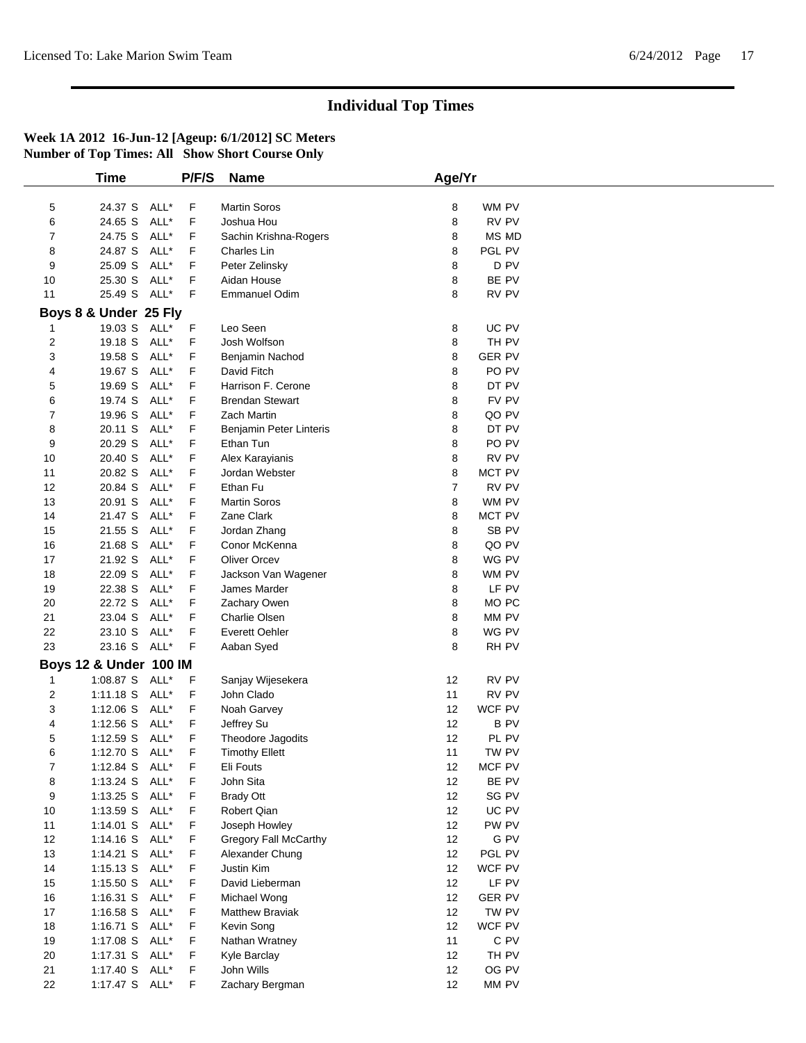# Individual Top Times

**Week 1A 2012 16-Jun-12 [Ageup: 6/1/2012] SC Meters**
**Number of Top Times: All Show Short Course Only**

| | Time | | P/F/S | Name | Age/Yr | |
|---|---|---|---|---|---|---|
| 5 | 24.37 S | ALL* | F | Martin Soros | 8 | WM PV |
| 6 | 24.65 S | ALL* | F | Joshua Hou | 8 | RV PV |
| 7 | 24.75 S | ALL* | F | Sachin Krishna-Rogers | 8 | MS MD |
| 8 | 24.87 S | ALL* | F | Charles Lin | 8 | PGL PV |
| 9 | 25.09 S | ALL* | F | Peter Zelinsky | 8 | D PV |
| 10 | 25.30 S | ALL* | F | Aidan House | 8 | BE PV |
| 11 | 25.49 S | ALL* | F | Emmanuel Odim | 8 | RV PV |

**Boys 8 & Under 25 Fly**

| | Time | | P/F/S | Name | Age/Yr | |
|---|---|---|---|---|---|---|
| 1 | 19.03 S | ALL* | F | Leo Seen | 8 | UC PV |
| 2 | 19.18 S | ALL* | F | Josh Wolfson | 8 | TH PV |
| 3 | 19.58 S | ALL* | F | Benjamin Nachod | 8 | GER PV |
| 4 | 19.67 S | ALL* | F | David Fitch | 8 | PO PV |
| 5 | 19.69 S | ALL* | F | Harrison F. Cerone | 8 | DT PV |
| 6 | 19.74 S | ALL* | F | Brendan Stewart | 8 | FV PV |
| 7 | 19.96 S | ALL* | F | Zach Martin | 8 | QO PV |
| 8 | 20.11 S | ALL* | F | Benjamin Peter Linteris | 8 | DT PV |
| 9 | 20.29 S | ALL* | F | Ethan Tun | 8 | PO PV |
| 10 | 20.40 S | ALL* | F | Alex Karayianis | 8 | RV PV |
| 11 | 20.82 S | ALL* | F | Jordan Webster | 8 | MCT PV |
| 12 | 20.84 S | ALL* | F | Ethan Fu | 7 | RV PV |
| 13 | 20.91 S | ALL* | F | Martin Soros | 8 | WM PV |
| 14 | 21.47 S | ALL* | F | Zane Clark | 8 | MCT PV |
| 15 | 21.55 S | ALL* | F | Jordan Zhang | 8 | SB PV |
| 16 | 21.68 S | ALL* | F | Conor McKenna | 8 | QO PV |
| 17 | 21.92 S | ALL* | F | Oliver Orcev | 8 | WG PV |
| 18 | 22.09 S | ALL* | F | Jackson Van Wagener | 8 | WM PV |
| 19 | 22.38 S | ALL* | F | James Marder | 8 | LF PV |
| 20 | 22.72 S | ALL* | F | Zachary Owen | 8 | MO PC |
| 21 | 23.04 S | ALL* | F | Charlie Olsen | 8 | MM PV |
| 22 | 23.10 S | ALL* | F | Everett Oehler | 8 | WG PV |
| 23 | 23.16 S | ALL* | F | Aaban Syed | 8 | RH PV |

**Boys 12 & Under 100 IM**

| | Time | | P/F/S | Name | Age/Yr | |
|---|---|---|---|---|---|---|
| 1 | 1:08.87 S | ALL* | F | Sanjay Wijesekera | 12 | RV PV |
| 2 | 1:11.18 S | ALL* | F | John Clado | 11 | RV PV |
| 3 | 1:12.06 S | ALL* | F | Noah Garvey | 12 | WCF PV |
| 4 | 1:12.56 S | ALL* | F | Jeffrey Su | 12 | B PV |
| 5 | 1:12.59 S | ALL* | F | Theodore Jagodits | 12 | PL PV |
| 6 | 1:12.70 S | ALL* | F | Timothy Ellett | 11 | TW PV |
| 7 | 1:12.84 S | ALL* | F | Eli Fouts | 12 | MCF PV |
| 8 | 1:13.24 S | ALL* | F | John Sita | 12 | BE PV |
| 9 | 1:13.25 S | ALL* | F | Brady Ott | 12 | SG PV |
| 10 | 1:13.59 S | ALL* | F | Robert Qian | 12 | UC PV |
| 11 | 1:14.01 S | ALL* | F | Joseph Howley | 12 | PW PV |
| 12 | 1:14.16 S | ALL* | F | Gregory Fall McCarthy | 12 | G PV |
| 13 | 1:14.21 S | ALL* | F | Alexander Chung | 12 | PGL PV |
| 14 | 1:15.13 S | ALL* | F | Justin Kim | 12 | WCF PV |
| 15 | 1:15.50 S | ALL* | F | David Lieberman | 12 | LF PV |
| 16 | 1:16.31 S | ALL* | F | Michael Wong | 12 | GER PV |
| 17 | 1:16.58 S | ALL* | F | Matthew Braviak | 12 | TW PV |
| 18 | 1:16.71 S | ALL* | F | Kevin Song | 12 | WCF PV |
| 19 | 1:17.08 S | ALL* | F | Nathan Wratney | 11 | C PV |
| 20 | 1:17.31 S | ALL* | F | Kyle Barclay | 12 | TH PV |
| 21 | 1:17.40 S | ALL* | F | John Wills | 12 | OG PV |
| 22 | 1:17.47 S | ALL* | F | Zachary Bergman | 12 | MM PV |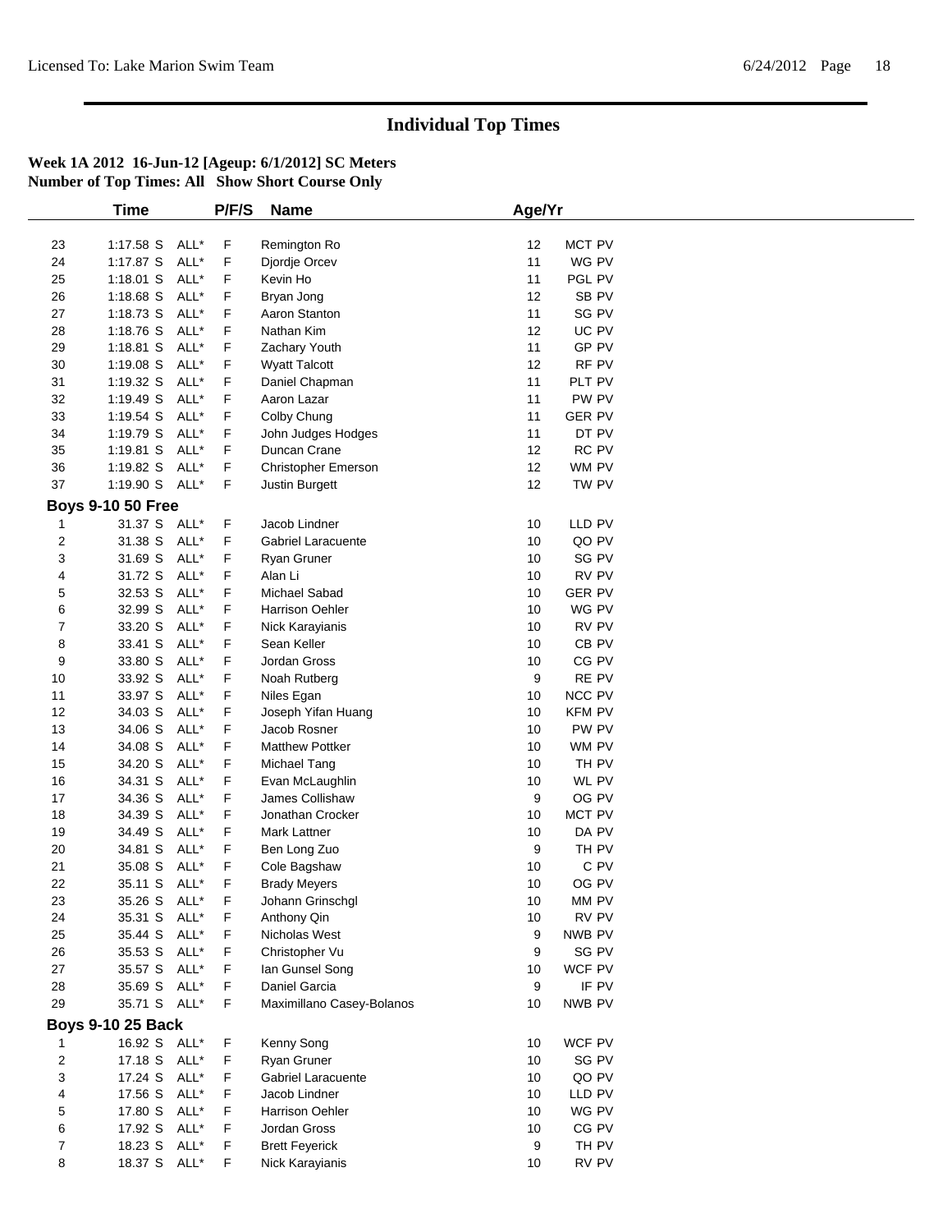# Individual Top Times

**Week 1A 2012 16-Jun-12 [Ageup: 6/1/2012] SC Meters**
**Number of Top Times: All Show Short Course Only**

| | Time | | P/F/S | Name | Age/Yr | |
|---|---|---|---|---|---|---|
| 23 | 1:17.58 S | ALL* | F | Remington Ro | 12 | MCT PV |
| 24 | 1:17.87 S | ALL* | F | Djordje Orcev | 11 | WG PV |
| 25 | 1:18.01 S | ALL* | F | Kevin Ho | 11 | PGL PV |
| 26 | 1:18.68 S | ALL* | F | Bryan Jong | 12 | SB PV |
| 27 | 1:18.73 S | ALL* | F | Aaron Stanton | 11 | SG PV |
| 28 | 1:18.76 S | ALL* | F | Nathan Kim | 12 | UC PV |
| 29 | 1:18.81 S | ALL* | F | Zachary Youth | 11 | GP PV |
| 30 | 1:19.08 S | ALL* | F | Wyatt Talcott | 12 | RF PV |
| 31 | 1:19.32 S | ALL* | F | Daniel Chapman | 11 | PLT PV |
| 32 | 1:19.49 S | ALL* | F | Aaron Lazar | 11 | PW PV |
| 33 | 1:19.54 S | ALL* | F | Colby Chung | 11 | GER PV |
| 34 | 1:19.79 S | ALL* | F | John Judges Hodges | 11 | DT PV |
| 35 | 1:19.81 S | ALL* | F | Duncan Crane | 12 | RC PV |
| 36 | 1:19.82 S | ALL* | F | Christopher Emerson | 12 | WM PV |
| 37 | 1:19.90 S | ALL* | F | Justin Burgett | 12 | TW PV |

## Boys 9-10 50 Free

| | Time | | P/F/S | Name | Age/Yr | |
|---|---|---|---|---|---|---|
| 1 | 31.37 S | ALL* | F | Jacob Lindner | 10 | LLD PV |
| 2 | 31.38 S | ALL* | F | Gabriel Laracuente | 10 | QO PV |
| 3 | 31.69 S | ALL* | F | Ryan Gruner | 10 | SG PV |
| 4 | 31.72 S | ALL* | F | Alan Li | 10 | RV PV |
| 5 | 32.53 S | ALL* | F | Michael Sabad | 10 | GER PV |
| 6 | 32.99 S | ALL* | F | Harrison Oehler | 10 | WG PV |
| 7 | 33.20 S | ALL* | F | Nick Karayianis | 10 | RV PV |
| 8 | 33.41 S | ALL* | F | Sean Keller | 10 | CB PV |
| 9 | 33.80 S | ALL* | F | Jordan Gross | 10 | CG PV |
| 10 | 33.92 S | ALL* | F | Noah Rutberg | 9 | RE PV |
| 11 | 33.97 S | ALL* | F | Niles Egan | 10 | NCC PV |
| 12 | 34.03 S | ALL* | F | Joseph Yifan Huang | 10 | KFM PV |
| 13 | 34.06 S | ALL* | F | Jacob Rosner | 10 | PW PV |
| 14 | 34.08 S | ALL* | F | Matthew Pottker | 10 | WM PV |
| 15 | 34.20 S | ALL* | F | Michael Tang | 10 | TH PV |
| 16 | 34.31 S | ALL* | F | Evan McLaughlin | 10 | WL PV |
| 17 | 34.36 S | ALL* | F | James Collishaw | 9 | OG PV |
| 18 | 34.39 S | ALL* | F | Jonathan Crocker | 10 | MCT PV |
| 19 | 34.49 S | ALL* | F | Mark Lattner | 10 | DA PV |
| 20 | 34.81 S | ALL* | F | Ben Long Zuo | 9 | TH PV |
| 21 | 35.08 S | ALL* | F | Cole Bagshaw | 10 | C PV |
| 22 | 35.11 S | ALL* | F | Brady Meyers | 10 | OG PV |
| 23 | 35.26 S | ALL* | F | Johann Grinschgl | 10 | MM PV |
| 24 | 35.31 S | ALL* | F | Anthony Qin | 10 | RV PV |
| 25 | 35.44 S | ALL* | F | Nicholas West | 9 | NWB PV |
| 26 | 35.53 S | ALL* | F | Christopher Vu | 9 | SG PV |
| 27 | 35.57 S | ALL* | F | Ian Gunsel Song | 10 | WCF PV |
| 28 | 35.69 S | ALL* | F | Daniel Garcia | 9 | IF PV |
| 29 | 35.71 S | ALL* | F | Maximillano Casey-Bolanos | 10 | NWB PV |

## Boys 9-10 25 Back

| | Time | | P/F/S | Name | Age/Yr | |
|---|---|---|---|---|---|---|
| 1 | 16.92 S | ALL* | F | Kenny Song | 10 | WCF PV |
| 2 | 17.18 S | ALL* | F | Ryan Gruner | 10 | SG PV |
| 3 | 17.24 S | ALL* | F | Gabriel Laracuente | 10 | QO PV |
| 4 | 17.56 S | ALL* | F | Jacob Lindner | 10 | LLD PV |
| 5 | 17.80 S | ALL* | F | Harrison Oehler | 10 | WG PV |
| 6 | 17.92 S | ALL* | F | Jordan Gross | 10 | CG PV |
| 7 | 18.23 S | ALL* | F | Brett Feyerick | 9 | TH PV |
| 8 | 18.37 S | ALL* | F | Nick Karayianis | 10 | RV PV |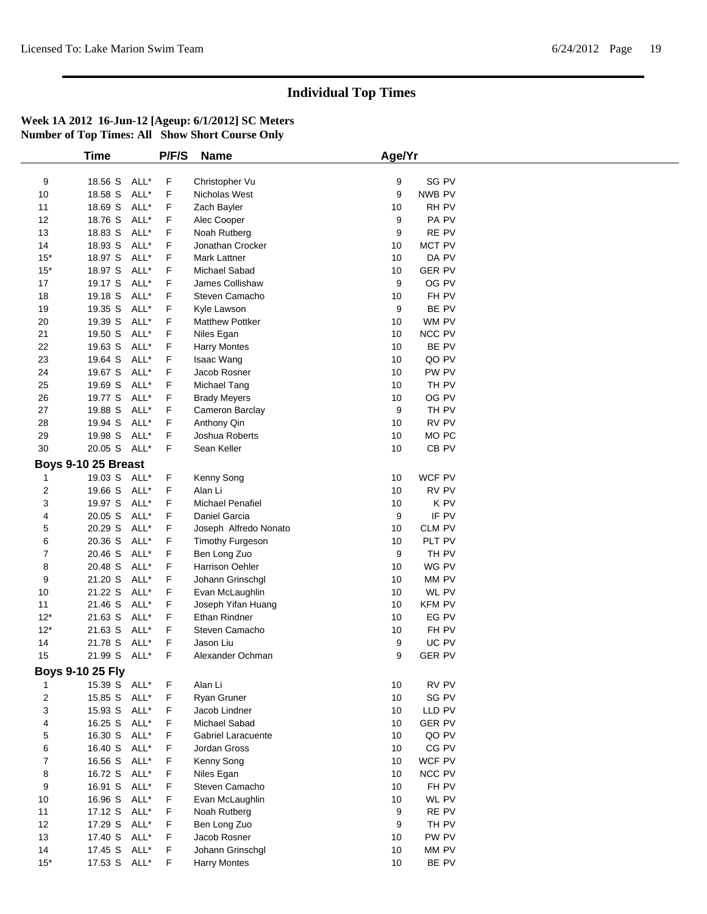# Individual Top Times

**Week 1A 2012 16-Jun-12 [Ageup: 6/1/2012] SC Meters**
**Number of Top Times: All Show Short Course Only**

| | Time | | P/F/S | Name | Age/Yr | |
|---|---|---|---|---|---|---|
| 9 | 18.56 S | ALL* | F | Christopher Vu | 9 | SG PV |
| 10 | 18.58 S | ALL* | F | Nicholas West | 9 | NWB PV |
| 11 | 18.69 S | ALL* | F | Zach Bayler | 10 | RH PV |
| 12 | 18.76 S | ALL* | F | Alec Cooper | 9 | PA PV |
| 13 | 18.83 S | ALL* | F | Noah Rutberg | 9 | RE PV |
| 14 | 18.93 S | ALL* | F | Jonathan Crocker | 10 | MCT PV |
| 15* | 18.97 S | ALL* | F | Mark Lattner | 10 | DA PV |
| 15* | 18.97 S | ALL* | F | Michael Sabad | 10 | GER PV |
| 17 | 19.17 S | ALL* | F | James Collishaw | 9 | OG PV |
| 18 | 19.18 S | ALL* | F | Steven Camacho | 10 | FH PV |
| 19 | 19.35 S | ALL* | F | Kyle Lawson | 9 | BE PV |
| 20 | 19.39 S | ALL* | F | Matthew Pottker | 10 | WM PV |
| 21 | 19.50 S | ALL* | F | Niles Egan | 10 | NCC PV |
| 22 | 19.63 S | ALL* | F | Harry Montes | 10 | BE PV |
| 23 | 19.64 S | ALL* | F | Isaac Wang | 10 | QO PV |
| 24 | 19.67 S | ALL* | F | Jacob Rosner | 10 | PW PV |
| 25 | 19.69 S | ALL* | F | Michael Tang | 10 | TH PV |
| 26 | 19.77 S | ALL* | F | Brady Meyers | 10 | OG PV |
| 27 | 19.88 S | ALL* | F | Cameron Barclay | 9 | TH PV |
| 28 | 19.94 S | ALL* | F | Anthony Qin | 10 | RV PV |
| 29 | 19.98 S | ALL* | F | Joshua Roberts | 10 | MO PC |
| 30 | 20.05 S | ALL* | F | Sean Keller | 10 | CB PV |

**Boys 9-10 25 Breast**

| | Time | | P/F/S | Name | Age/Yr | |
|---|---|---|---|---|---|---|
| 1 | 19.03 S | ALL* | F | Kenny Song | 10 | WCF PV |
| 2 | 19.66 S | ALL* | F | Alan Li | 10 | RV PV |
| 3 | 19.97 S | ALL* | F | Michael Penafiel | 10 | K PV |
| 4 | 20.05 S | ALL* | F | Daniel Garcia | 9 | IF PV |
| 5 | 20.29 S | ALL* | F | Joseph Alfredo Nonato | 10 | CLM PV |
| 6 | 20.36 S | ALL* | F | Timothy Furgeson | 10 | PLT PV |
| 7 | 20.46 S | ALL* | F | Ben Long Zuo | 9 | TH PV |
| 8 | 20.48 S | ALL* | F | Harrison Oehler | 10 | WG PV |
| 9 | 21.20 S | ALL* | F | Johann Grinschgl | 10 | MM PV |
| 10 | 21.22 S | ALL* | F | Evan McLaughlin | 10 | WL PV |
| 11 | 21.46 S | ALL* | F | Joseph Yifan Huang | 10 | KFM PV |
| 12* | 21.63 S | ALL* | F | Ethan Rindner | 10 | EG PV |
| 12* | 21.63 S | ALL* | F | Steven Camacho | 10 | FH PV |
| 14 | 21.78 S | ALL* | F | Jason Liu | 9 | UC PV |
| 15 | 21.99 S | ALL* | F | Alexander Ochman | 9 | GER PV |

**Boys 9-10 25 Fly**

| | Time | | P/F/S | Name | Age/Yr | |
|---|---|---|---|---|---|---|
| 1 | 15.39 S | ALL* | F | Alan Li | 10 | RV PV |
| 2 | 15.85 S | ALL* | F | Ryan Gruner | 10 | SG PV |
| 3 | 15.93 S | ALL* | F | Jacob Lindner | 10 | LLD PV |
| 4 | 16.25 S | ALL* | F | Michael Sabad | 10 | GER PV |
| 5 | 16.30 S | ALL* | F | Gabriel Laracuente | 10 | QO PV |
| 6 | 16.40 S | ALL* | F | Jordan Gross | 10 | CG PV |
| 7 | 16.56 S | ALL* | F | Kenny Song | 10 | WCF PV |
| 8 | 16.72 S | ALL* | F | Niles Egan | 10 | NCC PV |
| 9 | 16.91 S | ALL* | F | Steven Camacho | 10 | FH PV |
| 10 | 16.96 S | ALL* | F | Evan McLaughlin | 10 | WL PV |
| 11 | 17.12 S | ALL* | F | Noah Rutberg | 9 | RE PV |
| 12 | 17.29 S | ALL* | F | Ben Long Zuo | 9 | TH PV |
| 13 | 17.40 S | ALL* | F | Jacob Rosner | 10 | PW PV |
| 14 | 17.45 S | ALL* | F | Johann Grinschgl | 10 | MM PV |
| 15* | 17.53 S | ALL* | F | Harry Montes | 10 | BE PV |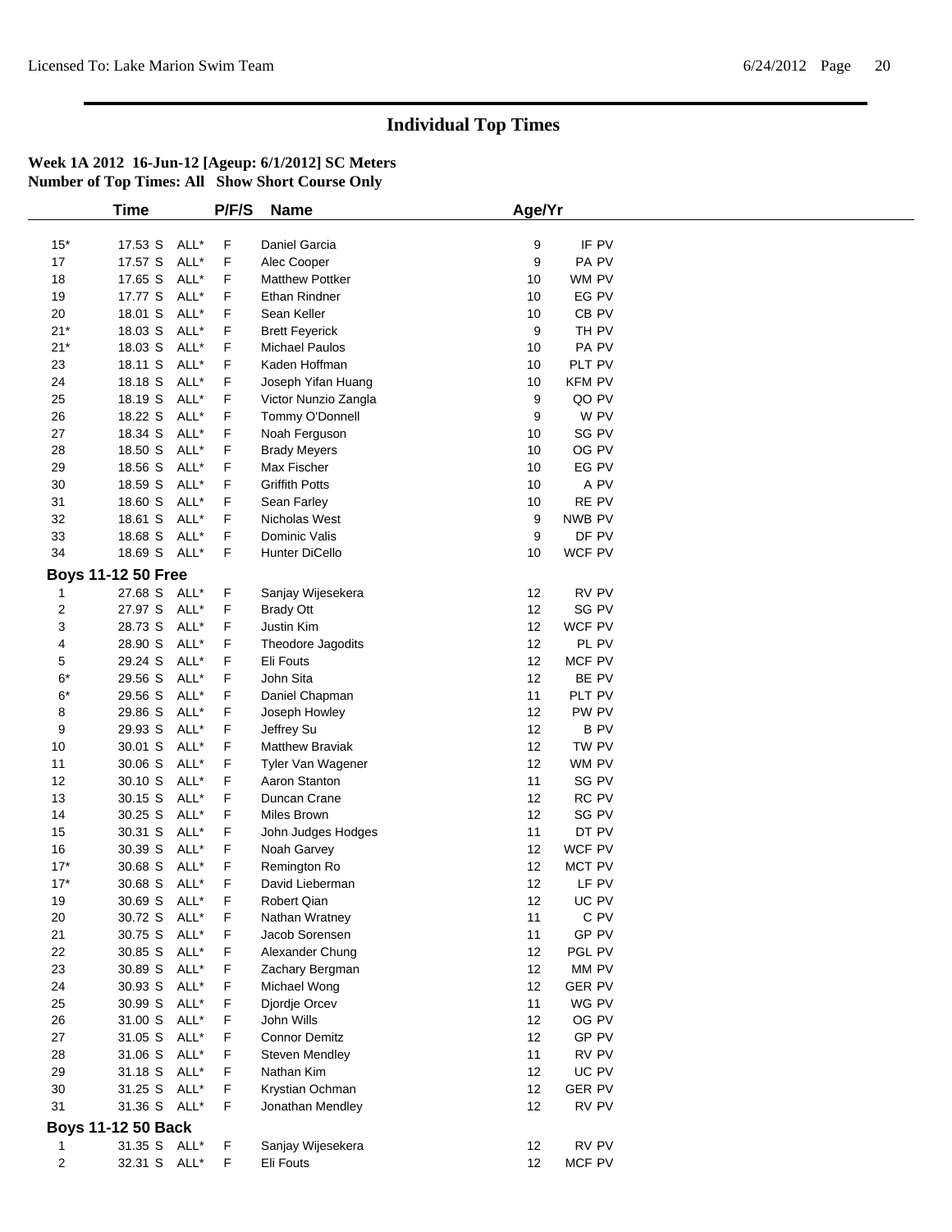# Individual Top Times

**Week 1A 2012 16-Jun-12 [Ageup: 6/1/2012] SC Meters**
**Number of Top Times: All Show Short Course Only**

| | Time | | P/F/S | Name | Age/Yr | |
|---|---|---|---|---|---|---|
| 15* | 17.53 S | ALL* | F | Daniel Garcia | 9 | IF PV |
| 17 | 17.57 S | ALL* | F | Alec Cooper | 9 | PA PV |
| 18 | 17.65 S | ALL* | F | Matthew Pottker | 10 | WM PV |
| 19 | 17.77 S | ALL* | F | Ethan Rindner | 10 | EG PV |
| 20 | 18.01 S | ALL* | F | Sean Keller | 10 | CB PV |
| 21* | 18.03 S | ALL* | F | Brett Feyerick | 9 | TH PV |
| 21* | 18.03 S | ALL* | F | Michael Paulos | 10 | PA PV |
| 23 | 18.11 S | ALL* | F | Kaden Hoffman | 10 | PLT PV |
| 24 | 18.18 S | ALL* | F | Joseph Yifan Huang | 10 | KFM PV |
| 25 | 18.19 S | ALL* | F | Victor Nunzio Zangla | 9 | QO PV |
| 26 | 18.22 S | ALL* | F | Tommy O'Donnell | 9 | W PV |
| 27 | 18.34 S | ALL* | F | Noah Ferguson | 10 | SG PV |
| 28 | 18.50 S | ALL* | F | Brady Meyers | 10 | OG PV |
| 29 | 18.56 S | ALL* | F | Max Fischer | 10 | EG PV |
| 30 | 18.59 S | ALL* | F | Griffith Potts | 10 | A PV |
| 31 | 18.60 S | ALL* | F | Sean Farley | 10 | RE PV |
| 32 | 18.61 S | ALL* | F | Nicholas West | 9 | NWB PV |
| 33 | 18.68 S | ALL* | F | Dominic Valis | 9 | DF PV |
| 34 | 18.69 S | ALL* | F | Hunter DiCello | 10 | WCF PV |

**Boys 11-12 50 Free**

| | Time | | P/F/S | Name | Age/Yr | |
|---|---|---|---|---|---|---|
| 1 | 27.68 S | ALL* | F | Sanjay Wijesekera | 12 | RV PV |
| 2 | 27.97 S | ALL* | F | Brady Ott | 12 | SG PV |
| 3 | 28.73 S | ALL* | F | Justin Kim | 12 | WCF PV |
| 4 | 28.90 S | ALL* | F | Theodore Jagodits | 12 | PL PV |
| 5 | 29.24 S | ALL* | F | Eli Fouts | 12 | MCF PV |
| 6* | 29.56 S | ALL* | F | John Sita | 12 | BE PV |
| 6* | 29.56 S | ALL* | F | Daniel Chapman | 11 | PLT PV |
| 8 | 29.86 S | ALL* | F | Joseph Howley | 12 | PW PV |
| 9 | 29.93 S | ALL* | F | Jeffrey Su | 12 | B PV |
| 10 | 30.01 S | ALL* | F | Matthew Braviak | 12 | TW PV |
| 11 | 30.06 S | ALL* | F | Tyler Van Wagener | 12 | WM PV |
| 12 | 30.10 S | ALL* | F | Aaron Stanton | 11 | SG PV |
| 13 | 30.15 S | ALL* | F | Duncan Crane | 12 | RC PV |
| 14 | 30.25 S | ALL* | F | Miles Brown | 12 | SG PV |
| 15 | 30.31 S | ALL* | F | John Judges Hodges | 11 | DT PV |
| 16 | 30.39 S | ALL* | F | Noah Garvey | 12 | WCF PV |
| 17* | 30.68 S | ALL* | F | Remington Ro | 12 | MCT PV |
| 17* | 30.68 S | ALL* | F | David Lieberman | 12 | LF PV |
| 19 | 30.69 S | ALL* | F | Robert Qian | 12 | UC PV |
| 20 | 30.72 S | ALL* | F | Nathan Wratney | 11 | C PV |
| 21 | 30.75 S | ALL* | F | Jacob Sorensen | 11 | GP PV |
| 22 | 30.85 S | ALL* | F | Alexander Chung | 12 | PGL PV |
| 23 | 30.89 S | ALL* | F | Zachary Bergman | 12 | MM PV |
| 24 | 30.93 S | ALL* | F | Michael Wong | 12 | GER PV |
| 25 | 30.99 S | ALL* | F | Djordje Orcev | 11 | WG PV |
| 26 | 31.00 S | ALL* | F | John Wills | 12 | OG PV |
| 27 | 31.05 S | ALL* | F | Connor Demitz | 12 | GP PV |
| 28 | 31.06 S | ALL* | F | Steven Mendley | 11 | RV PV |
| 29 | 31.18 S | ALL* | F | Nathan Kim | 12 | UC PV |
| 30 | 31.25 S | ALL* | F | Krystian Ochman | 12 | GER PV |
| 31 | 31.36 S | ALL* | F | Jonathan Mendley | 12 | RV PV |

**Boys 11-12 50 Back**

| | Time | | P/F/S | Name | Age/Yr | |
|---|---|---|---|---|---|---|
| 1 | 31.35 S | ALL* | F | Sanjay Wijesekera | 12 | RV PV |
| 2 | 32.31 S | ALL* | F | Eli Fouts | 12 | MCF PV |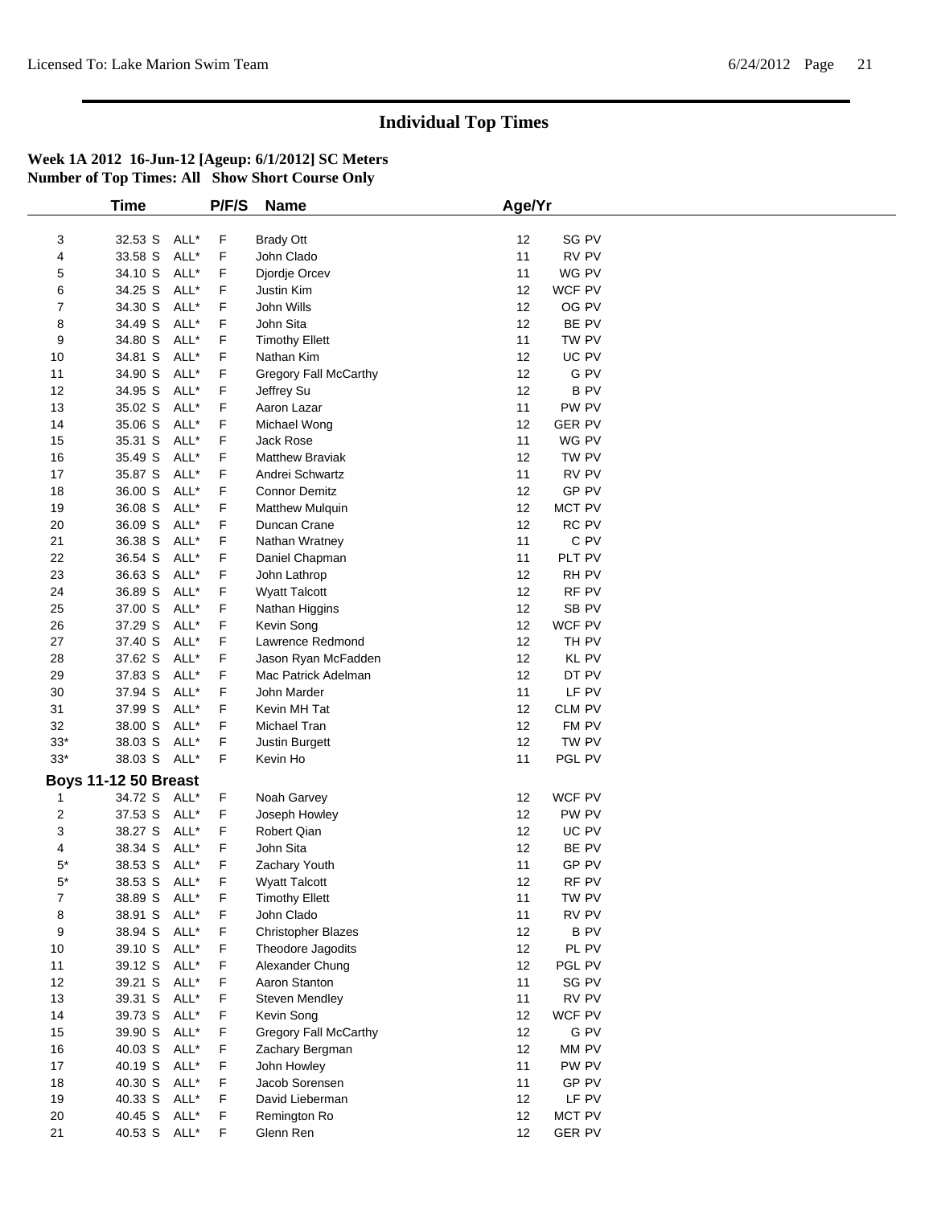# Individual Top Times

**Week 1A 2012 16-Jun-12 [Ageup: 6/1/2012] SC Meters**
**Number of Top Times: All Show Short Course Only**

| | Time | | P/F/S | Name | Age/Yr | |
|---|---|---|---|---|---|---|
| 3 | 32.53 S | ALL* | F | Brady Ott | 12 | SG PV |
| 4 | 33.58 S | ALL* | F | John Clado | 11 | RV PV |
| 5 | 34.10 S | ALL* | F | Djordje Orcev | 11 | WG PV |
| 6 | 34.25 S | ALL* | F | Justin Kim | 12 | WCF PV |
| 7 | 34.30 S | ALL* | F | John Wills | 12 | OG PV |
| 8 | 34.49 S | ALL* | F | John Sita | 12 | BE PV |
| 9 | 34.80 S | ALL* | F | Timothy Ellett | 11 | TW PV |
| 10 | 34.81 S | ALL* | F | Nathan Kim | 12 | UC PV |
| 11 | 34.90 S | ALL* | F | Gregory Fall McCarthy | 12 | G PV |
| 12 | 34.95 S | ALL* | F | Jeffrey Su | 12 | B PV |
| 13 | 35.02 S | ALL* | F | Aaron Lazar | 11 | PW PV |
| 14 | 35.06 S | ALL* | F | Michael Wong | 12 | GER PV |
| 15 | 35.31 S | ALL* | F | Jack Rose | 11 | WG PV |
| 16 | 35.49 S | ALL* | F | Matthew Braviak | 12 | TW PV |
| 17 | 35.87 S | ALL* | F | Andrei Schwartz | 11 | RV PV |
| 18 | 36.00 S | ALL* | F | Connor Demitz | 12 | GP PV |
| 19 | 36.08 S | ALL* | F | Matthew Mulquin | 12 | MCT PV |
| 20 | 36.09 S | ALL* | F | Duncan Crane | 12 | RC PV |
| 21 | 36.38 S | ALL* | F | Nathan Wratney | 11 | C PV |
| 22 | 36.54 S | ALL* | F | Daniel Chapman | 11 | PLT PV |
| 23 | 36.63 S | ALL* | F | John Lathrop | 12 | RH PV |
| 24 | 36.89 S | ALL* | F | Wyatt Talcott | 12 | RF PV |
| 25 | 37.00 S | ALL* | F | Nathan Higgins | 12 | SB PV |
| 26 | 37.29 S | ALL* | F | Kevin Song | 12 | WCF PV |
| 27 | 37.40 S | ALL* | F | Lawrence Redmond | 12 | TH PV |
| 28 | 37.62 S | ALL* | F | Jason Ryan McFadden | 12 | KL PV |
| 29 | 37.83 S | ALL* | F | Mac Patrick Adelman | 12 | DT PV |
| 30 | 37.94 S | ALL* | F | John Marder | 11 | LF PV |
| 31 | 37.99 S | ALL* | F | Kevin MH Tat | 12 | CLM PV |
| 32 | 38.00 S | ALL* | F | Michael Tran | 12 | FM PV |
| 33* | 38.03 S | ALL* | F | Justin Burgett | 12 | TW PV |
| 33* | 38.03 S | ALL* | F | Kevin Ho | 11 | PGL PV |

**Boys 11-12 50 Breast**

| | Time | | P/F/S | Name | Age/Yr | |
|---|---|---|---|---|---|---|
| 1 | 34.72 S | ALL* | F | Noah Garvey | 12 | WCF PV |
| 2 | 37.53 S | ALL* | F | Joseph Howley | 12 | PW PV |
| 3 | 38.27 S | ALL* | F | Robert Qian | 12 | UC PV |
| 4 | 38.34 S | ALL* | F | John Sita | 12 | BE PV |
| 5* | 38.53 S | ALL* | F | Zachary Youth | 11 | GP PV |
| 5* | 38.53 S | ALL* | F | Wyatt Talcott | 12 | RF PV |
| 7 | 38.89 S | ALL* | F | Timothy Ellett | 11 | TW PV |
| 8 | 38.91 S | ALL* | F | John Clado | 11 | RV PV |
| 9 | 38.94 S | ALL* | F | Christopher Blazes | 12 | B PV |
| 10 | 39.10 S | ALL* | F | Theodore Jagodits | 12 | PL PV |
| 11 | 39.12 S | ALL* | F | Alexander Chung | 12 | PGL PV |
| 12 | 39.21 S | ALL* | F | Aaron Stanton | 11 | SG PV |
| 13 | 39.31 S | ALL* | F | Steven Mendley | 11 | RV PV |
| 14 | 39.73 S | ALL* | F | Kevin Song | 12 | WCF PV |
| 15 | 39.90 S | ALL* | F | Gregory Fall McCarthy | 12 | G PV |
| 16 | 40.03 S | ALL* | F | Zachary Bergman | 12 | MM PV |
| 17 | 40.19 S | ALL* | F | John Howley | 11 | PW PV |
| 18 | 40.30 S | ALL* | F | Jacob Sorensen | 11 | GP PV |
| 19 | 40.33 S | ALL* | F | David Lieberman | 12 | LF PV |
| 20 | 40.45 S | ALL* | F | Remington Ro | 12 | MCT PV |
| 21 | 40.53 S | ALL* | F | Glenn Ren | 12 | GER PV |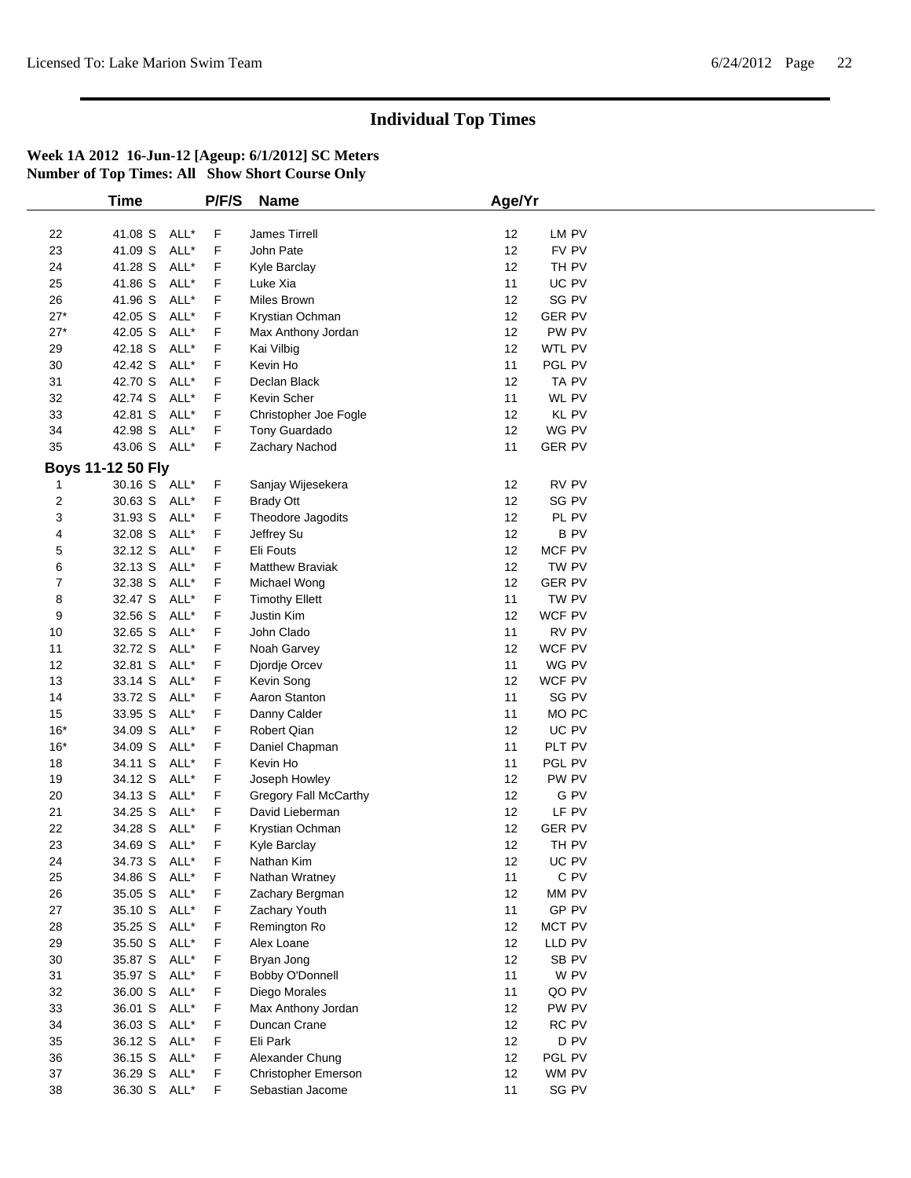# Individual Top Times

**Week 1A 2012 16-Jun-12 [Ageup: 6/1/2012] SC Meters**
**Number of Top Times: All Show Short Course Only**

| | Time | | P/F/S | Name | Age/Yr | |
|---|---|---|---|---|---|---|
| 22 | 41.08 S | ALL* | F | James Tirrell | 12 | LM PV |
| 23 | 41.09 S | ALL* | F | John Pate | 12 | FV PV |
| 24 | 41.28 S | ALL* | F | Kyle Barclay | 12 | TH PV |
| 25 | 41.86 S | ALL* | F | Luke Xia | 11 | UC PV |
| 26 | 41.96 S | ALL* | F | Miles Brown | 12 | SG PV |
| 27* | 42.05 S | ALL* | F | Krystian Ochman | 12 | GER PV |
| 27* | 42.05 S | ALL* | F | Max Anthony Jordan | 12 | PW PV |
| 29 | 42.18 S | ALL* | F | Kai Vilbig | 12 | WTL PV |
| 30 | 42.42 S | ALL* | F | Kevin Ho | 11 | PGL PV |
| 31 | 42.70 S | ALL* | F | Declan Black | 12 | TA PV |
| 32 | 42.74 S | ALL* | F | Kevin Scher | 11 | WL PV |
| 33 | 42.81 S | ALL* | F | Christopher Joe Fogle | 12 | KL PV |
| 34 | 42.98 S | ALL* | F | Tony Guardado | 12 | WG PV |
| 35 | 43.06 S | ALL* | F | Zachary Nachod | 11 | GER PV |

**Boys 11-12 50 Fly**

| | Time | | P/F/S | Name | Age/Yr | |
|---|---|---|---|---|---|---|
| 1 | 30.16 S | ALL* | F | Sanjay Wijesekera | 12 | RV PV |
| 2 | 30.63 S | ALL* | F | Brady Ott | 12 | SG PV |
| 3 | 31.93 S | ALL* | F | Theodore Jagodits | 12 | PL PV |
| 4 | 32.08 S | ALL* | F | Jeffrey Su | 12 | B PV |
| 5 | 32.12 S | ALL* | F | Eli Fouts | 12 | MCF PV |
| 6 | 32.13 S | ALL* | F | Matthew Braviak | 12 | TW PV |
| 7 | 32.38 S | ALL* | F | Michael Wong | 12 | GER PV |
| 8 | 32.47 S | ALL* | F | Timothy Ellett | 11 | TW PV |
| 9 | 32.56 S | ALL* | F | Justin Kim | 12 | WCF PV |
| 10 | 32.65 S | ALL* | F | John Clado | 11 | RV PV |
| 11 | 32.72 S | ALL* | F | Noah Garvey | 12 | WCF PV |
| 12 | 32.81 S | ALL* | F | Djordje Orcev | 11 | WG PV |
| 13 | 33.14 S | ALL* | F | Kevin Song | 12 | WCF PV |
| 14 | 33.72 S | ALL* | F | Aaron Stanton | 11 | SG PV |
| 15 | 33.95 S | ALL* | F | Danny Calder | 11 | MO PC |
| 16* | 34.09 S | ALL* | F | Robert Qian | 12 | UC PV |
| 16* | 34.09 S | ALL* | F | Daniel Chapman | 11 | PLT PV |
| 18 | 34.11 S | ALL* | F | Kevin Ho | 11 | PGL PV |
| 19 | 34.12 S | ALL* | F | Joseph Howley | 12 | PW PV |
| 20 | 34.13 S | ALL* | F | Gregory Fall McCarthy | 12 | G PV |
| 21 | 34.25 S | ALL* | F | David Lieberman | 12 | LF PV |
| 22 | 34.28 S | ALL* | F | Krystian Ochman | 12 | GER PV |
| 23 | 34.69 S | ALL* | F | Kyle Barclay | 12 | TH PV |
| 24 | 34.73 S | ALL* | F | Nathan Kim | 12 | UC PV |
| 25 | 34.86 S | ALL* | F | Nathan Wratney | 11 | C PV |
| 26 | 35.05 S | ALL* | F | Zachary Bergman | 12 | MM PV |
| 27 | 35.10 S | ALL* | F | Zachary Youth | 11 | GP PV |
| 28 | 35.25 S | ALL* | F | Remington Ro | 12 | MCT PV |
| 29 | 35.50 S | ALL* | F | Alex Loane | 12 | LLD PV |
| 30 | 35.87 S | ALL* | F | Bryan Jong | 12 | SB PV |
| 31 | 35.97 S | ALL* | F | Bobby O'Donnell | 11 | W PV |
| 32 | 36.00 S | ALL* | F | Diego Morales | 11 | QO PV |
| 33 | 36.01 S | ALL* | F | Max Anthony Jordan | 12 | PW PV |
| 34 | 36.03 S | ALL* | F | Duncan Crane | 12 | RC PV |
| 35 | 36.12 S | ALL* | F | Eli Park | 12 | D PV |
| 36 | 36.15 S | ALL* | F | Alexander Chung | 12 | PGL PV |
| 37 | 36.29 S | ALL* | F | Christopher Emerson | 12 | WM PV |
| 38 | 36.30 S | ALL* | F | Sebastian Jacome | 11 | SG PV |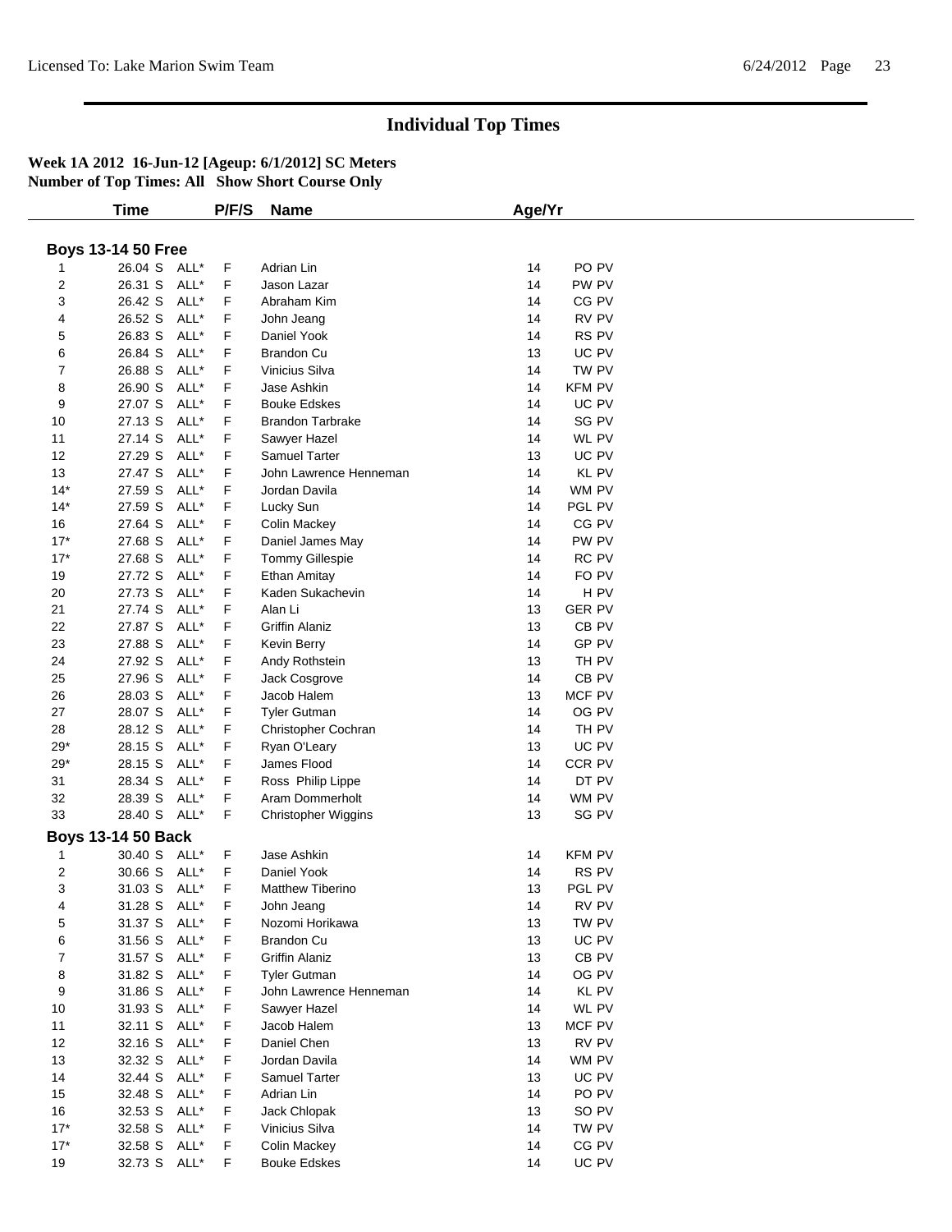# Individual Top Times

**Week 1A 2012 16-Jun-12 [Ageup: 6/1/2012] SC Meters**
**Number of Top Times: All Show Short Course Only**

| | Time | | P/F/S | Name | Age/Yr | |
|---|---|---|---|---|---|---|
| **Boys 13-14 50 Free** | | | | | | |
| 1 | 26.04 S | ALL* | F | Adrian Lin | 14 | PO PV |
| 2 | 26.31 S | ALL* | F | Jason Lazar | 14 | PW PV |
| 3 | 26.42 S | ALL* | F | Abraham Kim | 14 | CG PV |
| 4 | 26.52 S | ALL* | F | John Jeang | 14 | RV PV |
| 5 | 26.83 S | ALL* | F | Daniel Yook | 14 | RS PV |
| 6 | 26.84 S | ALL* | F | Brandon Cu | 13 | UC PV |
| 7 | 26.88 S | ALL* | F | Vinicius Silva | 14 | TW PV |
| 8 | 26.90 S | ALL* | F | Jase Ashkin | 14 | KFM PV |
| 9 | 27.07 S | ALL* | F | Bouke Edskes | 14 | UC PV |
| 10 | 27.13 S | ALL* | F | Brandon Tarbrake | 14 | SG PV |
| 11 | 27.14 S | ALL* | F | Sawyer Hazel | 14 | WL PV |
| 12 | 27.29 S | ALL* | F | Samuel Tarter | 13 | UC PV |
| 13 | 27.47 S | ALL* | F | John Lawrence Henneman | 14 | KL PV |
| 14* | 27.59 S | ALL* | F | Jordan Davila | 14 | WM PV |
| 14* | 27.59 S | ALL* | F | Lucky Sun | 14 | PGL PV |
| 16 | 27.64 S | ALL* | F | Colin Mackey | 14 | CG PV |
| 17* | 27.68 S | ALL* | F | Daniel James May | 14 | PW PV |
| 17* | 27.68 S | ALL* | F | Tommy Gillespie | 14 | RC PV |
| 19 | 27.72 S | ALL* | F | Ethan Amitay | 14 | FO PV |
| 20 | 27.73 S | ALL* | F | Kaden Sukachevin | 14 | H PV |
| 21 | 27.74 S | ALL* | F | Alan Li | 13 | GER PV |
| 22 | 27.87 S | ALL* | F | Griffin Alaniz | 13 | CB PV |
| 23 | 27.88 S | ALL* | F | Kevin Berry | 14 | GP PV |
| 24 | 27.92 S | ALL* | F | Andy Rothstein | 13 | TH PV |
| 25 | 27.96 S | ALL* | F | Jack Cosgrove | 14 | CB PV |
| 26 | 28.03 S | ALL* | F | Jacob Halem | 13 | MCF PV |
| 27 | 28.07 S | ALL* | F | Tyler Gutman | 14 | OG PV |
| 28 | 28.12 S | ALL* | F | Christopher Cochran | 14 | TH PV |
| 29* | 28.15 S | ALL* | F | Ryan O'Leary | 13 | UC PV |
| 29* | 28.15 S | ALL* | F | James Flood | 14 | CCR PV |
| 31 | 28.34 S | ALL* | F | Ross Philip Lippe | 14 | DT PV |
| 32 | 28.39 S | ALL* | F | Aram Dommerholt | 14 | WM PV |
| 33 | 28.40 S | ALL* | F | Christopher Wiggins | 13 | SG PV |
| **Boys 13-14 50 Back** | | | | | | |
| 1 | 30.40 S | ALL* | F | Jase Ashkin | 14 | KFM PV |
| 2 | 30.66 S | ALL* | F | Daniel Yook | 14 | RS PV |
| 3 | 31.03 S | ALL* | F | Matthew Tiberino | 13 | PGL PV |
| 4 | 31.28 S | ALL* | F | John Jeang | 14 | RV PV |
| 5 | 31.37 S | ALL* | F | Nozomi Horikawa | 13 | TW PV |
| 6 | 31.56 S | ALL* | F | Brandon Cu | 13 | UC PV |
| 7 | 31.57 S | ALL* | F | Griffin Alaniz | 13 | CB PV |
| 8 | 31.82 S | ALL* | F | Tyler Gutman | 14 | OG PV |
| 9 | 31.86 S | ALL* | F | John Lawrence Henneman | 14 | KL PV |
| 10 | 31.93 S | ALL* | F | Sawyer Hazel | 14 | WL PV |
| 11 | 32.11 S | ALL* | F | Jacob Halem | 13 | MCF PV |
| 12 | 32.16 S | ALL* | F | Daniel Chen | 13 | RV PV |
| 13 | 32.32 S | ALL* | F | Jordan Davila | 14 | WM PV |
| 14 | 32.44 S | ALL* | F | Samuel Tarter | 13 | UC PV |
| 15 | 32.48 S | ALL* | F | Adrian Lin | 14 | PO PV |
| 16 | 32.53 S | ALL* | F | Jack Chlopak | 13 | SO PV |
| 17* | 32.58 S | ALL* | F | Vinicius Silva | 14 | TW PV |
| 17* | 32.58 S | ALL* | F | Colin Mackey | 14 | CG PV |
| 19 | 32.73 S | ALL* | F | Bouke Edskes | 14 | UC PV |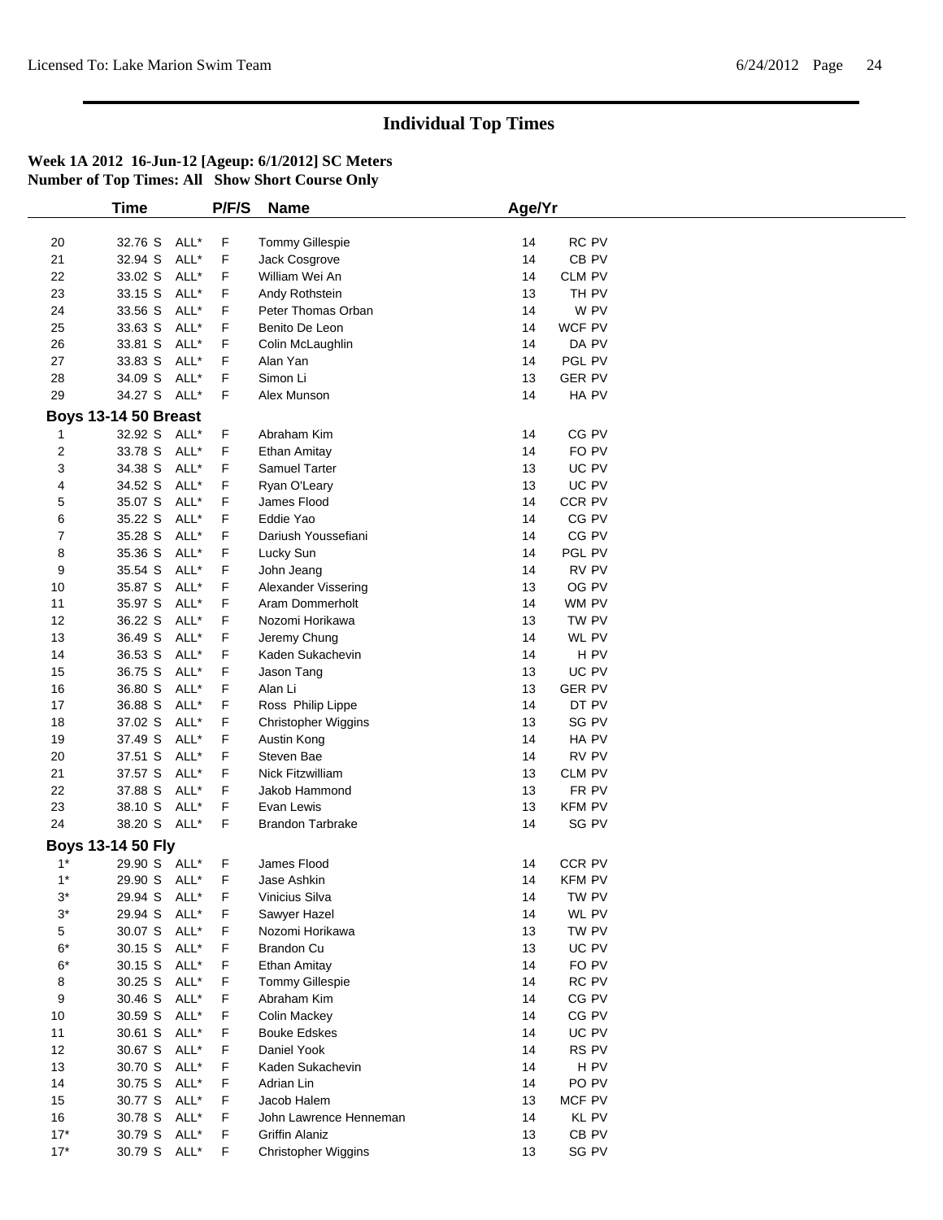# Individual Top Times

**Week 1A 2012 16-Jun-12 [Ageup: 6/1/2012] SC Meters**
**Number of Top Times: All Show Short Course Only**

| | Time | | P/F/S | Name | Age/Yr | |
|---|---|---|---|---|---|---|
| 20 | 32.76 S | ALL* | F | Tommy Gillespie | 14 | RC PV |
| 21 | 32.94 S | ALL* | F | Jack Cosgrove | 14 | CB PV |
| 22 | 33.02 S | ALL* | F | William Wei An | 14 | CLM PV |
| 23 | 33.15 S | ALL* | F | Andy Rothstein | 13 | TH PV |
| 24 | 33.56 S | ALL* | F | Peter Thomas Orban | 14 | W PV |
| 25 | 33.63 S | ALL* | F | Benito De Leon | 14 | WCF PV |
| 26 | 33.81 S | ALL* | F | Colin McLaughlin | 14 | DA PV |
| 27 | 33.83 S | ALL* | F | Alan Yan | 14 | PGL PV |
| 28 | 34.09 S | ALL* | F | Simon Li | 13 | GER PV |
| 29 | 34.27 S | ALL* | F | Alex Munson | 14 | HA PV |

**Boys 13-14 50 Breast**

| | Time | | P/F/S | Name | Age/Yr | |
|---|---|---|---|---|---|---|
| 1 | 32.92 S | ALL* | F | Abraham Kim | 14 | CG PV |
| 2 | 33.78 S | ALL* | F | Ethan Amitay | 14 | FO PV |
| 3 | 34.38 S | ALL* | F | Samuel Tarter | 13 | UC PV |
| 4 | 34.52 S | ALL* | F | Ryan O'Leary | 13 | UC PV |
| 5 | 35.07 S | ALL* | F | James Flood | 14 | CCR PV |
| 6 | 35.22 S | ALL* | F | Eddie Yao | 14 | CG PV |
| 7 | 35.28 S | ALL* | F | Dariush Youssefiani | 14 | CG PV |
| 8 | 35.36 S | ALL* | F | Lucky Sun | 14 | PGL PV |
| 9 | 35.54 S | ALL* | F | John Jeang | 14 | RV PV |
| 10 | 35.87 S | ALL* | F | Alexander Vissering | 13 | OG PV |
| 11 | 35.97 S | ALL* | F | Aram Dommerholt | 14 | WM PV |
| 12 | 36.22 S | ALL* | F | Nozomi Horikawa | 13 | TW PV |
| 13 | 36.49 S | ALL* | F | Jeremy Chung | 14 | WL PV |
| 14 | 36.53 S | ALL* | F | Kaden Sukachevin | 14 | H PV |
| 15 | 36.75 S | ALL* | F | Jason Tang | 13 | UC PV |
| 16 | 36.80 S | ALL* | F | Alan Li | 13 | GER PV |
| 17 | 36.88 S | ALL* | F | Ross Philip Lippe | 14 | DT PV |
| 18 | 37.02 S | ALL* | F | Christopher Wiggins | 13 | SG PV |
| 19 | 37.49 S | ALL* | F | Austin Kong | 14 | HA PV |
| 20 | 37.51 S | ALL* | F | Steven Bae | 14 | RV PV |
| 21 | 37.57 S | ALL* | F | Nick Fitzwilliam | 13 | CLM PV |
| 22 | 37.88 S | ALL* | F | Jakob Hammond | 13 | FR PV |
| 23 | 38.10 S | ALL* | F | Evan Lewis | 13 | KFM PV |
| 24 | 38.20 S | ALL* | F | Brandon Tarbrake | 14 | SG PV |

**Boys 13-14 50 Fly**

| | Time | | P/F/S | Name | Age/Yr | |
|---|---|---|---|---|---|---|
| 1* | 29.90 S | ALL* | F | James Flood | 14 | CCR PV |
| 1* | 29.90 S | ALL* | F | Jase Ashkin | 14 | KFM PV |
| 3* | 29.94 S | ALL* | F | Vinicius Silva | 14 | TW PV |
| 3* | 29.94 S | ALL* | F | Sawyer Hazel | 14 | WL PV |
| 5 | 30.07 S | ALL* | F | Nozomi Horikawa | 13 | TW PV |
| 6* | 30.15 S | ALL* | F | Brandon Cu | 13 | UC PV |
| 6* | 30.15 S | ALL* | F | Ethan Amitay | 14 | FO PV |
| 8 | 30.25 S | ALL* | F | Tommy Gillespie | 14 | RC PV |
| 9 | 30.46 S | ALL* | F | Abraham Kim | 14 | CG PV |
| 10 | 30.59 S | ALL* | F | Colin Mackey | 14 | CG PV |
| 11 | 30.61 S | ALL* | F | Bouke Edskes | 14 | UC PV |
| 12 | 30.67 S | ALL* | F | Daniel Yook | 14 | RS PV |
| 13 | 30.70 S | ALL* | F | Kaden Sukachevin | 14 | H PV |
| 14 | 30.75 S | ALL* | F | Adrian Lin | 14 | PO PV |
| 15 | 30.77 S | ALL* | F | Jacob Halem | 13 | MCF PV |
| 16 | 30.78 S | ALL* | F | John Lawrence Henneman | 14 | KL PV |
| 17* | 30.79 S | ALL* | F | Griffin Alaniz | 13 | CB PV |
| 17* | 30.79 S | ALL* | F | Christopher Wiggins | 13 | SG PV |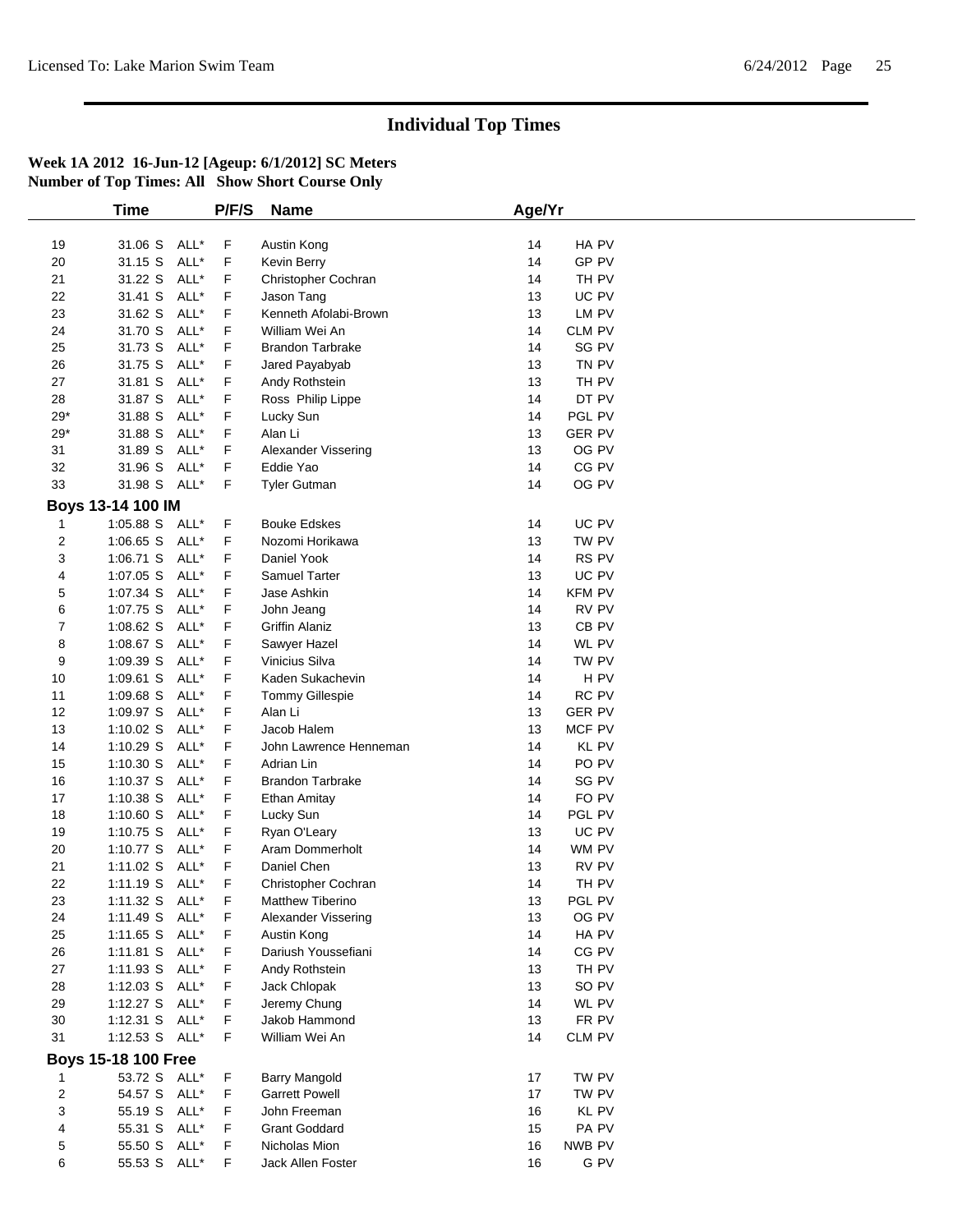# Individual Top Times

**Week 1A 2012 16-Jun-12 [Ageup: 6/1/2012] SC Meters**
**Number of Top Times: All Show Short Course Only**

| | Time | | P/F/S | Name | Age/Yr | |
|---|---|---|---|---|---|---|
| 19 | 31.06 S | ALL* | F | Austin Kong | 14 | HA PV |
| 20 | 31.15 S | ALL* | F | Kevin Berry | 14 | GP PV |
| 21 | 31.22 S | ALL* | F | Christopher Cochran | 14 | TH PV |
| 22 | 31.41 S | ALL* | F | Jason Tang | 13 | UC PV |
| 23 | 31.62 S | ALL* | F | Kenneth Afolabi-Brown | 13 | LM PV |
| 24 | 31.70 S | ALL* | F | William Wei An | 14 | CLM PV |
| 25 | 31.73 S | ALL* | F | Brandon Tarbrake | 14 | SG PV |
| 26 | 31.75 S | ALL* | F | Jared Payabyab | 13 | TN PV |
| 27 | 31.81 S | ALL* | F | Andy Rothstein | 13 | TH PV |
| 28 | 31.87 S | ALL* | F | Ross Philip Lippe | 14 | DT PV |
| 29* | 31.88 S | ALL* | F | Lucky Sun | 14 | PGL PV |
| 29* | 31.88 S | ALL* | F | Alan Li | 13 | GER PV |
| 31 | 31.89 S | ALL* | F | Alexander Vissering | 13 | OG PV |
| 32 | 31.96 S | ALL* | F | Eddie Yao | 14 | CG PV |
| 33 | 31.98 S | ALL* | F | Tyler Gutman | 14 | OG PV |

**Boys 13-14 100 IM**

| | Time | | P/F/S | Name | Age/Yr | |
|---|---|---|---|---|---|---|
| 1 | 1:05.88 S | ALL* | F | Bouke Edskes | 14 | UC PV |
| 2 | 1:06.65 S | ALL* | F | Nozomi Horikawa | 13 | TW PV |
| 3 | 1:06.71 S | ALL* | F | Daniel Yook | 14 | RS PV |
| 4 | 1:07.05 S | ALL* | F | Samuel Tarter | 13 | UC PV |
| 5 | 1:07.34 S | ALL* | F | Jase Ashkin | 14 | KFM PV |
| 6 | 1:07.75 S | ALL* | F | John Jeang | 14 | RV PV |
| 7 | 1:08.62 S | ALL* | F | Griffin Alaniz | 13 | CB PV |
| 8 | 1:08.67 S | ALL* | F | Sawyer Hazel | 14 | WL PV |
| 9 | 1:09.39 S | ALL* | F | Vinicius Silva | 14 | TW PV |
| 10 | 1:09.61 S | ALL* | F | Kaden Sukachevin | 14 | H PV |
| 11 | 1:09.68 S | ALL* | F | Tommy Gillespie | 14 | RC PV |
| 12 | 1:09.97 S | ALL* | F | Alan Li | 13 | GER PV |
| 13 | 1:10.02 S | ALL* | F | Jacob Halem | 13 | MCF PV |
| 14 | 1:10.29 S | ALL* | F | John Lawrence Henneman | 14 | KL PV |
| 15 | 1:10.30 S | ALL* | F | Adrian Lin | 14 | PO PV |
| 16 | 1:10.37 S | ALL* | F | Brandon Tarbrake | 14 | SG PV |
| 17 | 1:10.38 S | ALL* | F | Ethan Amitay | 14 | FO PV |
| 18 | 1:10.60 S | ALL* | F | Lucky Sun | 14 | PGL PV |
| 19 | 1:10.75 S | ALL* | F | Ryan O'Leary | 13 | UC PV |
| 20 | 1:10.77 S | ALL* | F | Aram Dommerholt | 14 | WM PV |
| 21 | 1:11.02 S | ALL* | F | Daniel Chen | 13 | RV PV |
| 22 | 1:11.19 S | ALL* | F | Christopher Cochran | 14 | TH PV |
| 23 | 1:11.32 S | ALL* | F | Matthew Tiberino | 13 | PGL PV |
| 24 | 1:11.49 S | ALL* | F | Alexander Vissering | 13 | OG PV |
| 25 | 1:11.65 S | ALL* | F | Austin Kong | 14 | HA PV |
| 26 | 1:11.81 S | ALL* | F | Dariush Youssefiani | 14 | CG PV |
| 27 | 1:11.93 S | ALL* | F | Andy Rothstein | 13 | TH PV |
| 28 | 1:12.03 S | ALL* | F | Jack Chlopak | 13 | SO PV |
| 29 | 1:12.27 S | ALL* | F | Jeremy Chung | 14 | WL PV |
| 30 | 1:12.31 S | ALL* | F | Jakob Hammond | 13 | FR PV |
| 31 | 1:12.53 S | ALL* | F | William Wei An | 14 | CLM PV |

**Boys 15-18 100 Free**

| | Time | | P/F/S | Name | Age/Yr | |
|---|---|---|---|---|---|---|
| 1 | 53.72 S | ALL* | F | Barry Mangold | 17 | TW PV |
| 2 | 54.57 S | ALL* | F | Garrett Powell | 17 | TW PV |
| 3 | 55.19 S | ALL* | F | John Freeman | 16 | KL PV |
| 4 | 55.31 S | ALL* | F | Grant Goddard | 15 | PA PV |
| 5 | 55.50 S | ALL* | F | Nicholas Mion | 16 | NWB PV |
| 6 | 55.53 S | ALL* | F | Jack Allen Foster | 16 | G PV |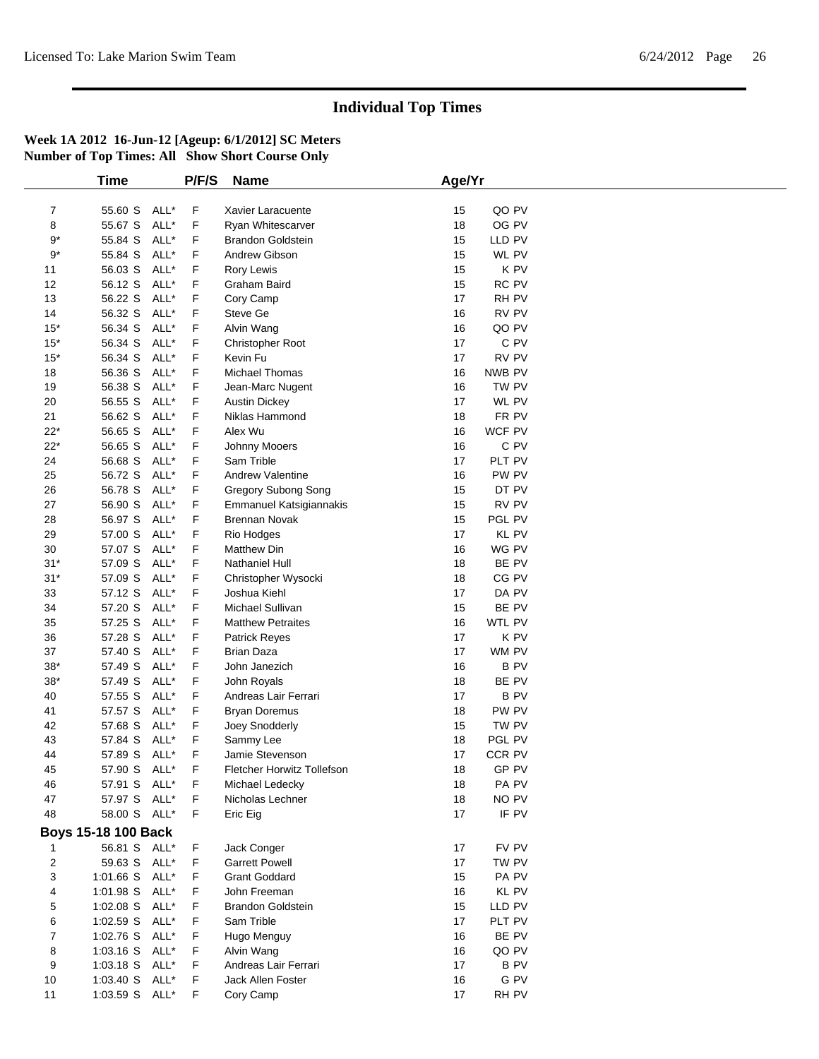# Individual Top Times

**Week 1A 2012 16-Jun-12 [Ageup: 6/1/2012] SC Meters**
**Number of Top Times: All Show Short Course Only**

| | Time | | P/F/S | Name | Age/Yr | |
|---|---|---|---|---|---|---|
| 7 | 55.60 S | ALL* | F | Xavier Laracuente | 15 | QO PV |
| 8 | 55.67 S | ALL* | F | Ryan Whitescarver | 18 | OG PV |
| 9* | 55.84 S | ALL* | F | Brandon Goldstein | 15 | LLD PV |
| 9* | 55.84 S | ALL* | F | Andrew Gibson | 15 | WL PV |
| 11 | 56.03 S | ALL* | F | Rory Lewis | 15 | K PV |
| 12 | 56.12 S | ALL* | F | Graham Baird | 15 | RC PV |
| 13 | 56.22 S | ALL* | F | Cory Camp | 17 | RH PV |
| 14 | 56.32 S | ALL* | F | Steve Ge | 16 | RV PV |
| 15* | 56.34 S | ALL* | F | Alvin Wang | 16 | QO PV |
| 15* | 56.34 S | ALL* | F | Christopher Root | 17 | C PV |
| 15* | 56.34 S | ALL* | F | Kevin Fu | 17 | RV PV |
| 18 | 56.36 S | ALL* | F | Michael Thomas | 16 | NWB PV |
| 19 | 56.38 S | ALL* | F | Jean-Marc Nugent | 16 | TW PV |
| 20 | 56.55 S | ALL* | F | Austin Dickey | 17 | WL PV |
| 21 | 56.62 S | ALL* | F | Niklas Hammond | 18 | FR PV |
| 22* | 56.65 S | ALL* | F | Alex Wu | 16 | WCF PV |
| 22* | 56.65 S | ALL* | F | Johnny Mooers | 16 | C PV |
| 24 | 56.68 S | ALL* | F | Sam Trible | 17 | PLT PV |
| 25 | 56.72 S | ALL* | F | Andrew Valentine | 16 | PW PV |
| 26 | 56.78 S | ALL* | F | Gregory Subong Song | 15 | DT PV |
| 27 | 56.90 S | ALL* | F | Emmanuel Katsigiannakis | 15 | RV PV |
| 28 | 56.97 S | ALL* | F | Brennan Novak | 15 | PGL PV |
| 29 | 57.00 S | ALL* | F | Rio Hodges | 17 | KL PV |
| 30 | 57.07 S | ALL* | F | Matthew Din | 16 | WG PV |
| 31* | 57.09 S | ALL* | F | Nathaniel Hull | 18 | BE PV |
| 31* | 57.09 S | ALL* | F | Christopher Wysocki | 18 | CG PV |
| 33 | 57.12 S | ALL* | F | Joshua Kiehl | 17 | DA PV |
| 34 | 57.20 S | ALL* | F | Michael Sullivan | 15 | BE PV |
| 35 | 57.25 S | ALL* | F | Matthew Petraites | 16 | WTL PV |
| 36 | 57.28 S | ALL* | F | Patrick Reyes | 17 | K PV |
| 37 | 57.40 S | ALL* | F | Brian Daza | 17 | WM PV |
| 38* | 57.49 S | ALL* | F | John Janezich | 16 | B PV |
| 38* | 57.49 S | ALL* | F | John Royals | 18 | BE PV |
| 40 | 57.55 S | ALL* | F | Andreas Lair Ferrari | 17 | B PV |
| 41 | 57.57 S | ALL* | F | Bryan Doremus | 18 | PW PV |
| 42 | 57.68 S | ALL* | F | Joey Snodderly | 15 | TW PV |
| 43 | 57.84 S | ALL* | F | Sammy Lee | 18 | PGL PV |
| 44 | 57.89 S | ALL* | F | Jamie Stevenson | 17 | CCR PV |
| 45 | 57.90 S | ALL* | F | Fletcher Horwitz Tollefson | 18 | GP PV |
| 46 | 57.91 S | ALL* | F | Michael Ledecky | 18 | PA PV |
| 47 | 57.97 S | ALL* | F | Nicholas Lechner | 18 | NO PV |
| 48 | 58.00 S | ALL* | F | Eric Eig | 17 | IF PV |

**Boys 15-18 100 Back**

| | Time | | P/F/S | Name | Age/Yr | |
|---|---|---|---|---|---|---|
| 1 | 56.81 S | ALL* | F | Jack Conger | 17 | FV PV |
| 2 | 59.63 S | ALL* | F | Garrett Powell | 17 | TW PV |
| 3 | 1:01.66 S | ALL* | F | Grant Goddard | 15 | PA PV |
| 4 | 1:01.98 S | ALL* | F | John Freeman | 16 | KL PV |
| 5 | 1:02.08 S | ALL* | F | Brandon Goldstein | 15 | LLD PV |
| 6 | 1:02.59 S | ALL* | F | Sam Trible | 17 | PLT PV |
| 7 | 1:02.76 S | ALL* | F | Hugo Menguy | 16 | BE PV |
| 8 | 1:03.16 S | ALL* | F | Alvin Wang | 16 | QO PV |
| 9 | 1:03.18 S | ALL* | F | Andreas Lair Ferrari | 17 | B PV |
| 10 | 1:03.40 S | ALL* | F | Jack Allen Foster | 16 | G PV |
| 11 | 1:03.59 S | ALL* | F | Cory Camp | 17 | RH PV |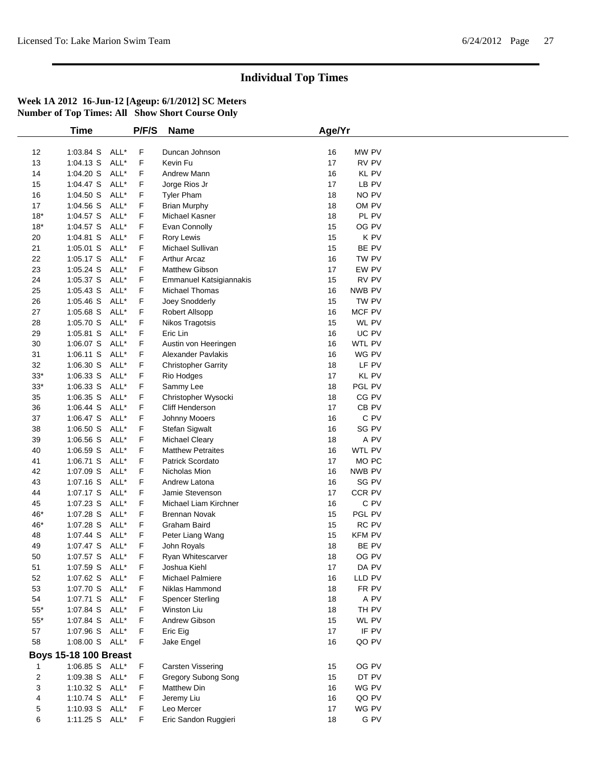# Individual Top Times

**Week 1A 2012 16-Jun-12 [Ageup: 6/1/2012] SC Meters**
**Number of Top Times: All Show Short Course Only**

| | Time | | P/F/S | Name | Age/Yr | |
|---|---|---|---|---|---|---|
| 12 | 1:03.84 S | ALL* | F | Duncan Johnson | 16 | MW PV |
| 13 | 1:04.13 S | ALL* | F | Kevin Fu | 17 | RV PV |
| 14 | 1:04.20 S | ALL* | F | Andrew Mann | 16 | KL PV |
| 15 | 1:04.47 S | ALL* | F | Jorge Rios Jr | 17 | LB PV |
| 16 | 1:04.50 S | ALL* | F | Tyler Pham | 18 | NO PV |
| 17 | 1:04.56 S | ALL* | F | Brian Murphy | 18 | OM PV |
| 18* | 1:04.57 S | ALL* | F | Michael Kasner | 18 | PL PV |
| 18* | 1:04.57 S | ALL* | F | Evan Connolly | 15 | OG PV |
| 20 | 1:04.81 S | ALL* | F | Rory Lewis | 15 | K PV |
| 21 | 1:05.01 S | ALL* | F | Michael Sullivan | 15 | BE PV |
| 22 | 1:05.17 S | ALL* | F | Arthur Arcaz | 16 | TW PV |
| 23 | 1:05.24 S | ALL* | F | Matthew Gibson | 17 | EW PV |
| 24 | 1:05.37 S | ALL* | F | Emmanuel Katsigiannakis | 15 | RV PV |
| 25 | 1:05.43 S | ALL* | F | Michael Thomas | 16 | NWB PV |
| 26 | 1:05.46 S | ALL* | F | Joey Snodderly | 15 | TW PV |
| 27 | 1:05.68 S | ALL* | F | Robert Allsopp | 16 | MCF PV |
| 28 | 1:05.70 S | ALL* | F | Nikos Tragotsis | 15 | WL PV |
| 29 | 1:05.81 S | ALL* | F | Eric Lin | 16 | UC PV |
| 30 | 1:06.07 S | ALL* | F | Austin von Heeringen | 16 | WTL PV |
| 31 | 1:06.11 S | ALL* | F | Alexander Pavlakis | 16 | WG PV |
| 32 | 1:06.30 S | ALL* | F | Christopher Garrity | 18 | LF PV |
| 33* | 1:06.33 S | ALL* | F | Rio Hodges | 17 | KL PV |
| 33* | 1:06.33 S | ALL* | F | Sammy Lee | 18 | PGL PV |
| 35 | 1:06.35 S | ALL* | F | Christopher Wysocki | 18 | CG PV |
| 36 | 1:06.44 S | ALL* | F | Cliff Henderson | 17 | CB PV |
| 37 | 1:06.47 S | ALL* | F | Johnny Mooers | 16 | C PV |
| 38 | 1:06.50 S | ALL* | F | Stefan Sigwalt | 16 | SG PV |
| 39 | 1:06.56 S | ALL* | F | Michael Cleary | 18 | A PV |
| 40 | 1:06.59 S | ALL* | F | Matthew Petraites | 16 | WTL PV |
| 41 | 1:06.71 S | ALL* | F | Patrick Scordato | 17 | MO PC |
| 42 | 1:07.09 S | ALL* | F | Nicholas Mion | 16 | NWB PV |
| 43 | 1:07.16 S | ALL* | F | Andrew Latona | 16 | SG PV |
| 44 | 1:07.17 S | ALL* | F | Jamie Stevenson | 17 | CCR PV |
| 45 | 1:07.23 S | ALL* | F | Michael Liam Kirchner | 16 | C PV |
| 46* | 1:07.28 S | ALL* | F | Brennan Novak | 15 | PGL PV |
| 46* | 1:07.28 S | ALL* | F | Graham Baird | 15 | RC PV |
| 48 | 1:07.44 S | ALL* | F | Peter Liang Wang | 15 | KFM PV |
| 49 | 1:07.47 S | ALL* | F | John Royals | 18 | BE PV |
| 50 | 1:07.57 S | ALL* | F | Ryan Whitescarver | 18 | OG PV |
| 51 | 1:07.59 S | ALL* | F | Joshua Kiehl | 17 | DA PV |
| 52 | 1:07.62 S | ALL* | F | Michael Palmiere | 16 | LLD PV |
| 53 | 1:07.70 S | ALL* | F | Niklas Hammond | 18 | FR PV |
| 54 | 1:07.71 S | ALL* | F | Spencer Sterling | 18 | A PV |
| 55* | 1:07.84 S | ALL* | F | Winston Liu | 18 | TH PV |
| 55* | 1:07.84 S | ALL* | F | Andrew Gibson | 15 | WL PV |
| 57 | 1:07.96 S | ALL* | F | Eric Eig | 17 | IF PV |
| 58 | 1:08.00 S | ALL* | F | Jake Engel | 16 | QO PV |

**Boys 15-18 100 Breast**

| | Time | | P/F/S | Name | Age/Yr | |
|---|---|---|---|---|---|---|
| 1 | 1:06.85 S | ALL* | F | Carsten Vissering | 15 | OG PV |
| 2 | 1:09.38 S | ALL* | F | Gregory Subong Song | 15 | DT PV |
| 3 | 1:10.32 S | ALL* | F | Matthew Din | 16 | WG PV |
| 4 | 1:10.74 S | ALL* | F | Jeremy Liu | 16 | QO PV |
| 5 | 1:10.93 S | ALL* | F | Leo Mercer | 17 | WG PV |
| 6 | 1:11.25 S | ALL* | F | Eric Sandon Ruggieri | 18 | G PV |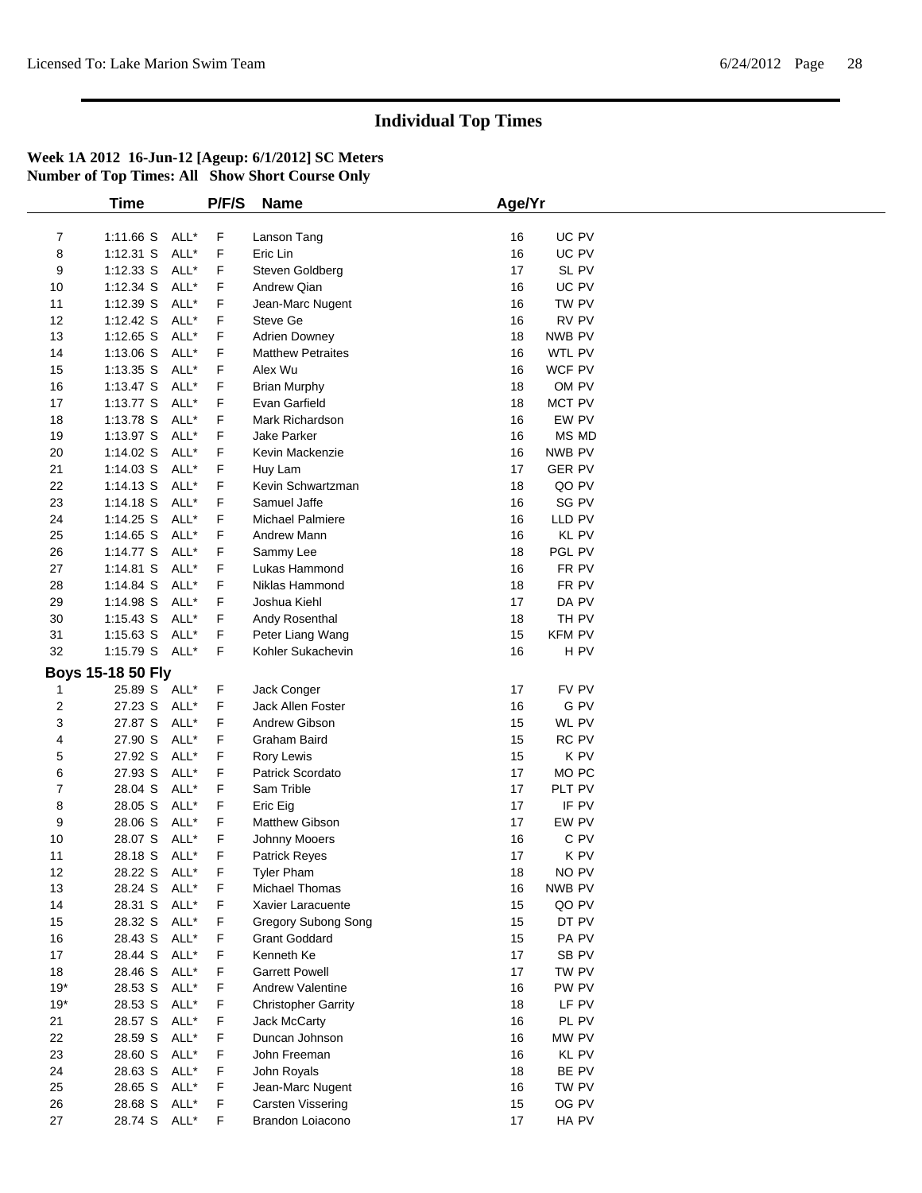# Individual Top Times

**Week 1A 2012 16-Jun-12 [Ageup: 6/1/2012] SC Meters**
**Number of Top Times: All Show Short Course Only**

| | Time | | P/F/S | Name | Age/Yr | |
|---|---|---|---|---|---|---|
| 7 | 1:11.66 S | ALL* | F | Lanson Tang | 16 | UC PV |
| 8 | 1:12.31 S | ALL* | F | Eric Lin | 16 | UC PV |
| 9 | 1:12.33 S | ALL* | F | Steven Goldberg | 17 | SL PV |
| 10 | 1:12.34 S | ALL* | F | Andrew Qian | 16 | UC PV |
| 11 | 1:12.39 S | ALL* | F | Jean-Marc Nugent | 16 | TW PV |
| 12 | 1:12.42 S | ALL* | F | Steve Ge | 16 | RV PV |
| 13 | 1:12.65 S | ALL* | F | Adrien Downey | 18 | NWB PV |
| 14 | 1:13.06 S | ALL* | F | Matthew Petraites | 16 | WTL PV |
| 15 | 1:13.35 S | ALL* | F | Alex Wu | 16 | WCF PV |
| 16 | 1:13.47 S | ALL* | F | Brian Murphy | 18 | OM PV |
| 17 | 1:13.77 S | ALL* | F | Evan Garfield | 18 | MCT PV |
| 18 | 1:13.78 S | ALL* | F | Mark Richardson | 16 | EW PV |
| 19 | 1:13.97 S | ALL* | F | Jake Parker | 16 | MS MD |
| 20 | 1:14.02 S | ALL* | F | Kevin Mackenzie | 16 | NWB PV |
| 21 | 1:14.03 S | ALL* | F | Huy Lam | 17 | GER PV |
| 22 | 1:14.13 S | ALL* | F | Kevin Schwartzman | 18 | QO PV |
| 23 | 1:14.18 S | ALL* | F | Samuel Jaffe | 16 | SG PV |
| 24 | 1:14.25 S | ALL* | F | Michael Palmiere | 16 | LLD PV |
| 25 | 1:14.65 S | ALL* | F | Andrew Mann | 16 | KL PV |
| 26 | 1:14.77 S | ALL* | F | Sammy Lee | 18 | PGL PV |
| 27 | 1:14.81 S | ALL* | F | Lukas Hammond | 16 | FR PV |
| 28 | 1:14.84 S | ALL* | F | Niklas Hammond | 18 | FR PV |
| 29 | 1:14.98 S | ALL* | F | Joshua Kiehl | 17 | DA PV |
| 30 | 1:15.43 S | ALL* | F | Andy Rosenthal | 18 | TH PV |
| 31 | 1:15.63 S | ALL* | F | Peter Liang Wang | 15 | KFM PV |
| 32 | 1:15.79 S | ALL* | F | Kohler Sukachevin | 16 | H PV |

**Boys 15-18 50 Fly**

| | Time | | P/F/S | Name | Age/Yr | |
|---|---|---|---|---|---|---|
| 1 | 25.89 S | ALL* | F | Jack Conger | 17 | FV PV |
| 2 | 27.23 S | ALL* | F | Jack Allen Foster | 16 | G PV |
| 3 | 27.87 S | ALL* | F | Andrew Gibson | 15 | WL PV |
| 4 | 27.90 S | ALL* | F | Graham Baird | 15 | RC PV |
| 5 | 27.92 S | ALL* | F | Rory Lewis | 15 | K PV |
| 6 | 27.93 S | ALL* | F | Patrick Scordato | 17 | MO PC |
| 7 | 28.04 S | ALL* | F | Sam Trible | 17 | PLT PV |
| 8 | 28.05 S | ALL* | F | Eric Eig | 17 | IF PV |
| 9 | 28.06 S | ALL* | F | Matthew Gibson | 17 | EW PV |
| 10 | 28.07 S | ALL* | F | Johnny Mooers | 16 | C PV |
| 11 | 28.18 S | ALL* | F | Patrick Reyes | 17 | K PV |
| 12 | 28.22 S | ALL* | F | Tyler Pham | 18 | NO PV |
| 13 | 28.24 S | ALL* | F | Michael Thomas | 16 | NWB PV |
| 14 | 28.31 S | ALL* | F | Xavier Laracuente | 15 | QO PV |
| 15 | 28.32 S | ALL* | F | Gregory Subong Song | 15 | DT PV |
| 16 | 28.43 S | ALL* | F | Grant Goddard | 15 | PA PV |
| 17 | 28.44 S | ALL* | F | Kenneth Ke | 17 | SB PV |
| 18 | 28.46 S | ALL* | F | Garrett Powell | 17 | TW PV |
| 19* | 28.53 S | ALL* | F | Andrew Valentine | 16 | PW PV |
| 19* | 28.53 S | ALL* | F | Christopher Garrity | 18 | LF PV |
| 21 | 28.57 S | ALL* | F | Jack McCarty | 16 | PL PV |
| 22 | 28.59 S | ALL* | F | Duncan Johnson | 16 | MW PV |
| 23 | 28.60 S | ALL* | F | John Freeman | 16 | KL PV |
| 24 | 28.63 S | ALL* | F | John Royals | 18 | BE PV |
| 25 | 28.65 S | ALL* | F | Jean-Marc Nugent | 16 | TW PV |
| 26 | 28.68 S | ALL* | F | Carsten Vissering | 15 | OG PV |
| 27 | 28.74 S | ALL* | F | Brandon Loiacono | 17 | HA PV |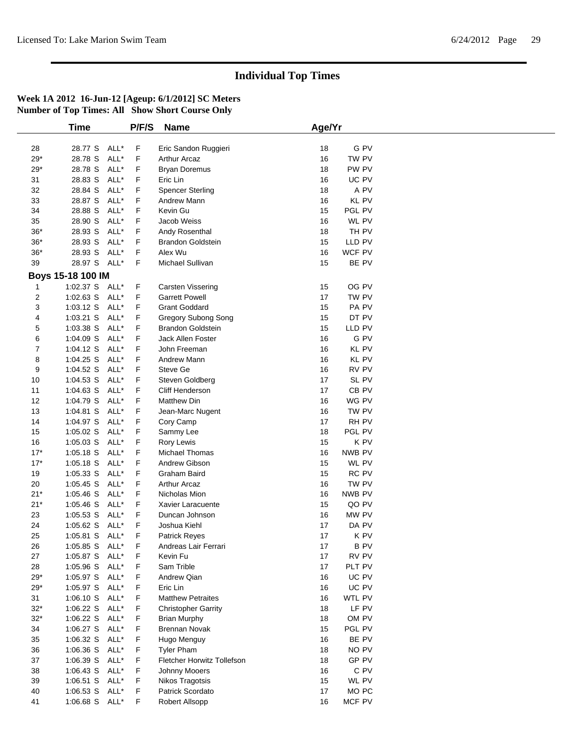# Individual Top Times

**Week 1A 2012 16-Jun-12 [Ageup: 6/1/2012] SC Meters**
**Number of Top Times: All Show Short Course Only**

| | Time | | P/F/S | Name | Age/Yr | |
|---|---|---|---|---|---|---|
| 28 | 28.77 S | ALL* | F | Eric Sandon Ruggieri | 18 | G PV |
| 29* | 28.78 S | ALL* | F | Arthur Arcaz | 16 | TW PV |
| 29* | 28.78 S | ALL* | F | Bryan Doremus | 18 | PW PV |
| 31 | 28.83 S | ALL* | F | Eric Lin | 16 | UC PV |
| 32 | 28.84 S | ALL* | F | Spencer Sterling | 18 | A PV |
| 33 | 28.87 S | ALL* | F | Andrew Mann | 16 | KL PV |
| 34 | 28.88 S | ALL* | F | Kevin Gu | 15 | PGL PV |
| 35 | 28.90 S | ALL* | F | Jacob Weiss | 16 | WL PV |
| 36* | 28.93 S | ALL* | F | Andy Rosenthal | 18 | TH PV |
| 36* | 28.93 S | ALL* | F | Brandon Goldstein | 15 | LLD PV |
| 36* | 28.93 S | ALL* | F | Alex Wu | 16 | WCF PV |
| 39 | 28.97 S | ALL* | F | Michael Sullivan | 15 | BE PV |

**Boys 15-18 100 IM**

| | Time | | P/F/S | Name | Age/Yr | |
|---|---|---|---|---|---|---|
| 1 | 1:02.37 S | ALL* | F | Carsten Vissering | 15 | OG PV |
| 2 | 1:02.63 S | ALL* | F | Garrett Powell | 17 | TW PV |
| 3 | 1:03.12 S | ALL* | F | Grant Goddard | 15 | PA PV |
| 4 | 1:03.21 S | ALL* | F | Gregory Subong Song | 15 | DT PV |
| 5 | 1:03.38 S | ALL* | F | Brandon Goldstein | 15 | LLD PV |
| 6 | 1:04.09 S | ALL* | F | Jack Allen Foster | 16 | G PV |
| 7 | 1:04.12 S | ALL* | F | John Freeman | 16 | KL PV |
| 8 | 1:04.25 S | ALL* | F | Andrew Mann | 16 | KL PV |
| 9 | 1:04.52 S | ALL* | F | Steve Ge | 16 | RV PV |
| 10 | 1:04.53 S | ALL* | F | Steven Goldberg | 17 | SL PV |
| 11 | 1:04.63 S | ALL* | F | Cliff Henderson | 17 | CB PV |
| 12 | 1:04.79 S | ALL* | F | Matthew Din | 16 | WG PV |
| 13 | 1:04.81 S | ALL* | F | Jean-Marc Nugent | 16 | TW PV |
| 14 | 1:04.97 S | ALL* | F | Cory Camp | 17 | RH PV |
| 15 | 1:05.02 S | ALL* | F | Sammy Lee | 18 | PGL PV |
| 16 | 1:05.03 S | ALL* | F | Rory Lewis | 15 | K PV |
| 17* | 1:05.18 S | ALL* | F | Michael Thomas | 16 | NWB PV |
| 17* | 1:05.18 S | ALL* | F | Andrew Gibson | 15 | WL PV |
| 19 | 1:05.33 S | ALL* | F | Graham Baird | 15 | RC PV |
| 20 | 1:05.45 S | ALL* | F | Arthur Arcaz | 16 | TW PV |
| 21* | 1:05.46 S | ALL* | F | Nicholas Mion | 16 | NWB PV |
| 21* | 1:05.46 S | ALL* | F | Xavier Laracuente | 15 | QO PV |
| 23 | 1:05.53 S | ALL* | F | Duncan Johnson | 16 | MW PV |
| 24 | 1:05.62 S | ALL* | F | Joshua Kiehl | 17 | DA PV |
| 25 | 1:05.81 S | ALL* | F | Patrick Reyes | 17 | K PV |
| 26 | 1:05.85 S | ALL* | F | Andreas Lair Ferrari | 17 | B PV |
| 27 | 1:05.87 S | ALL* | F | Kevin Fu | 17 | RV PV |
| 28 | 1:05.96 S | ALL* | F | Sam Trible | 17 | PLT PV |
| 29* | 1:05.97 S | ALL* | F | Andrew Qian | 16 | UC PV |
| 29* | 1:05.97 S | ALL* | F | Eric Lin | 16 | UC PV |
| 31 | 1:06.10 S | ALL* | F | Matthew Petraites | 16 | WTL PV |
| 32* | 1:06.22 S | ALL* | F | Christopher Garrity | 18 | LF PV |
| 32* | 1:06.22 S | ALL* | F | Brian Murphy | 18 | OM PV |
| 34 | 1:06.27 S | ALL* | F | Brennan Novak | 15 | PGL PV |
| 35 | 1:06.32 S | ALL* | F | Hugo Menguy | 16 | BE PV |
| 36 | 1:06.36 S | ALL* | F | Tyler Pham | 18 | NO PV |
| 37 | 1:06.39 S | ALL* | F | Fletcher Horwitz Tollefson | 18 | GP PV |
| 38 | 1:06.43 S | ALL* | F | Johnny Mooers | 16 | C PV |
| 39 | 1:06.51 S | ALL* | F | Nikos Tragotsis | 15 | WL PV |
| 40 | 1:06.53 S | ALL* | F | Patrick Scordato | 17 | MO PC |
| 41 | 1:06.68 S | ALL* | F | Robert Allsopp | 16 | MCF PV |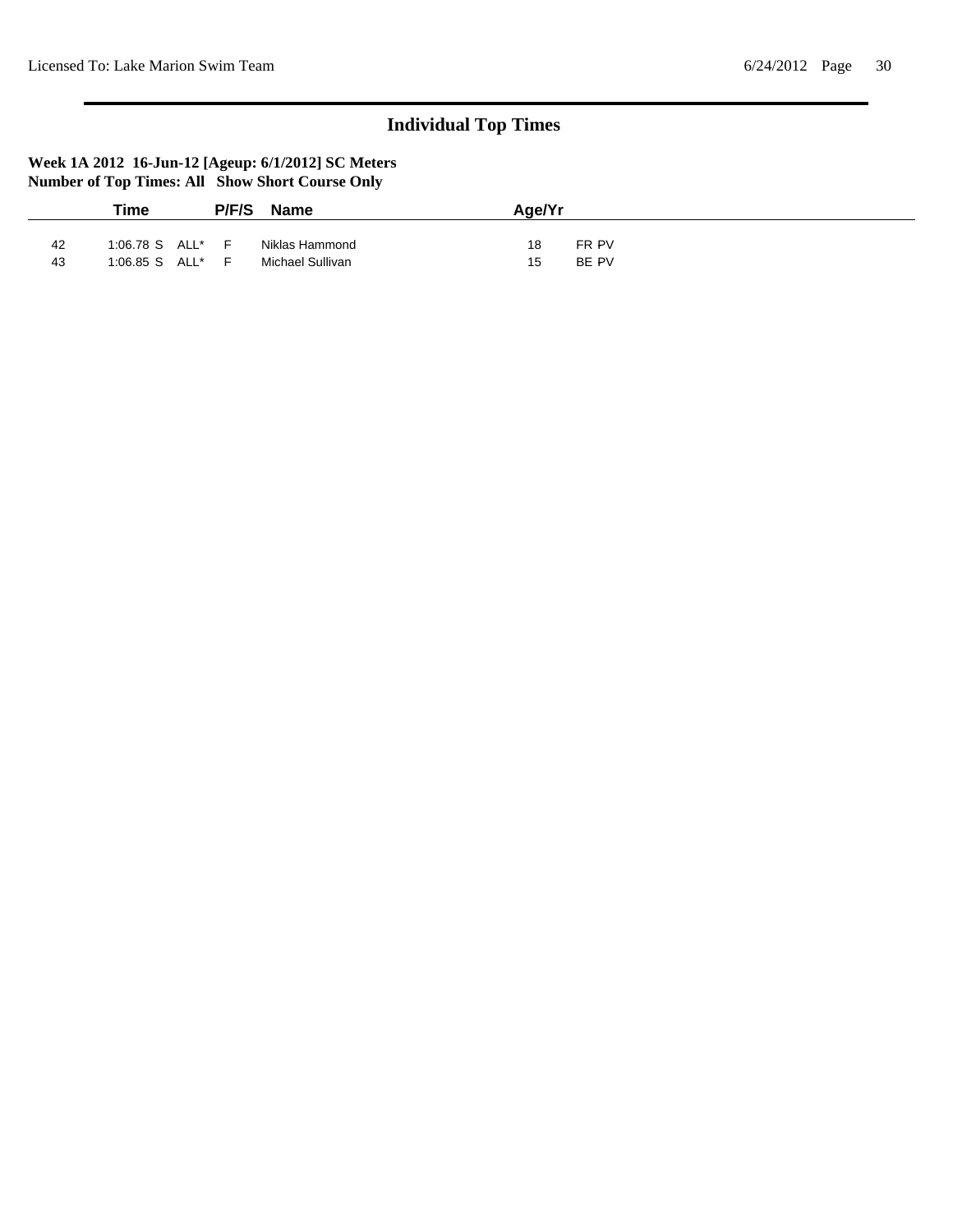## Individual Top Times

**Week 1A 2012 16-Jun-12 [Ageup: 6/1/2012] SC Meters**
**Number of Top Times: All Show Short Course Only**

| | Time | | P/F/S | Name | Age/Yr | |
|---|---|---|---|---|---|---|
| 42 | 1:06.78 S | ALL* | F | Niklas Hammond | 18 | FR PV |
| 43 | 1:06.85 S | ALL* | F | Michael Sullivan | 15 | BE PV |